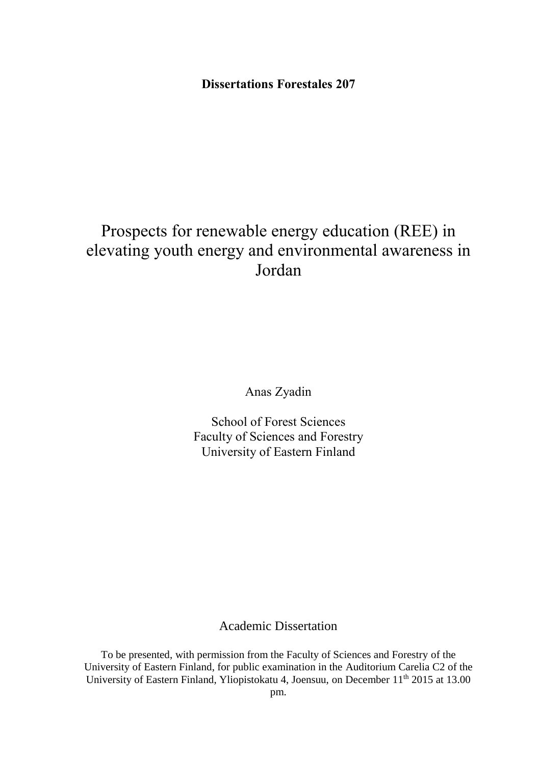**Dissertations Forestales 207**

# Prospects for renewable energy education (REE) in elevating youth energy and environmental awareness in Jordan

Anas Zyadin

School of Forest Sciences
Faculty of Sciences and Forestry
University of Eastern Finland

Academic Dissertation

To be presented, with permission from the Faculty of Sciences and Forestry of the University of Eastern Finland, for public examination in the Auditorium Carelia C2 of the University of Eastern Finland, Yliopistokatu 4, Joensuu, on December 11th 2015 at 13.00 pm.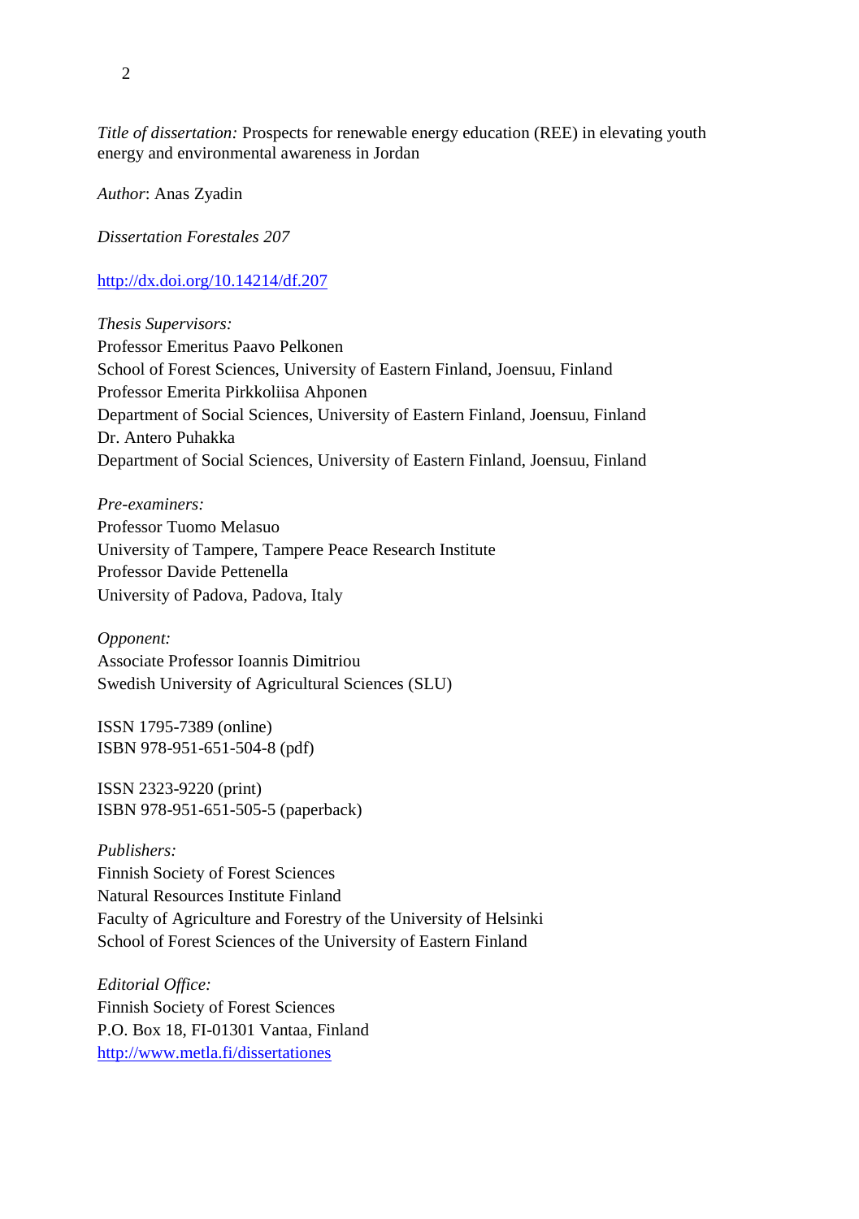*Title of dissertation:* Prospects for renewable energy education (REE) in elevating youth energy and environmental awareness in Jordan

*Author*: Anas Zyadin

*Dissertation Forestales 207*

http://dx.doi.org/10.14214/df.207

*Thesis Supervisors:*
Professor Emeritus Paavo Pelkonen
School of Forest Sciences, University of Eastern Finland, Joensuu, Finland
Professor Emerita Pirkkoliisa Ahponen
Department of Social Sciences, University of Eastern Finland, Joensuu, Finland
Dr. Antero Puhakka
Department of Social Sciences, University of Eastern Finland, Joensuu, Finland

*Pre-examiners:*
Professor Tuomo Melasuo
University of Tampere, Tampere Peace Research Institute
Professor Davide Pettenella
University of Padova, Padova, Italy

*Opponent:*
Associate Professor Ioannis Dimitriou
Swedish University of Agricultural Sciences (SLU)

ISSN 1795-7389 (online)
ISBN 978-951-651-504-8 (pdf)

ISSN 2323-9220 (print)
ISBN 978-951-651-505-5 (paperback)

*Publishers:*
Finnish Society of Forest Sciences
Natural Resources Institute Finland
Faculty of Agriculture and Forestry of the University of Helsinki
School of Forest Sciences of the University of Eastern Finland

*Editorial Office:*
Finnish Society of Forest Sciences
P.O. Box 18, FI-01301 Vantaa, Finland
http://www.metla.fi/dissertationes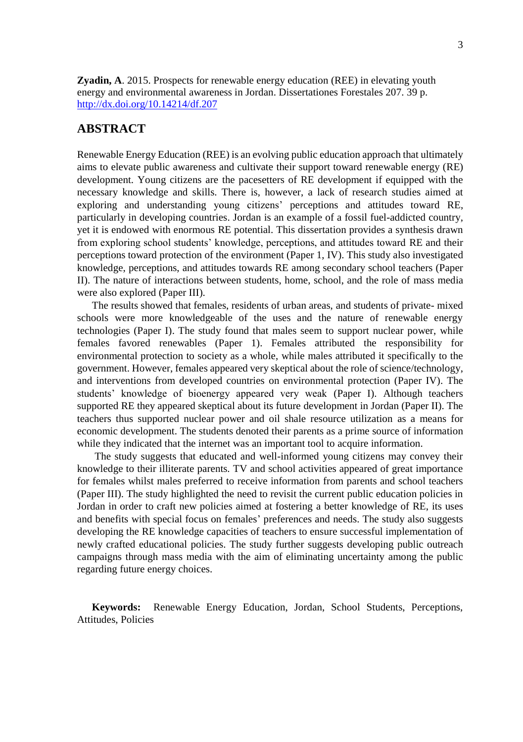**Zyadin, A**. 2015. Prospects for renewable energy education (REE) in elevating youth energy and environmental awareness in Jordan. Dissertationes Forestales 207. 39 p. http://dx.doi.org/10.14214/df.207

## ABSTRACT

Renewable Energy Education (REE) is an evolving public education approach that ultimately aims to elevate public awareness and cultivate their support toward renewable energy (RE) development. Young citizens are the pacesetters of RE development if equipped with the necessary knowledge and skills. There is, however, a lack of research studies aimed at exploring and understanding young citizens' perceptions and attitudes toward RE, particularly in developing countries. Jordan is an example of a fossil fuel-addicted country, yet it is endowed with enormous RE potential. This dissertation provides a synthesis drawn from exploring school students' knowledge, perceptions, and attitudes toward RE and their perceptions toward protection of the environment (Paper 1, IV). This study also investigated knowledge, perceptions, and attitudes towards RE among secondary school teachers (Paper II). The nature of interactions between students, home, school, and the role of mass media were also explored (Paper III).

The results showed that females, residents of urban areas, and students of private- mixed schools were more knowledgeable of the uses and the nature of renewable energy technologies (Paper I). The study found that males seem to support nuclear power, while females favored renewables (Paper 1). Females attributed the responsibility for environmental protection to society as a whole, while males attributed it specifically to the government. However, females appeared very skeptical about the role of science/technology, and interventions from developed countries on environmental protection (Paper IV). The students' knowledge of bioenergy appeared very weak (Paper I). Although teachers supported RE they appeared skeptical about its future development in Jordan (Paper II). The teachers thus supported nuclear power and oil shale resource utilization as a means for economic development. The students denoted their parents as a prime source of information while they indicated that the internet was an important tool to acquire information.

The study suggests that educated and well-informed young citizens may convey their knowledge to their illiterate parents. TV and school activities appeared of great importance for females whilst males preferred to receive information from parents and school teachers (Paper III). The study highlighted the need to revisit the current public education policies in Jordan in order to craft new policies aimed at fostering a better knowledge of RE, its uses and benefits with special focus on females' preferences and needs. The study also suggests developing the RE knowledge capacities of teachers to ensure successful implementation of newly crafted educational policies. The study further suggests developing public outreach campaigns through mass media with the aim of eliminating uncertainty among the public regarding future energy choices.

**Keywords:** Renewable Energy Education, Jordan, School Students, Perceptions, Attitudes, Policies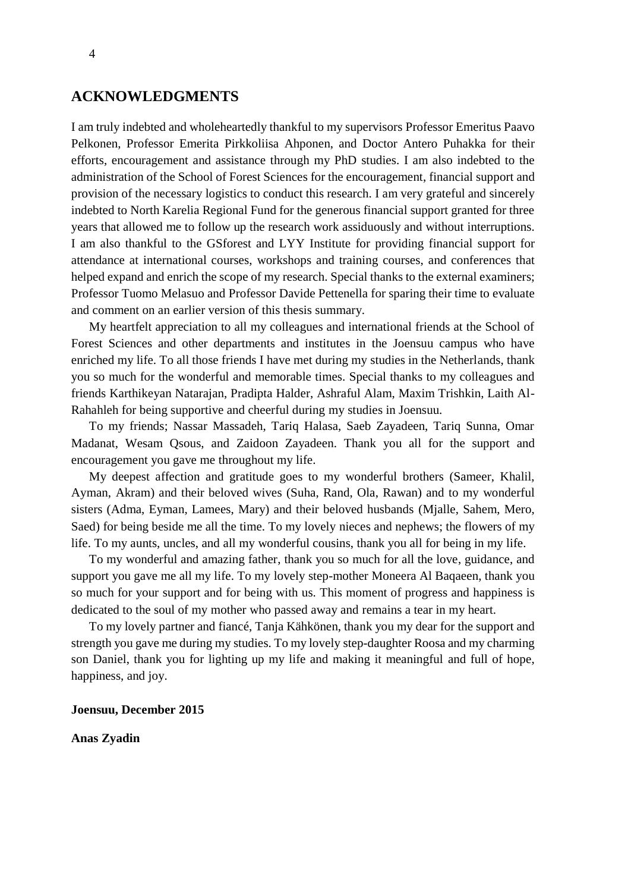## ACKNOWLEDGMENTS

I am truly indebted and wholeheartedly thankful to my supervisors Professor Emeritus Paavo Pelkonen, Professor Emerita Pirkkoliisa Ahponen, and Doctor Antero Puhakka for their efforts, encouragement and assistance through my PhD studies. I am also indebted to the administration of the School of Forest Sciences for the encouragement, financial support and provision of the necessary logistics to conduct this research. I am very grateful and sincerely indebted to North Karelia Regional Fund for the generous financial support granted for three years that allowed me to follow up the research work assiduously and without interruptions. I am also thankful to the GSforest and LYY Institute for providing financial support for attendance at international courses, workshops and training courses, and conferences that helped expand and enrich the scope of my research. Special thanks to the external examiners; Professor Tuomo Melasuo and Professor Davide Pettenella for sparing their time to evaluate and comment on an earlier version of this thesis summary.

My heartfelt appreciation to all my colleagues and international friends at the School of Forest Sciences and other departments and institutes in the Joensuu campus who have enriched my life. To all those friends I have met during my studies in the Netherlands, thank you so much for the wonderful and memorable times. Special thanks to my colleagues and friends Karthikeyan Natarajan, Pradipta Halder, Ashraful Alam, Maxim Trishkin, Laith Al-Rahahleh for being supportive and cheerful during my studies in Joensuu.

To my friends; Nassar Massadeh, Tariq Halasa, Saeb Zayadeen, Tariq Sunna, Omar Madanat, Wesam Qsous, and Zaidoon Zayadeen. Thank you all for the support and encouragement you gave me throughout my life.

My deepest affection and gratitude goes to my wonderful brothers (Sameer, Khalil, Ayman, Akram) and their beloved wives (Suha, Rand, Ola, Rawan) and to my wonderful sisters (Adma, Eyman, Lamees, Mary) and their beloved husbands (Mjalle, Sahem, Mero, Saed) for being beside me all the time. To my lovely nieces and nephews; the flowers of my life. To my aunts, uncles, and all my wonderful cousins, thank you all for being in my life.

To my wonderful and amazing father, thank you so much for all the love, guidance, and support you gave me all my life. To my lovely step-mother Moneera Al Baqaeen, thank you so much for your support and for being with us. This moment of progress and happiness is dedicated to the soul of my mother who passed away and remains a tear in my heart.

To my lovely partner and fiancé, Tanja Kähkönen, thank you my dear for the support and strength you gave me during my studies. To my lovely step-daughter Roosa and my charming son Daniel, thank you for lighting up my life and making it meaningful and full of hope, happiness, and joy.

**Joensuu, December 2015**

**Anas Zyadin**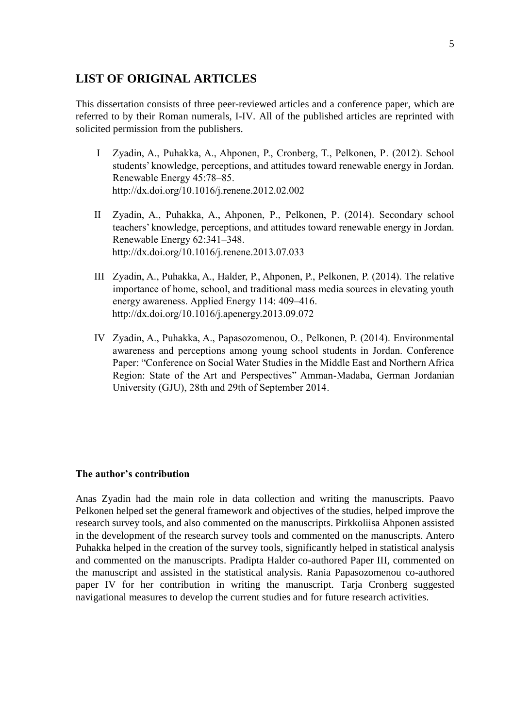## LIST OF ORIGINAL ARTICLES

This dissertation consists of three peer-reviewed articles and a conference paper, which are referred to by their Roman numerals, I-IV. All of the published articles are reprinted with solicited permission from the publishers.

I Zyadin, A., Puhakka, A., Ahponen, P., Cronberg, T., Pelkonen, P. (2012). School students' knowledge, perceptions, and attitudes toward renewable energy in Jordan. Renewable Energy 45:78–85.
http://dx.doi.org/10.1016/j.renene.2012.02.002

II Zyadin, A., Puhakka, A., Ahponen, P., Pelkonen, P. (2014). Secondary school teachers' knowledge, perceptions, and attitudes toward renewable energy in Jordan. Renewable Energy 62:341–348.
http://dx.doi.org/10.1016/j.renene.2013.07.033

III Zyadin, A., Puhakka, A., Halder, P., Ahponen, P., Pelkonen, P. (2014). The relative importance of home, school, and traditional mass media sources in elevating youth energy awareness. Applied Energy 114: 409–416.
http://dx.doi.org/10.1016/j.apenergy.2013.09.072

IV Zyadin, A., Puhakka, A., Papasozomenou, O., Pelkonen, P. (2014). Environmental awareness and perceptions among young school students in Jordan. Conference Paper: "Conference on Social Water Studies in the Middle East and Northern Africa Region: State of the Art and Perspectives" Amman-Madaba, German Jordanian University (GJU), 28th and 29th of September 2014.

**The author's contribution**

Anas Zyadin had the main role in data collection and writing the manuscripts. Paavo Pelkonen helped set the general framework and objectives of the studies, helped improve the research survey tools, and also commented on the manuscripts. Pirkkoliisa Ahponen assisted in the development of the research survey tools and commented on the manuscripts. Antero Puhakka helped in the creation of the survey tools, significantly helped in statistical analysis and commented on the manuscripts. Pradipta Halder co-authored Paper III, commented on the manuscript and assisted in the statistical analysis. Rania Papasozomenou co-authored paper IV for her contribution in writing the manuscript. Tarja Cronberg suggested navigational measures to develop the current studies and for future research activities.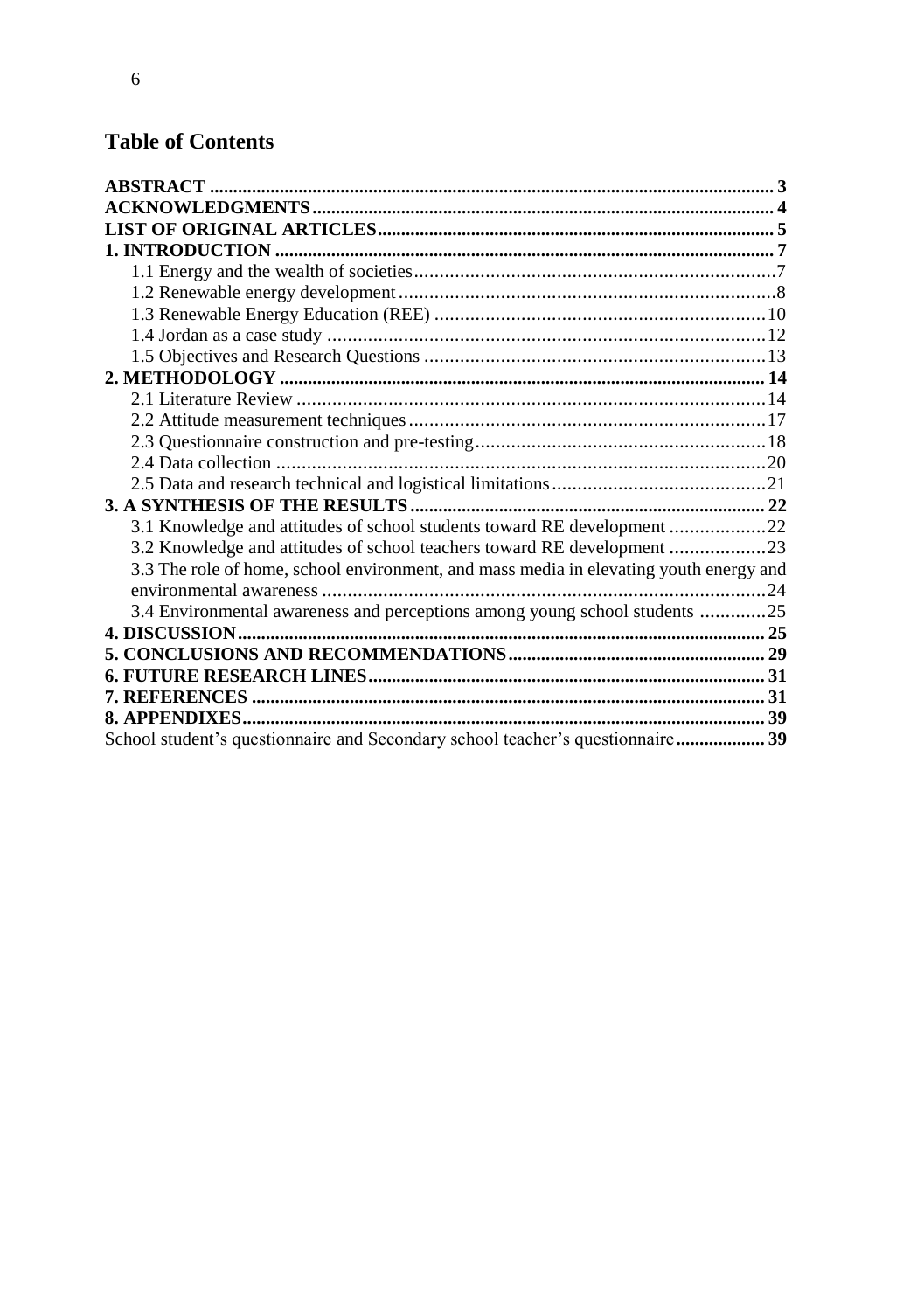## Table of Contents

**ABSTRACT** ........ **3**
**ACKNOWLEDGMENTS** ........ **4**
**LIST OF ORIGINAL ARTICLES** ........ **5**
**1. INTRODUCTION** ........ **7**
- 1.1 Energy and the wealth of societies ........ 7
- 1.2 Renewable energy development ........ 8
- 1.3 Renewable Energy Education (REE) ........ 10
- 1.4 Jordan as a case study ........ 12
- 1.5 Objectives and Research Questions ........ 13

**2. METHODOLOGY** ........ **14**
- 2.1 Literature Review ........ 14
- 2.2 Attitude measurement techniques ........ 17
- 2.3 Questionnaire construction and pre-testing ........ 18
- 2.4 Data collection ........ 20
- 2.5 Data and research technical and logistical limitations ........ 21

**3. A SYNTHESIS OF THE RESULTS** ........ **22**
- 3.1 Knowledge and attitudes of school students toward RE development ........ 22
- 3.2 Knowledge and attitudes of school teachers toward RE development ........ 23
- 3.3 The role of home, school environment, and mass media in elevating youth energy and environmental awareness ........ 24
- 3.4 Environmental awareness and perceptions among young school students ........ 25

**4. DISCUSSION** ........ **25**
**5. CONCLUSIONS AND RECOMMENDATIONS** ........ **29**
**6. FUTURE RESEARCH LINES** ........ **31**
**7. REFERENCES** ........ **31**
**8. APPENDIXES** ........ **39**
School student's questionnaire and Secondary school teacher's questionnaire ........ **39**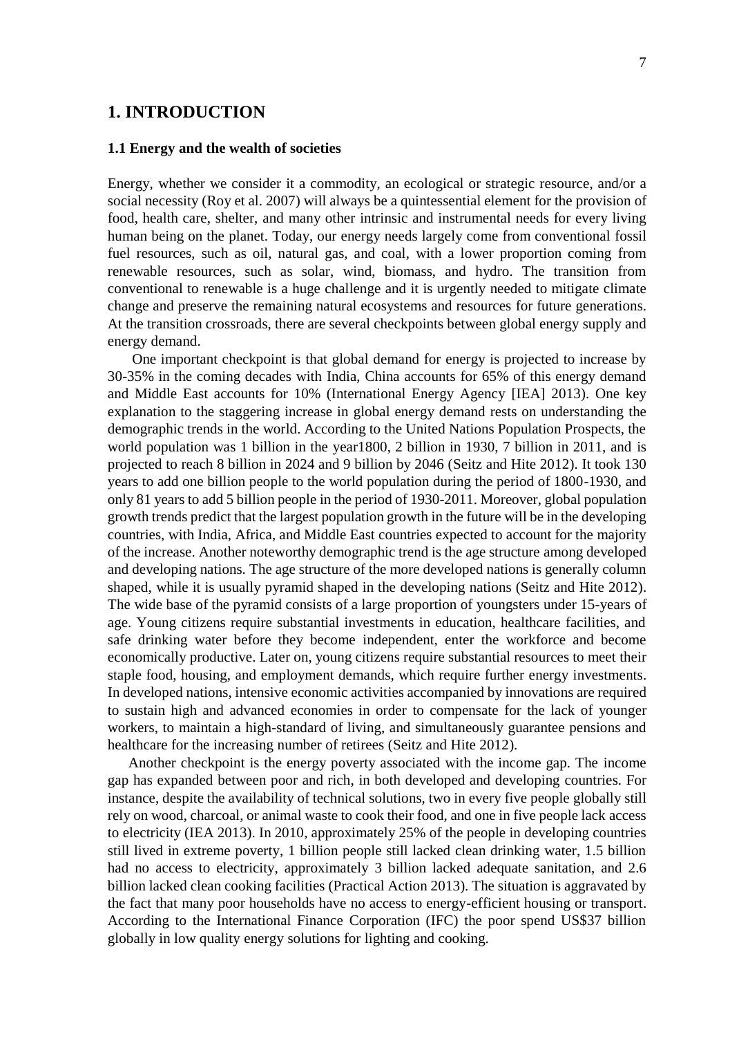# 1. INTRODUCTION

## 1.1 Energy and the wealth of societies

Energy, whether we consider it a commodity, an ecological or strategic resource, and/or a social necessity (Roy et al. 2007) will always be a quintessential element for the provision of food, health care, shelter, and many other intrinsic and instrumental needs for every living human being on the planet. Today, our energy needs largely come from conventional fossil fuel resources, such as oil, natural gas, and coal, with a lower proportion coming from renewable resources, such as solar, wind, biomass, and hydro. The transition from conventional to renewable is a huge challenge and it is urgently needed to mitigate climate change and preserve the remaining natural ecosystems and resources for future generations. At the transition crossroads, there are several checkpoints between global energy supply and energy demand.

One important checkpoint is that global demand for energy is projected to increase by 30-35% in the coming decades with India, China accounts for 65% of this energy demand and Middle East accounts for 10% (International Energy Agency [IEA] 2013). One key explanation to the staggering increase in global energy demand rests on understanding the demographic trends in the world. According to the United Nations Population Prospects, the world population was 1 billion in the year1800, 2 billion in 1930, 7 billion in 2011, and is projected to reach 8 billion in 2024 and 9 billion by 2046 (Seitz and Hite 2012). It took 130 years to add one billion people to the world population during the period of 1800-1930, and only 81 years to add 5 billion people in the period of 1930-2011. Moreover, global population growth trends predict that the largest population growth in the future will be in the developing countries, with India, Africa, and Middle East countries expected to account for the majority of the increase. Another noteworthy demographic trend is the age structure among developed and developing nations. The age structure of the more developed nations is generally column shaped, while it is usually pyramid shaped in the developing nations (Seitz and Hite 2012). The wide base of the pyramid consists of a large proportion of youngsters under 15-years of age. Young citizens require substantial investments in education, healthcare facilities, and safe drinking water before they become independent, enter the workforce and become economically productive. Later on, young citizens require substantial resources to meet their staple food, housing, and employment demands, which require further energy investments. In developed nations, intensive economic activities accompanied by innovations are required to sustain high and advanced economies in order to compensate for the lack of younger workers, to maintain a high-standard of living, and simultaneously guarantee pensions and healthcare for the increasing number of retirees (Seitz and Hite 2012).

Another checkpoint is the energy poverty associated with the income gap. The income gap has expanded between poor and rich, in both developed and developing countries. For instance, despite the availability of technical solutions, two in every five people globally still rely on wood, charcoal, or animal waste to cook their food, and one in five people lack access to electricity (IEA 2013). In 2010, approximately 25% of the people in developing countries still lived in extreme poverty, 1 billion people still lacked clean drinking water, 1.5 billion had no access to electricity, approximately 3 billion lacked adequate sanitation, and 2.6 billion lacked clean cooking facilities (Practical Action 2013). The situation is aggravated by the fact that many poor households have no access to energy-efficient housing or transport. According to the International Finance Corporation (IFC) the poor spend US$37 billion globally in low quality energy solutions for lighting and cooking.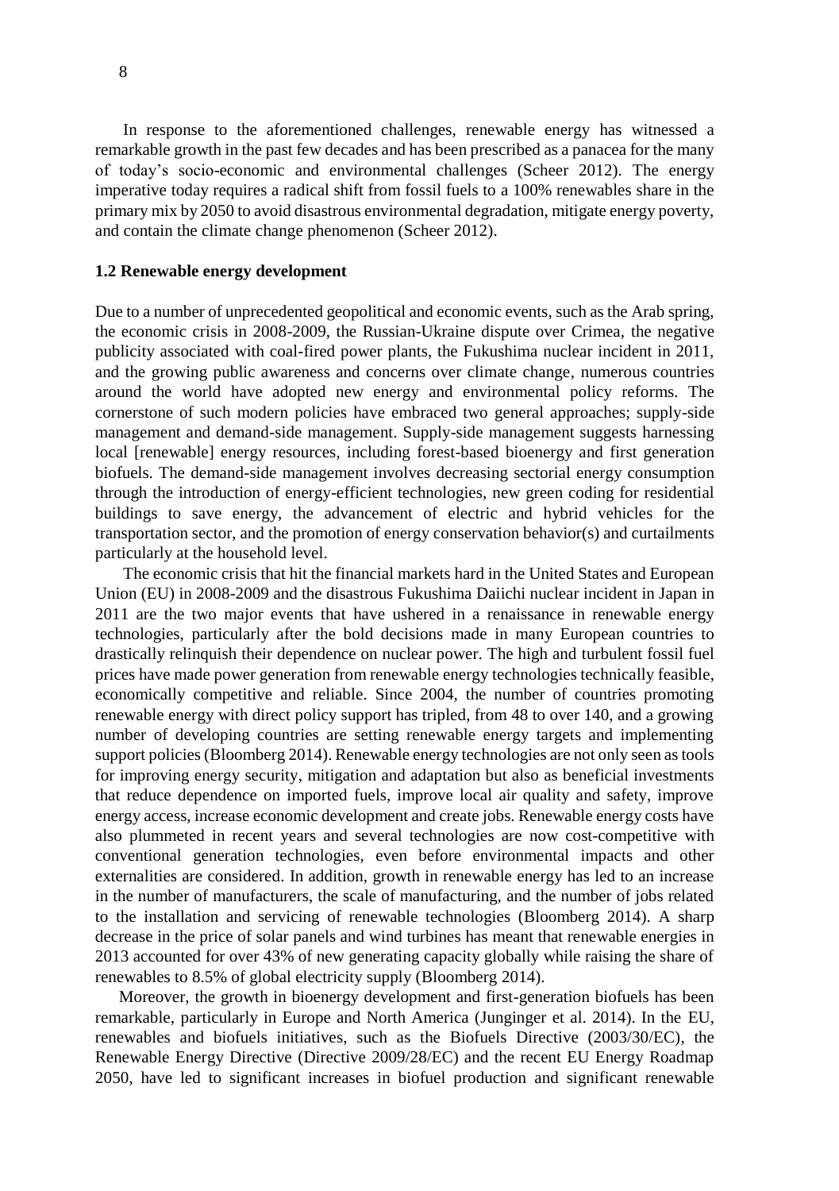In response to the aforementioned challenges, renewable energy has witnessed a remarkable growth in the past few decades and has been prescribed as a panacea for the many of today's socio-economic and environmental challenges (Scheer 2012). The energy imperative today requires a radical shift from fossil fuels to a 100% renewables share in the primary mix by 2050 to avoid disastrous environmental degradation, mitigate energy poverty, and contain the climate change phenomenon (Scheer 2012).

### 1.2 Renewable energy development

Due to a number of unprecedented geopolitical and economic events, such as the Arab spring, the economic crisis in 2008-2009, the Russian-Ukraine dispute over Crimea, the negative publicity associated with coal-fired power plants, the Fukushima nuclear incident in 2011, and the growing public awareness and concerns over climate change, numerous countries around the world have adopted new energy and environmental policy reforms. The cornerstone of such modern policies have embraced two general approaches; supply-side management and demand-side management. Supply-side management suggests harnessing local [renewable] energy resources, including forest-based bioenergy and first generation biofuels. The demand-side management involves decreasing sectorial energy consumption through the introduction of energy-efficient technologies, new green coding for residential buildings to save energy, the advancement of electric and hybrid vehicles for the transportation sector, and the promotion of energy conservation behavior(s) and curtailments particularly at the household level.

The economic crisis that hit the financial markets hard in the United States and European Union (EU) in 2008-2009 and the disastrous Fukushima Daiichi nuclear incident in Japan in 2011 are the two major events that have ushered in a renaissance in renewable energy technologies, particularly after the bold decisions made in many European countries to drastically relinquish their dependence on nuclear power. The high and turbulent fossil fuel prices have made power generation from renewable energy technologies technically feasible, economically competitive and reliable. Since 2004, the number of countries promoting renewable energy with direct policy support has tripled, from 48 to over 140, and a growing number of developing countries are setting renewable energy targets and implementing support policies (Bloomberg 2014). Renewable energy technologies are not only seen as tools for improving energy security, mitigation and adaptation but also as beneficial investments that reduce dependence on imported fuels, improve local air quality and safety, improve energy access, increase economic development and create jobs. Renewable energy costs have also plummeted in recent years and several technologies are now cost-competitive with conventional generation technologies, even before environmental impacts and other externalities are considered. In addition, growth in renewable energy has led to an increase in the number of manufacturers, the scale of manufacturing, and the number of jobs related to the installation and servicing of renewable technologies (Bloomberg 2014). A sharp decrease in the price of solar panels and wind turbines has meant that renewable energies in 2013 accounted for over 43% of new generating capacity globally while raising the share of renewables to 8.5% of global electricity supply (Bloomberg 2014).

Moreover, the growth in bioenergy development and first-generation biofuels has been remarkable, particularly in Europe and North America (Junginger et al. 2014). In the EU, renewables and biofuels initiatives, such as the Biofuels Directive (2003/30/EC), the Renewable Energy Directive (Directive 2009/28/EC) and the recent EU Energy Roadmap 2050, have led to significant increases in biofuel production and significant renewable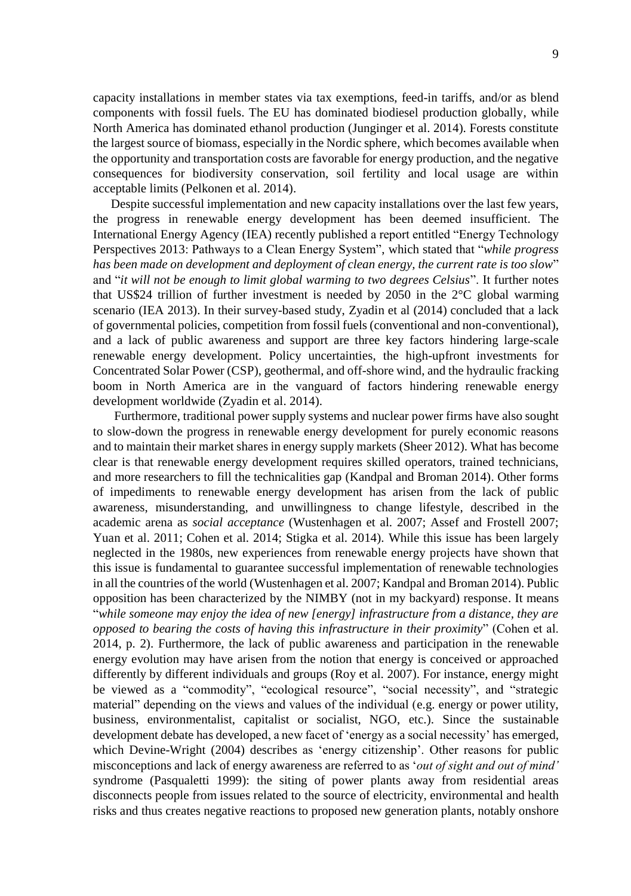capacity installations in member states via tax exemptions, feed-in tariffs, and/or as blend components with fossil fuels. The EU has dominated biodiesel production globally, while North America has dominated ethanol production (Junginger et al. 2014). Forests constitute the largest source of biomass, especially in the Nordic sphere, which becomes available when the opportunity and transportation costs are favorable for energy production, and the negative consequences for biodiversity conservation, soil fertility and local usage are within acceptable limits (Pelkonen et al. 2014).

Despite successful implementation and new capacity installations over the last few years, the progress in renewable energy development has been deemed insufficient. The International Energy Agency (IEA) recently published a report entitled "Energy Technology Perspectives 2013: Pathways to a Clean Energy System", which stated that "*while progress has been made on development and deployment of clean energy, the current rate is too slow*" and "*it will not be enough to limit global warming to two degrees Celsius*". It further notes that US$24 trillion of further investment is needed by 2050 in the 2°C global warming scenario (IEA 2013). In their survey-based study, Zyadin et al (2014) concluded that a lack of governmental policies, competition from fossil fuels (conventional and non-conventional), and a lack of public awareness and support are three key factors hindering large-scale renewable energy development. Policy uncertainties, the high-upfront investments for Concentrated Solar Power (CSP), geothermal, and off-shore wind, and the hydraulic fracking boom in North America are in the vanguard of factors hindering renewable energy development worldwide (Zyadin et al. 2014).

Furthermore, traditional power supply systems and nuclear power firms have also sought to slow-down the progress in renewable energy development for purely economic reasons and to maintain their market shares in energy supply markets (Sheer 2012). What has become clear is that renewable energy development requires skilled operators, trained technicians, and more researchers to fill the technicalities gap (Kandpal and Broman 2014). Other forms of impediments to renewable energy development has arisen from the lack of public awareness, misunderstanding, and unwillingness to change lifestyle, described in the academic arena as *social acceptance* (Wustenhagen et al. 2007; Assef and Frostell 2007; Yuan et al. 2011; Cohen et al. 2014; Stigka et al. 2014). While this issue has been largely neglected in the 1980s, new experiences from renewable energy projects have shown that this issue is fundamental to guarantee successful implementation of renewable technologies in all the countries of the world (Wustenhagen et al. 2007; Kandpal and Broman 2014). Public opposition has been characterized by the NIMBY (not in my backyard) response. It means "*while someone may enjoy the idea of new [energy] infrastructure from a distance, they are opposed to bearing the costs of having this infrastructure in their proximity*" (Cohen et al. 2014, p. 2). Furthermore, the lack of public awareness and participation in the renewable energy evolution may have arisen from the notion that energy is conceived or approached differently by different individuals and groups (Roy et al. 2007). For instance, energy might be viewed as a "commodity", "ecological resource", "social necessity", and "strategic material" depending on the views and values of the individual (e.g. energy or power utility, business, environmentalist, capitalist or socialist, NGO, etc.). Since the sustainable development debate has developed, a new facet of 'energy as a social necessity' has emerged, which Devine-Wright (2004) describes as 'energy citizenship'. Other reasons for public misconceptions and lack of energy awareness are referred to as '*out of sight and out of mind'* syndrome (Pasqualetti 1999): the siting of power plants away from residential areas disconnects people from issues related to the source of electricity, environmental and health risks and thus creates negative reactions to proposed new generation plants, notably onshore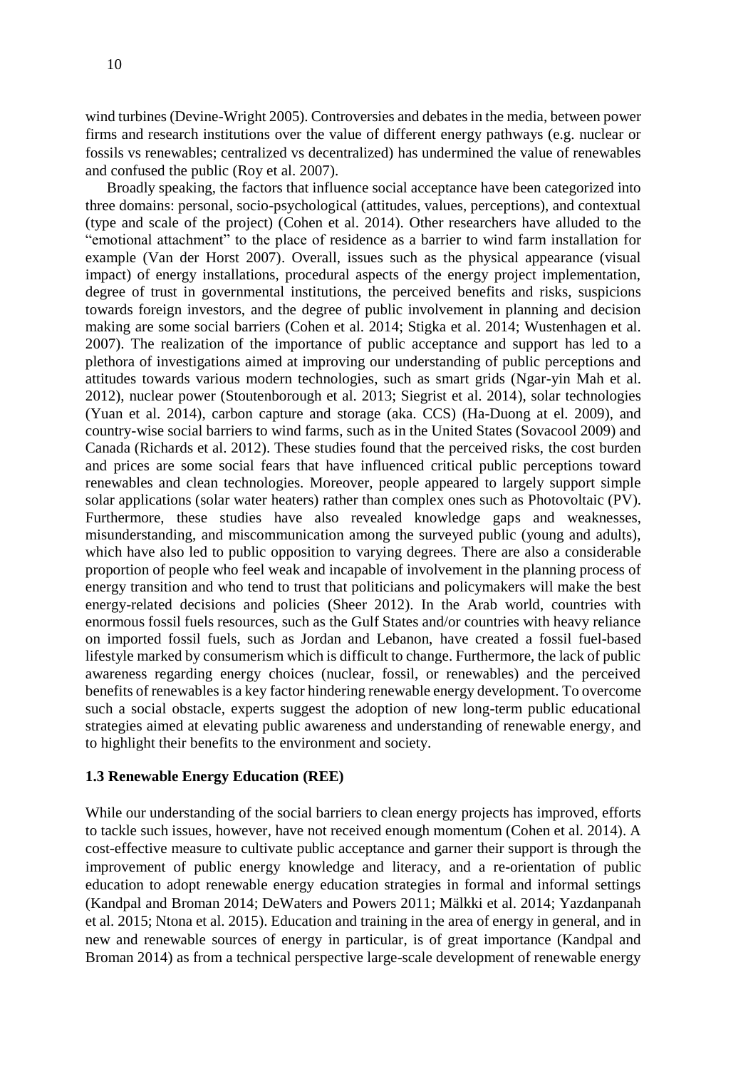wind turbines (Devine-Wright 2005). Controversies and debates in the media, between power firms and research institutions over the value of different energy pathways (e.g. nuclear or fossils vs renewables; centralized vs decentralized) has undermined the value of renewables and confused the public (Roy et al. 2007).

Broadly speaking, the factors that influence social acceptance have been categorized into three domains: personal, socio-psychological (attitudes, values, perceptions), and contextual (type and scale of the project) (Cohen et al. 2014). Other researchers have alluded to the "emotional attachment" to the place of residence as a barrier to wind farm installation for example (Van der Horst 2007). Overall, issues such as the physical appearance (visual impact) of energy installations, procedural aspects of the energy project implementation, degree of trust in governmental institutions, the perceived benefits and risks, suspicions towards foreign investors, and the degree of public involvement in planning and decision making are some social barriers (Cohen et al. 2014; Stigka et al. 2014; Wustenhagen et al. 2007). The realization of the importance of public acceptance and support has led to a plethora of investigations aimed at improving our understanding of public perceptions and attitudes towards various modern technologies, such as smart grids (Ngar-yin Mah et al. 2012), nuclear power (Stoutenborough et al. 2013; Siegrist et al. 2014), solar technologies (Yuan et al. 2014), carbon capture and storage (aka. CCS) (Ha-Duong at el. 2009), and country-wise social barriers to wind farms, such as in the United States (Sovacool 2009) and Canada (Richards et al. 2012). These studies found that the perceived risks, the cost burden and prices are some social fears that have influenced critical public perceptions toward renewables and clean technologies. Moreover, people appeared to largely support simple solar applications (solar water heaters) rather than complex ones such as Photovoltaic (PV). Furthermore, these studies have also revealed knowledge gaps and weaknesses, misunderstanding, and miscommunication among the surveyed public (young and adults), which have also led to public opposition to varying degrees. There are also a considerable proportion of people who feel weak and incapable of involvement in the planning process of energy transition and who tend to trust that politicians and policymakers will make the best energy-related decisions and policies (Sheer 2012). In the Arab world, countries with enormous fossil fuels resources, such as the Gulf States and/or countries with heavy reliance on imported fossil fuels, such as Jordan and Lebanon, have created a fossil fuel-based lifestyle marked by consumerism which is difficult to change. Furthermore, the lack of public awareness regarding energy choices (nuclear, fossil, or renewables) and the perceived benefits of renewables is a key factor hindering renewable energy development. To overcome such a social obstacle, experts suggest the adoption of new long-term public educational strategies aimed at elevating public awareness and understanding of renewable energy, and to highlight their benefits to the environment and society.

### 1.3 Renewable Energy Education (REE)

While our understanding of the social barriers to clean energy projects has improved, efforts to tackle such issues, however, have not received enough momentum (Cohen et al. 2014). A cost-effective measure to cultivate public acceptance and garner their support is through the improvement of public energy knowledge and literacy, and a re-orientation of public education to adopt renewable energy education strategies in formal and informal settings (Kandpal and Broman 2014; DeWaters and Powers 2011; Mälkki et al. 2014; Yazdanpanah et al. 2015; Ntona et al. 2015). Education and training in the area of energy in general, and in new and renewable sources of energy in particular, is of great importance (Kandpal and Broman 2014) as from a technical perspective large-scale development of renewable energy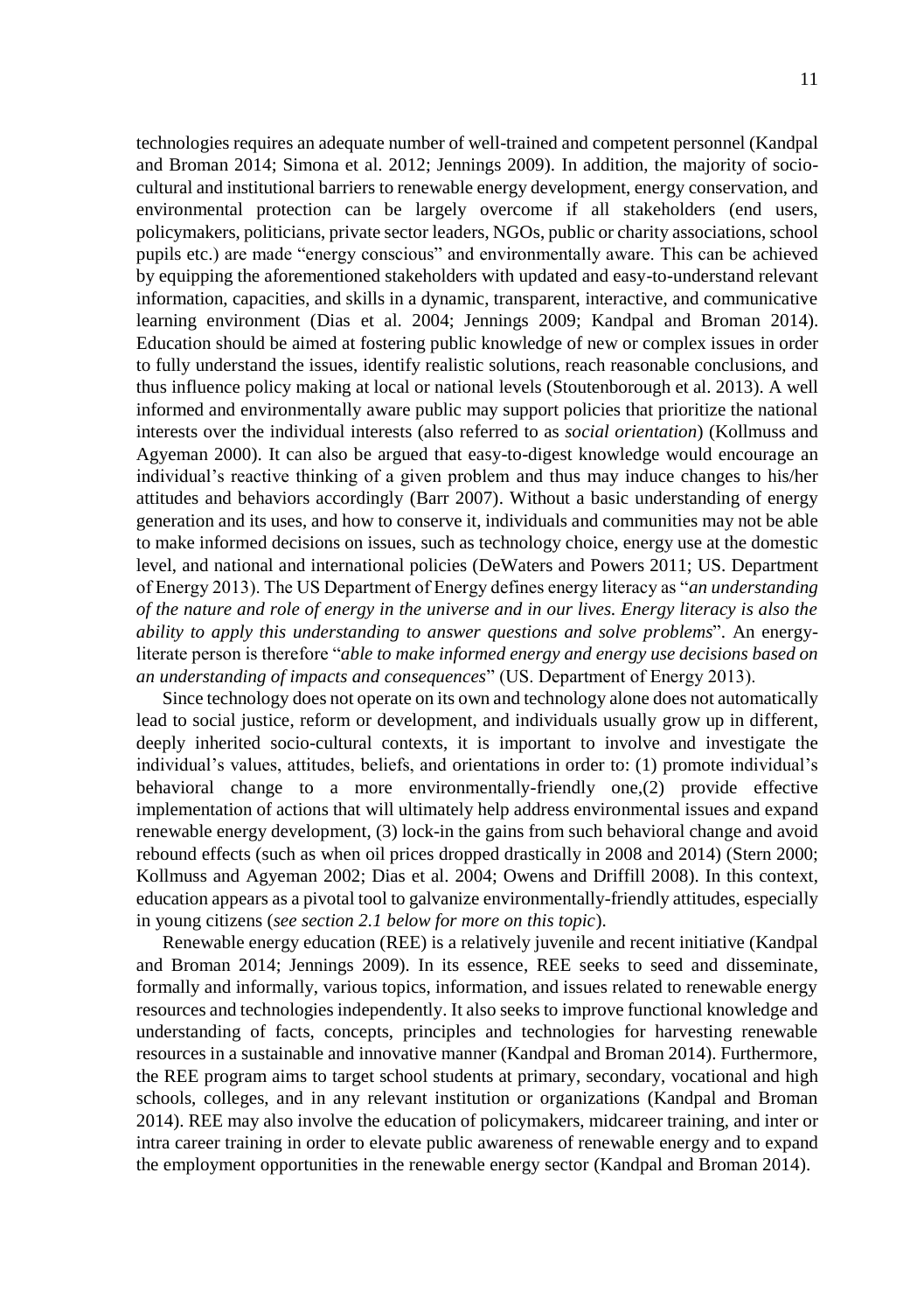technologies requires an adequate number of well-trained and competent personnel (Kandpal and Broman 2014; Simona et al. 2012; Jennings 2009). In addition, the majority of socio-cultural and institutional barriers to renewable energy development, energy conservation, and environmental protection can be largely overcome if all stakeholders (end users, policymakers, politicians, private sector leaders, NGOs, public or charity associations, school pupils etc.) are made "energy conscious" and environmentally aware. This can be achieved by equipping the aforementioned stakeholders with updated and easy-to-understand relevant information, capacities, and skills in a dynamic, transparent, interactive, and communicative learning environment (Dias et al. 2004; Jennings 2009; Kandpal and Broman 2014). Education should be aimed at fostering public knowledge of new or complex issues in order to fully understand the issues, identify realistic solutions, reach reasonable conclusions, and thus influence policy making at local or national levels (Stoutenborough et al. 2013). A well informed and environmentally aware public may support policies that prioritize the national interests over the individual interests (also referred to as *social orientation*) (Kollmuss and Agyeman 2000). It can also be argued that easy-to-digest knowledge would encourage an individual's reactive thinking of a given problem and thus may induce changes to his/her attitudes and behaviors accordingly (Barr 2007). Without a basic understanding of energy generation and its uses, and how to conserve it, individuals and communities may not be able to make informed decisions on issues, such as technology choice, energy use at the domestic level, and national and international policies (DeWaters and Powers 2011; US. Department of Energy 2013). The US Department of Energy defines energy literacy as "*an understanding of the nature and role of energy in the universe and in our lives. Energy literacy is also the ability to apply this understanding to answer questions and solve problems*". An energy-literate person is therefore "*able to make informed energy and energy use decisions based on an understanding of impacts and consequences*" (US. Department of Energy 2013).

Since technology does not operate on its own and technology alone does not automatically lead to social justice, reform or development, and individuals usually grow up in different, deeply inherited socio-cultural contexts, it is important to involve and investigate the individual's values, attitudes, beliefs, and orientations in order to: (1) promote individual's behavioral change to a more environmentally-friendly one,(2) provide effective implementation of actions that will ultimately help address environmental issues and expand renewable energy development, (3) lock-in the gains from such behavioral change and avoid rebound effects (such as when oil prices dropped drastically in 2008 and 2014) (Stern 2000; Kollmuss and Agyeman 2002; Dias et al. 2004; Owens and Driffill 2008). In this context, education appears as a pivotal tool to galvanize environmentally-friendly attitudes, especially in young citizens (*see section 2.1 below for more on this topic*).

Renewable energy education (REE) is a relatively juvenile and recent initiative (Kandpal and Broman 2014; Jennings 2009). In its essence, REE seeks to seed and disseminate, formally and informally, various topics, information, and issues related to renewable energy resources and technologies independently. It also seeks to improve functional knowledge and understanding of facts, concepts, principles and technologies for harvesting renewable resources in a sustainable and innovative manner (Kandpal and Broman 2014). Furthermore, the REE program aims to target school students at primary, secondary, vocational and high schools, colleges, and in any relevant institution or organizations (Kandpal and Broman 2014). REE may also involve the education of policymakers, midcareer training, and inter or intra career training in order to elevate public awareness of renewable energy and to expand the employment opportunities in the renewable energy sector (Kandpal and Broman 2014).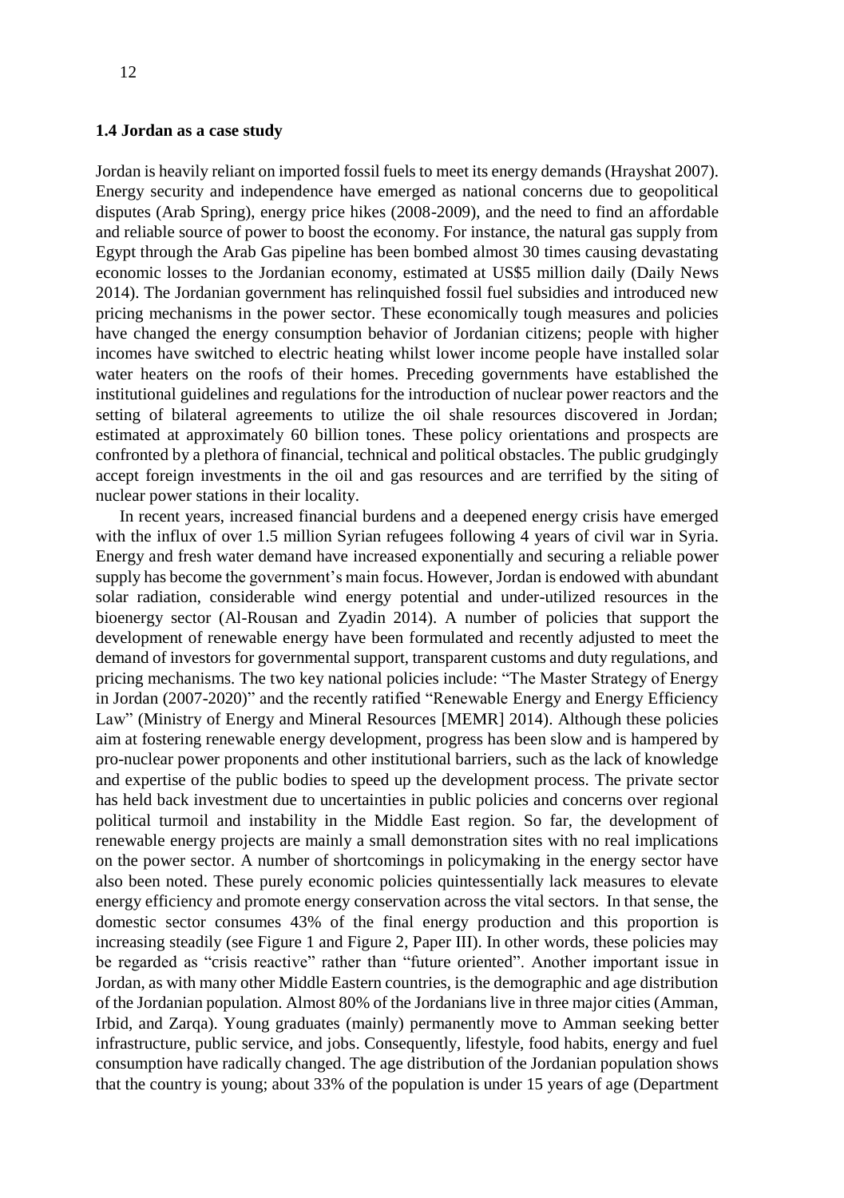### 1.4 Jordan as a case study

Jordan is heavily reliant on imported fossil fuels to meet its energy demands (Hrayshat 2007). Energy security and independence have emerged as national concerns due to geopolitical disputes (Arab Spring), energy price hikes (2008-2009), and the need to find an affordable and reliable source of power to boost the economy. For instance, the natural gas supply from Egypt through the Arab Gas pipeline has been bombed almost 30 times causing devastating economic losses to the Jordanian economy, estimated at US$5 million daily (Daily News 2014). The Jordanian government has relinquished fossil fuel subsidies and introduced new pricing mechanisms in the power sector. These economically tough measures and policies have changed the energy consumption behavior of Jordanian citizens; people with higher incomes have switched to electric heating whilst lower income people have installed solar water heaters on the roofs of their homes. Preceding governments have established the institutional guidelines and regulations for the introduction of nuclear power reactors and the setting of bilateral agreements to utilize the oil shale resources discovered in Jordan; estimated at approximately 60 billion tones. These policy orientations and prospects are confronted by a plethora of financial, technical and political obstacles. The public grudgingly accept foreign investments in the oil and gas resources and are terrified by the siting of nuclear power stations in their locality.

In recent years, increased financial burdens and a deepened energy crisis have emerged with the influx of over 1.5 million Syrian refugees following 4 years of civil war in Syria. Energy and fresh water demand have increased exponentially and securing a reliable power supply has become the government's main focus. However, Jordan is endowed with abundant solar radiation, considerable wind energy potential and under-utilized resources in the bioenergy sector (Al-Rousan and Zyadin 2014). A number of policies that support the development of renewable energy have been formulated and recently adjusted to meet the demand of investors for governmental support, transparent customs and duty regulations, and pricing mechanisms. The two key national policies include: "The Master Strategy of Energy in Jordan (2007-2020)" and the recently ratified "Renewable Energy and Energy Efficiency Law" (Ministry of Energy and Mineral Resources [MEMR] 2014). Although these policies aim at fostering renewable energy development, progress has been slow and is hampered by pro-nuclear power proponents and other institutional barriers, such as the lack of knowledge and expertise of the public bodies to speed up the development process. The private sector has held back investment due to uncertainties in public policies and concerns over regional political turmoil and instability in the Middle East region. So far, the development of renewable energy projects are mainly a small demonstration sites with no real implications on the power sector. A number of shortcomings in policymaking in the energy sector have also been noted. These purely economic policies quintessentially lack measures to elevate energy efficiency and promote energy conservation across the vital sectors. In that sense, the domestic sector consumes 43% of the final energy production and this proportion is increasing steadily (see Figure 1 and Figure 2, Paper III). In other words, these policies may be regarded as "crisis reactive" rather than "future oriented". Another important issue in Jordan, as with many other Middle Eastern countries, is the demographic and age distribution of the Jordanian population. Almost 80% of the Jordanians live in three major cities (Amman, Irbid, and Zarqa). Young graduates (mainly) permanently move to Amman seeking better infrastructure, public service, and jobs. Consequently, lifestyle, food habits, energy and fuel consumption have radically changed. The age distribution of the Jordanian population shows that the country is young; about 33% of the population is under 15 years of age (Department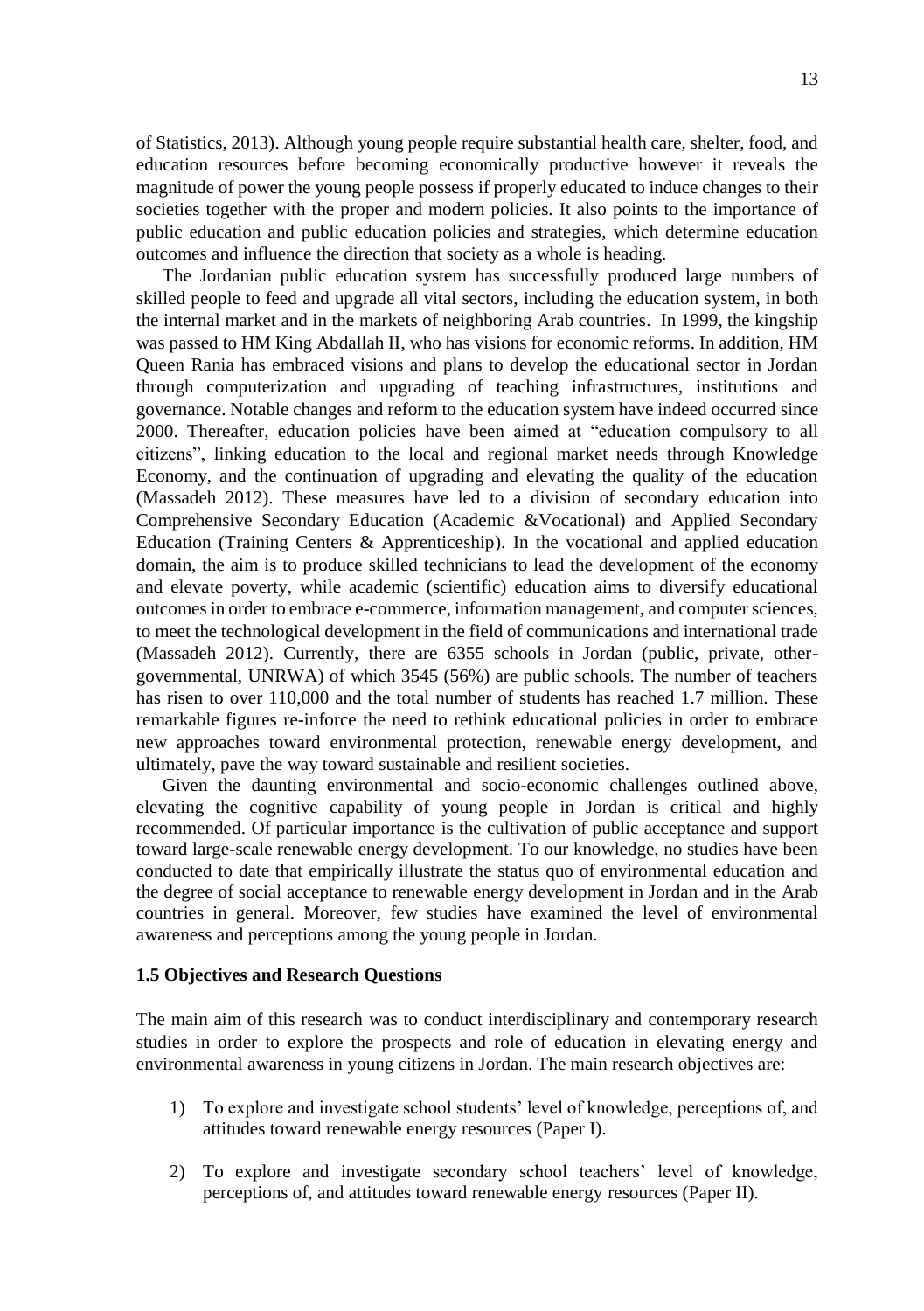of Statistics, 2013). Although young people require substantial health care, shelter, food, and education resources before becoming economically productive however it reveals the magnitude of power the young people possess if properly educated to induce changes to their societies together with the proper and modern policies. It also points to the importance of public education and public education policies and strategies, which determine education outcomes and influence the direction that society as a whole is heading.

The Jordanian public education system has successfully produced large numbers of skilled people to feed and upgrade all vital sectors, including the education system, in both the internal market and in the markets of neighboring Arab countries. In 1999, the kingship was passed to HM King Abdallah II, who has visions for economic reforms. In addition, HM Queen Rania has embraced visions and plans to develop the educational sector in Jordan through computerization and upgrading of teaching infrastructures, institutions and governance. Notable changes and reform to the education system have indeed occurred since 2000. Thereafter, education policies have been aimed at "education compulsory to all citizens", linking education to the local and regional market needs through Knowledge Economy, and the continuation of upgrading and elevating the quality of the education (Massadeh 2012). These measures have led to a division of secondary education into Comprehensive Secondary Education (Academic &Vocational) and Applied Secondary Education (Training Centers & Apprenticeship). In the vocational and applied education domain, the aim is to produce skilled technicians to lead the development of the economy and elevate poverty, while academic (scientific) education aims to diversify educational outcomes in order to embrace e-commerce, information management, and computer sciences, to meet the technological development in the field of communications and international trade (Massadeh 2012). Currently, there are 6355 schools in Jordan (public, private, other-governmental, UNRWA) of which 3545 (56%) are public schools. The number of teachers has risen to over 110,000 and the total number of students has reached 1.7 million. These remarkable figures re-inforce the need to rethink educational policies in order to embrace new approaches toward environmental protection, renewable energy development, and ultimately, pave the way toward sustainable and resilient societies.

Given the daunting environmental and socio-economic challenges outlined above, elevating the cognitive capability of young people in Jordan is critical and highly recommended. Of particular importance is the cultivation of public acceptance and support toward large-scale renewable energy development. To our knowledge, no studies have been conducted to date that empirically illustrate the status quo of environmental education and the degree of social acceptance to renewable energy development in Jordan and in the Arab countries in general. Moreover, few studies have examined the level of environmental awareness and perceptions among the young people in Jordan.

### 1.5 Objectives and Research Questions

The main aim of this research was to conduct interdisciplinary and contemporary research studies in order to explore the prospects and role of education in elevating energy and environmental awareness in young citizens in Jordan. The main research objectives are:

1) To explore and investigate school students' level of knowledge, perceptions of, and attitudes toward renewable energy resources (Paper I).

2) To explore and investigate secondary school teachers' level of knowledge, perceptions of, and attitudes toward renewable energy resources (Paper II).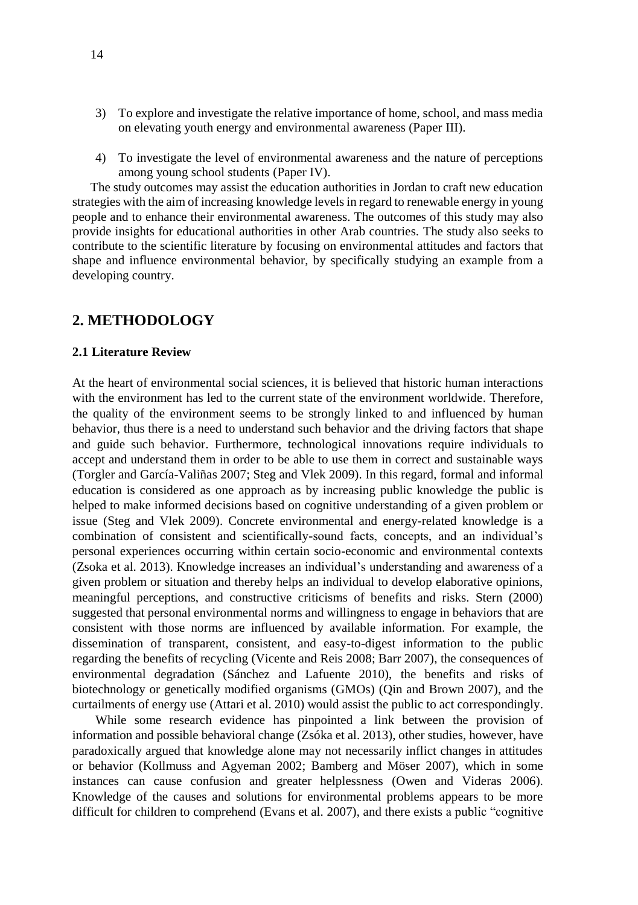3) To explore and investigate the relative importance of home, school, and mass media on elevating youth energy and environmental awareness (Paper III).

4) To investigate the level of environmental awareness and the nature of perceptions among young school students (Paper IV).

The study outcomes may assist the education authorities in Jordan to craft new education strategies with the aim of increasing knowledge levels in regard to renewable energy in young people and to enhance their environmental awareness. The outcomes of this study may also provide insights for educational authorities in other Arab countries. The study also seeks to contribute to the scientific literature by focusing on environmental attitudes and factors that shape and influence environmental behavior, by specifically studying an example from a developing country.

## 2. METHODOLOGY

### 2.1 Literature Review

At the heart of environmental social sciences, it is believed that historic human interactions with the environment has led to the current state of the environment worldwide. Therefore, the quality of the environment seems to be strongly linked to and influenced by human behavior, thus there is a need to understand such behavior and the driving factors that shape and guide such behavior. Furthermore, technological innovations require individuals to accept and understand them in order to be able to use them in correct and sustainable ways (Torgler and García-Valiñas 2007; Steg and Vlek 2009). In this regard, formal and informal education is considered as one approach as by increasing public knowledge the public is helped to make informed decisions based on cognitive understanding of a given problem or issue (Steg and Vlek 2009). Concrete environmental and energy-related knowledge is a combination of consistent and scientifically-sound facts, concepts, and an individual's personal experiences occurring within certain socio-economic and environmental contexts (Zsoka et al. 2013). Knowledge increases an individual's understanding and awareness of a given problem or situation and thereby helps an individual to develop elaborative opinions, meaningful perceptions, and constructive criticisms of benefits and risks. Stern (2000) suggested that personal environmental norms and willingness to engage in behaviors that are consistent with those norms are influenced by available information. For example, the dissemination of transparent, consistent, and easy-to-digest information to the public regarding the benefits of recycling (Vicente and Reis 2008; Barr 2007), the consequences of environmental degradation (Sánchez and Lafuente 2010), the benefits and risks of biotechnology or genetically modified organisms (GMOs) (Qin and Brown 2007), and the curtailments of energy use (Attari et al. 2010) would assist the public to act correspondingly.

While some research evidence has pinpointed a link between the provision of information and possible behavioral change (Zsóka et al. 2013), other studies, however, have paradoxically argued that knowledge alone may not necessarily inflict changes in attitudes or behavior (Kollmuss and Agyeman 2002; Bamberg and Möser 2007), which in some instances can cause confusion and greater helplessness (Owen and Videras 2006). Knowledge of the causes and solutions for environmental problems appears to be more difficult for children to comprehend (Evans et al. 2007), and there exists a public "cognitive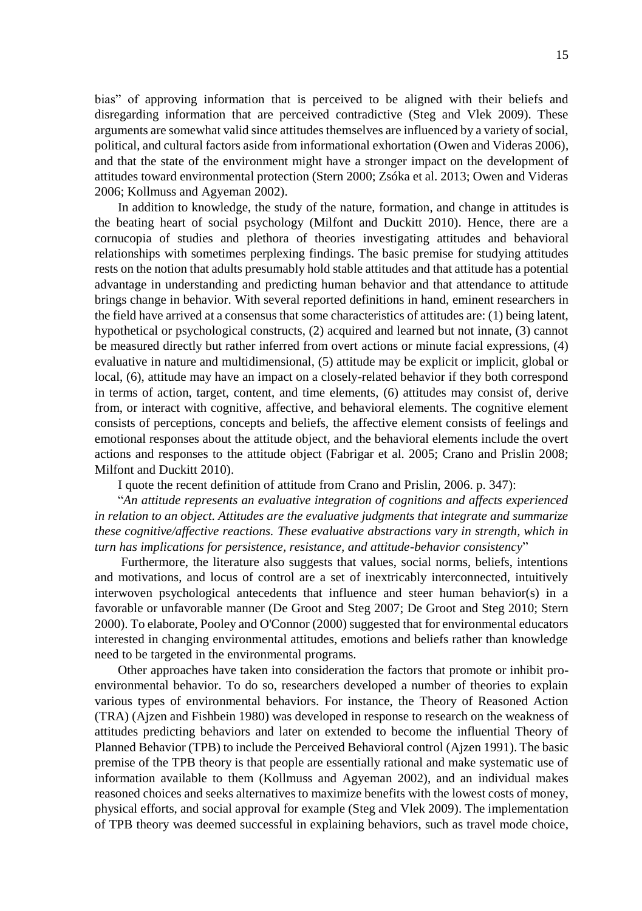bias" of approving information that is perceived to be aligned with their beliefs and disregarding information that are perceived contradictive (Steg and Vlek 2009). These arguments are somewhat valid since attitudes themselves are influenced by a variety of social, political, and cultural factors aside from informational exhortation (Owen and Videras 2006), and that the state of the environment might have a stronger impact on the development of attitudes toward environmental protection (Stern 2000; Zsóka et al. 2013; Owen and Videras 2006; Kollmuss and Agyeman 2002).

In addition to knowledge, the study of the nature, formation, and change in attitudes is the beating heart of social psychology (Milfont and Duckitt 2010). Hence, there are a cornucopia of studies and plethora of theories investigating attitudes and behavioral relationships with sometimes perplexing findings. The basic premise for studying attitudes rests on the notion that adults presumably hold stable attitudes and that attitude has a potential advantage in understanding and predicting human behavior and that attendance to attitude brings change in behavior. With several reported definitions in hand, eminent researchers in the field have arrived at a consensus that some characteristics of attitudes are: (1) being latent, hypothetical or psychological constructs, (2) acquired and learned but not innate, (3) cannot be measured directly but rather inferred from overt actions or minute facial expressions, (4) evaluative in nature and multidimensional, (5) attitude may be explicit or implicit, global or local, (6), attitude may have an impact on a closely-related behavior if they both correspond in terms of action, target, content, and time elements, (6) attitudes may consist of, derive from, or interact with cognitive, affective, and behavioral elements. The cognitive element consists of perceptions, concepts and beliefs, the affective element consists of feelings and emotional responses about the attitude object, and the behavioral elements include the overt actions and responses to the attitude object (Fabrigar et al. 2005; Crano and Prislin 2008; Milfont and Duckitt 2010).

I quote the recent definition of attitude from Crano and Prislin, 2006. p. 347):

"*An attitude represents an evaluative integration of cognitions and affects experienced in relation to an object. Attitudes are the evaluative judgments that integrate and summarize these cognitive/affective reactions. These evaluative abstractions vary in strength, which in turn has implications for persistence, resistance, and attitude-behavior consistency*"

Furthermore, the literature also suggests that values, social norms, beliefs, intentions and motivations, and locus of control are a set of inextricably interconnected, intuitively interwoven psychological antecedents that influence and steer human behavior(s) in a favorable or unfavorable manner (De Groot and Steg 2007; De Groot and Steg 2010; Stern 2000). To elaborate, Pooley and O'Connor (2000) suggested that for environmental educators interested in changing environmental attitudes, emotions and beliefs rather than knowledge need to be targeted in the environmental programs.

Other approaches have taken into consideration the factors that promote or inhibit pro-environmental behavior. To do so, researchers developed a number of theories to explain various types of environmental behaviors. For instance, the Theory of Reasoned Action (TRA) (Ajzen and Fishbein 1980) was developed in response to research on the weakness of attitudes predicting behaviors and later on extended to become the influential Theory of Planned Behavior (TPB) to include the Perceived Behavioral control (Ajzen 1991). The basic premise of the TPB theory is that people are essentially rational and make systematic use of information available to them (Kollmuss and Agyeman 2002), and an individual makes reasoned choices and seeks alternatives to maximize benefits with the lowest costs of money, physical efforts, and social approval for example (Steg and Vlek 2009). The implementation of TPB theory was deemed successful in explaining behaviors, such as travel mode choice,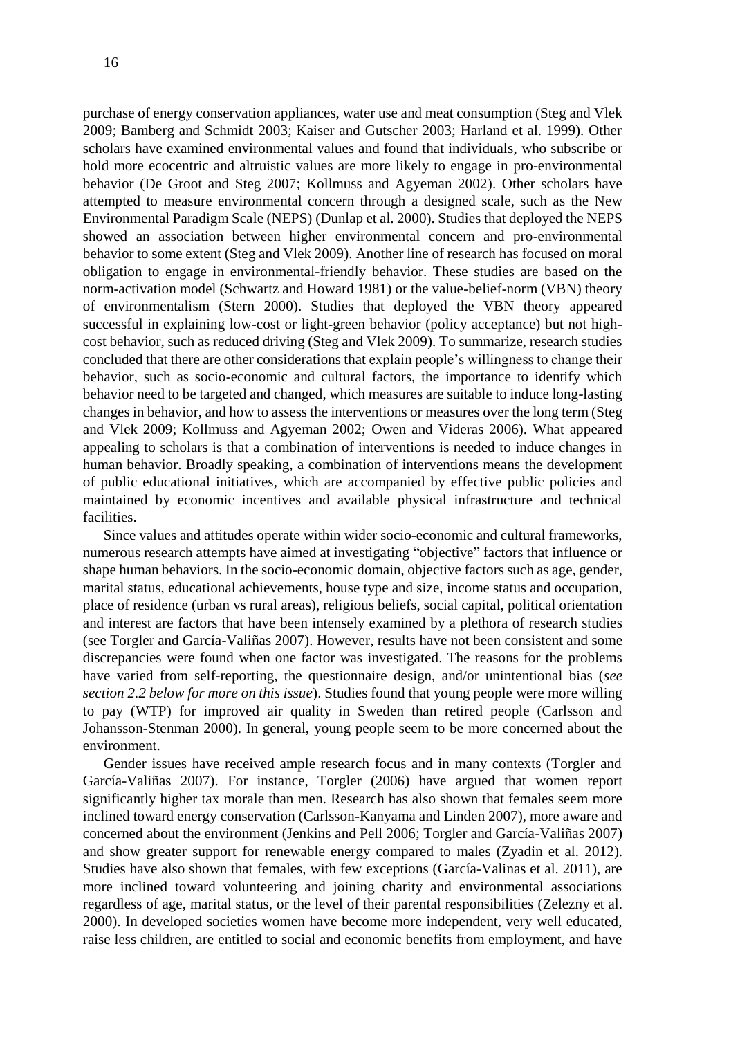purchase of energy conservation appliances, water use and meat consumption (Steg and Vlek 2009; Bamberg and Schmidt 2003; Kaiser and Gutscher 2003; Harland et al. 1999). Other scholars have examined environmental values and found that individuals, who subscribe or hold more ecocentric and altruistic values are more likely to engage in pro-environmental behavior (De Groot and Steg 2007; Kollmuss and Agyeman 2002). Other scholars have attempted to measure environmental concern through a designed scale, such as the New Environmental Paradigm Scale (NEPS) (Dunlap et al. 2000). Studies that deployed the NEPS showed an association between higher environmental concern and pro-environmental behavior to some extent (Steg and Vlek 2009). Another line of research has focused on moral obligation to engage in environmental-friendly behavior. These studies are based on the norm-activation model (Schwartz and Howard 1981) or the value-belief-norm (VBN) theory of environmentalism (Stern 2000). Studies that deployed the VBN theory appeared successful in explaining low-cost or light-green behavior (policy acceptance) but not high-cost behavior, such as reduced driving (Steg and Vlek 2009). To summarize, research studies concluded that there are other considerations that explain people's willingness to change their behavior, such as socio-economic and cultural factors, the importance to identify which behavior need to be targeted and changed, which measures are suitable to induce long-lasting changes in behavior, and how to assess the interventions or measures over the long term (Steg and Vlek 2009; Kollmuss and Agyeman 2002; Owen and Videras 2006). What appeared appealing to scholars is that a combination of interventions is needed to induce changes in human behavior. Broadly speaking, a combination of interventions means the development of public educational initiatives, which are accompanied by effective public policies and maintained by economic incentives and available physical infrastructure and technical facilities.

Since values and attitudes operate within wider socio-economic and cultural frameworks, numerous research attempts have aimed at investigating "objective" factors that influence or shape human behaviors. In the socio-economic domain, objective factors such as age, gender, marital status, educational achievements, house type and size, income status and occupation, place of residence (urban vs rural areas), religious beliefs, social capital, political orientation and interest are factors that have been intensely examined by a plethora of research studies (see Torgler and García-Valiñas 2007). However, results have not been consistent and some discrepancies were found when one factor was investigated. The reasons for the problems have varied from self-reporting, the questionnaire design, and/or unintentional bias (*see section 2.2 below for more on this issue*). Studies found that young people were more willing to pay (WTP) for improved air quality in Sweden than retired people (Carlsson and Johansson-Stenman 2000). In general, young people seem to be more concerned about the environment.

Gender issues have received ample research focus and in many contexts (Torgler and García-Valiñas 2007). For instance, Torgler (2006) have argued that women report significantly higher tax morale than men. Research has also shown that females seem more inclined toward energy conservation (Carlsson-Kanyama and Linden 2007), more aware and concerned about the environment (Jenkins and Pell 2006; Torgler and García-Valiñas 2007) and show greater support for renewable energy compared to males (Zyadin et al. 2012). Studies have also shown that females, with few exceptions (García-Valinas et al. 2011), are more inclined toward volunteering and joining charity and environmental associations regardless of age, marital status, or the level of their parental responsibilities (Zelezny et al. 2000). In developed societies women have become more independent, very well educated, raise less children, are entitled to social and economic benefits from employment, and have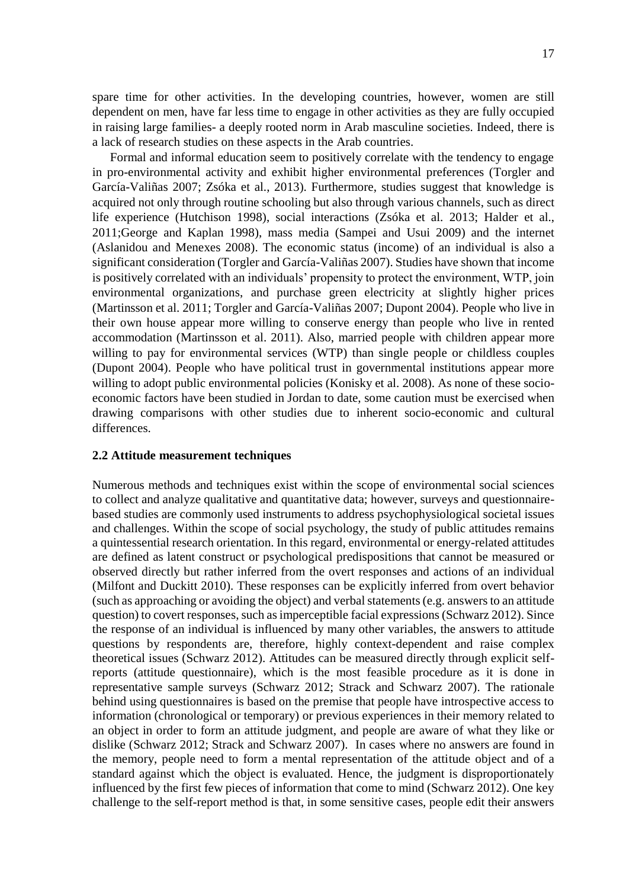spare time for other activities. In the developing countries, however, women are still dependent on men, have far less time to engage in other activities as they are fully occupied in raising large families- a deeply rooted norm in Arab masculine societies. Indeed, there is a lack of research studies on these aspects in the Arab countries.

Formal and informal education seem to positively correlate with the tendency to engage in pro-environmental activity and exhibit higher environmental preferences (Torgler and García-Valiñas 2007; Zsóka et al., 2013). Furthermore, studies suggest that knowledge is acquired not only through routine schooling but also through various channels, such as direct life experience (Hutchison 1998), social interactions (Zsóka et al. 2013; Halder et al., 2011;George and Kaplan 1998), mass media (Sampei and Usui 2009) and the internet (Aslanidou and Menexes 2008). The economic status (income) of an individual is also a significant consideration (Torgler and García-Valiñas 2007). Studies have shown that income is positively correlated with an individuals' propensity to protect the environment, WTP, join environmental organizations, and purchase green electricity at slightly higher prices (Martinsson et al. 2011; Torgler and García-Valiñas 2007; Dupont 2004). People who live in their own house appear more willing to conserve energy than people who live in rented accommodation (Martinsson et al. 2011). Also, married people with children appear more willing to pay for environmental services (WTP) than single people or childless couples (Dupont 2004). People who have political trust in governmental institutions appear more willing to adopt public environmental policies (Konisky et al. 2008). As none of these socio-economic factors have been studied in Jordan to date, some caution must be exercised when drawing comparisons with other studies due to inherent socio-economic and cultural differences.

## 2.2 Attitude measurement techniques

Numerous methods and techniques exist within the scope of environmental social sciences to collect and analyze qualitative and quantitative data; however, surveys and questionnaire-based studies are commonly used instruments to address psychophysiological societal issues and challenges. Within the scope of social psychology, the study of public attitudes remains a quintessential research orientation. In this regard, environmental or energy-related attitudes are defined as latent construct or psychological predispositions that cannot be measured or observed directly but rather inferred from the overt responses and actions of an individual (Milfont and Duckitt 2010). These responses can be explicitly inferred from overt behavior (such as approaching or avoiding the object) and verbal statements (e.g. answers to an attitude question) to covert responses, such as imperceptible facial expressions (Schwarz 2012). Since the response of an individual is influenced by many other variables, the answers to attitude questions by respondents are, therefore, highly context-dependent and raise complex theoretical issues (Schwarz 2012). Attitudes can be measured directly through explicit self-reports (attitude questionnaire), which is the most feasible procedure as it is done in representative sample surveys (Schwarz 2012; Strack and Schwarz 2007). The rationale behind using questionnaires is based on the premise that people have introspective access to information (chronological or temporary) or previous experiences in their memory related to an object in order to form an attitude judgment, and people are aware of what they like or dislike (Schwarz 2012; Strack and Schwarz 2007). In cases where no answers are found in the memory, people need to form a mental representation of the attitude object and of a standard against which the object is evaluated. Hence, the judgment is disproportionately influenced by the first few pieces of information that come to mind (Schwarz 2012). One key challenge to the self-report method is that, in some sensitive cases, people edit their answers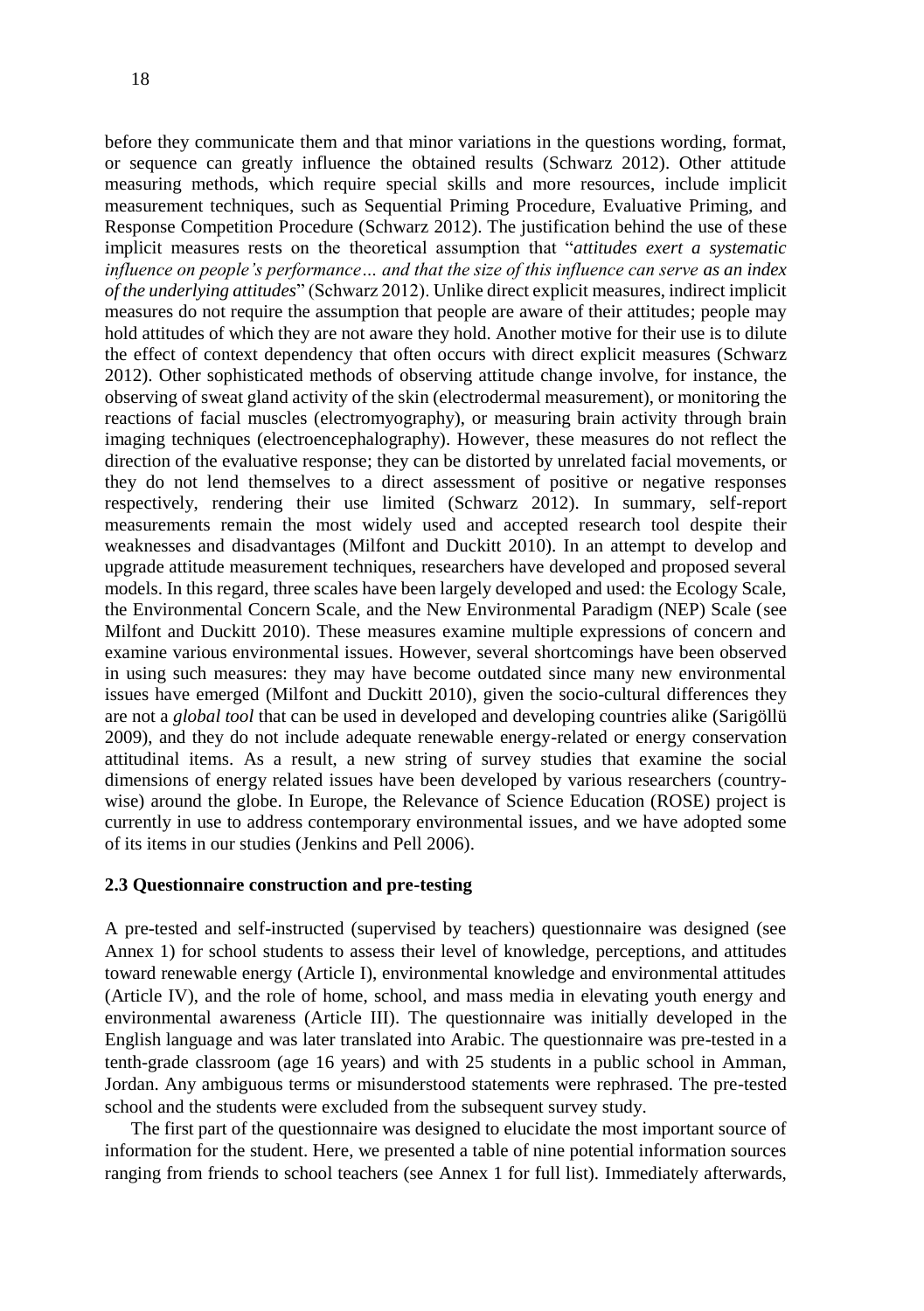before they communicate them and that minor variations in the questions wording, format, or sequence can greatly influence the obtained results (Schwarz 2012). Other attitude measuring methods, which require special skills and more resources, include implicit measurement techniques, such as Sequential Priming Procedure, Evaluative Priming, and Response Competition Procedure (Schwarz 2012). The justification behind the use of these implicit measures rests on the theoretical assumption that "*attitudes exert a systematic influence on people's performance… and that the size of this influence can serve as an index of the underlying attitudes*" (Schwarz 2012). Unlike direct explicit measures, indirect implicit measures do not require the assumption that people are aware of their attitudes; people may hold attitudes of which they are not aware they hold. Another motive for their use is to dilute the effect of context dependency that often occurs with direct explicit measures (Schwarz 2012). Other sophisticated methods of observing attitude change involve, for instance, the observing of sweat gland activity of the skin (electrodermal measurement), or monitoring the reactions of facial muscles (electromyography), or measuring brain activity through brain imaging techniques (electroencephalography). However, these measures do not reflect the direction of the evaluative response; they can be distorted by unrelated facial movements, or they do not lend themselves to a direct assessment of positive or negative responses respectively, rendering their use limited (Schwarz 2012). In summary, self-report measurements remain the most widely used and accepted research tool despite their weaknesses and disadvantages (Milfont and Duckitt 2010). In an attempt to develop and upgrade attitude measurement techniques, researchers have developed and proposed several models. In this regard, three scales have been largely developed and used: the Ecology Scale, the Environmental Concern Scale, and the New Environmental Paradigm (NEP) Scale (see Milfont and Duckitt 2010). These measures examine multiple expressions of concern and examine various environmental issues. However, several shortcomings have been observed in using such measures: they may have become outdated since many new environmental issues have emerged (Milfont and Duckitt 2010), given the socio-cultural differences they are not a *global tool* that can be used in developed and developing countries alike (Sarigöllü 2009), and they do not include adequate renewable energy-related or energy conservation attitudinal items. As a result, a new string of survey studies that examine the social dimensions of energy related issues have been developed by various researchers (country-wise) around the globe. In Europe, the Relevance of Science Education (ROSE) project is currently in use to address contemporary environmental issues, and we have adopted some of its items in our studies (Jenkins and Pell 2006).

### 2.3 Questionnaire construction and pre-testing

A pre-tested and self-instructed (supervised by teachers) questionnaire was designed (see Annex 1) for school students to assess their level of knowledge, perceptions, and attitudes toward renewable energy (Article I), environmental knowledge and environmental attitudes (Article IV), and the role of home, school, and mass media in elevating youth energy and environmental awareness (Article III). The questionnaire was initially developed in the English language and was later translated into Arabic. The questionnaire was pre-tested in a tenth-grade classroom (age 16 years) and with 25 students in a public school in Amman, Jordan. Any ambiguous terms or misunderstood statements were rephrased. The pre-tested school and the students were excluded from the subsequent survey study.

The first part of the questionnaire was designed to elucidate the most important source of information for the student. Here, we presented a table of nine potential information sources ranging from friends to school teachers (see Annex 1 for full list). Immediately afterwards,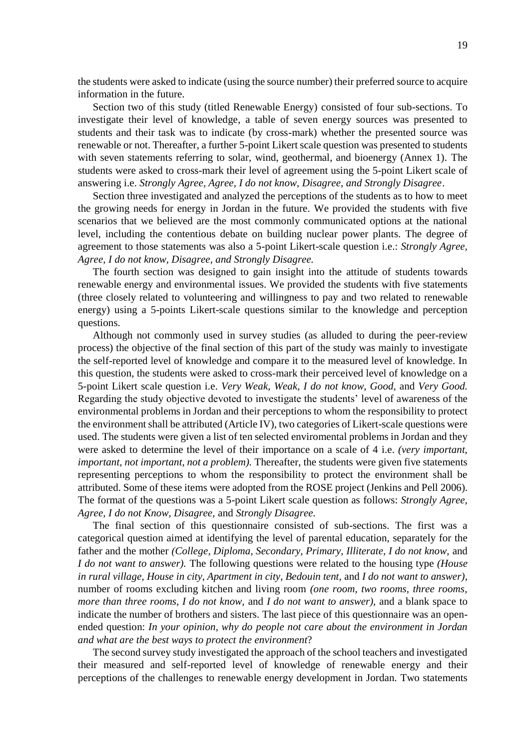the students were asked to indicate (using the source number) their preferred source to acquire information in the future.

Section two of this study (titled Renewable Energy) consisted of four sub-sections. To investigate their level of knowledge, a table of seven energy sources was presented to students and their task was to indicate (by cross-mark) whether the presented source was renewable or not. Thereafter, a further 5-point Likert scale question was presented to students with seven statements referring to solar, wind, geothermal, and bioenergy (Annex 1). The students were asked to cross-mark their level of agreement using the 5-point Likert scale of answering i.e. *Strongly Agree, Agree, I do not know, Disagree, and Strongly Disagree*.

Section three investigated and analyzed the perceptions of the students as to how to meet the growing needs for energy in Jordan in the future. We provided the students with five scenarios that we believed are the most commonly communicated options at the national level, including the contentious debate on building nuclear power plants. The degree of agreement to those statements was also a 5-point Likert-scale question i.e.: *Strongly Agree, Agree, I do not know, Disagree, and Strongly Disagree.*

The fourth section was designed to gain insight into the attitude of students towards renewable energy and environmental issues. We provided the students with five statements (three closely related to volunteering and willingness to pay and two related to renewable energy) using a 5-points Likert-scale questions similar to the knowledge and perception questions.

Although not commonly used in survey studies (as alluded to during the peer-review process) the objective of the final section of this part of the study was mainly to investigate the self-reported level of knowledge and compare it to the measured level of knowledge. In this question, the students were asked to cross-mark their perceived level of knowledge on a 5-point Likert scale question i.e. *Very Weak, Weak, I do not know, Good*, and *Very Good.* Regarding the study objective devoted to investigate the students' level of awareness of the environmental problems in Jordan and their perceptions to whom the responsibility to protect the environment shall be attributed (Article IV), two categories of Likert-scale questions were used. The students were given a list of ten selected enviromental problems in Jordan and they were asked to determine the level of their importance on a scale of 4 i.e. *(very important, important, not important, not a problem).* Thereafter, the students were given five statements representing perceptions to whom the responsibility to protect the environment shall be attributed. Some of these items were adopted from the ROSE project (Jenkins and Pell 2006). The format of the questions was a 5-point Likert scale question as follows: *Strongly Agree, Agree, I do not Know, Disagree,* and *Strongly Disagree.*

The final section of this questionnaire consisted of sub-sections. The first was a categorical question aimed at identifying the level of parental education, separately for the father and the mother *(College, Diploma, Secondary, Primary, Illiterate, I do not know,* and *I do not want to answer).* The following questions were related to the housing type *(House in rural village, House in city, Apartment in city, Bedouin tent,* and *I do not want to answer),* number of rooms excluding kitchen and living room *(one room, two rooms, three rooms, more than three rooms, I do not know,* and *I do not want to answer),* and a blank space to indicate the number of brothers and sisters. The last piece of this questionnaire was an open-ended question: *In your opinion, why do people not care about the environment in Jordan and what are the best ways to protect the environment*?

The second survey study investigated the approach of the school teachers and investigated their measured and self-reported level of knowledge of renewable energy and their perceptions of the challenges to renewable energy development in Jordan. Two statements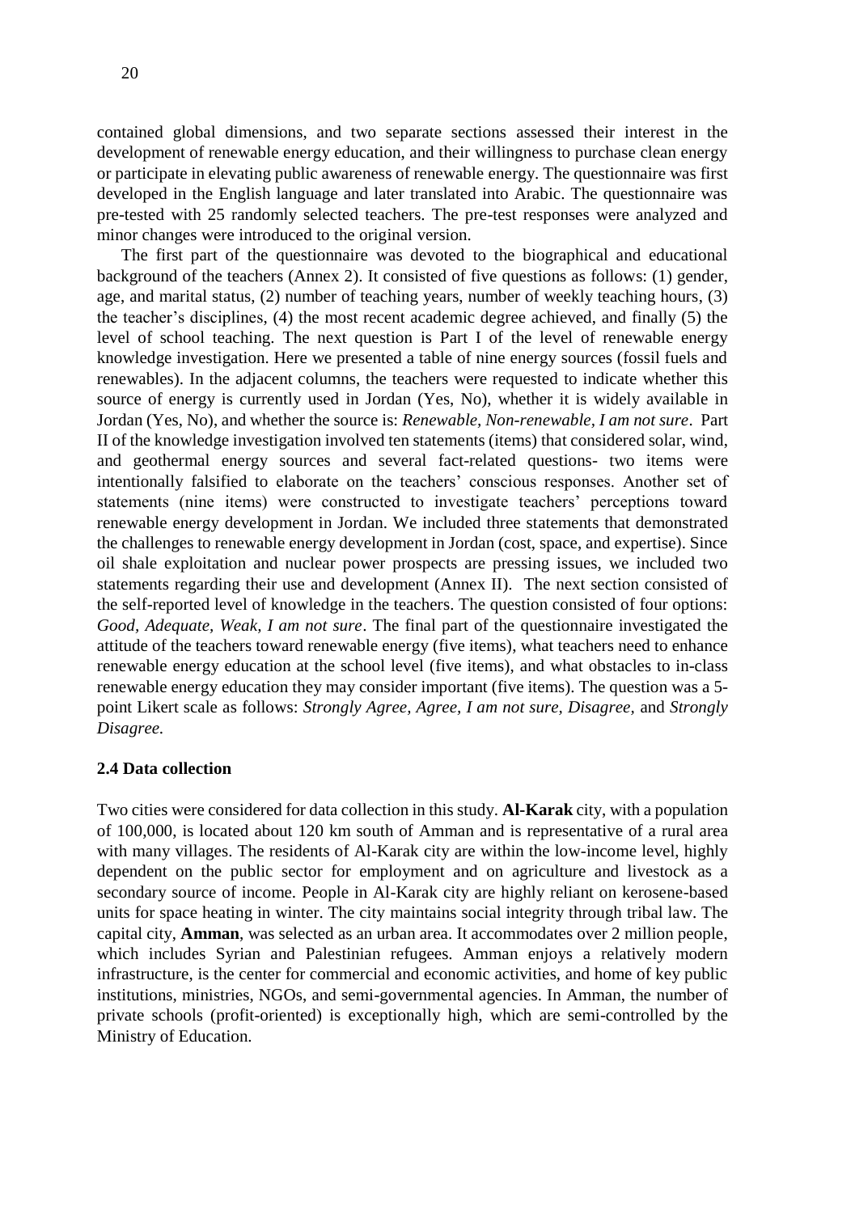contained global dimensions, and two separate sections assessed their interest in the development of renewable energy education, and their willingness to purchase clean energy or participate in elevating public awareness of renewable energy. The questionnaire was first developed in the English language and later translated into Arabic. The questionnaire was pre-tested with 25 randomly selected teachers. The pre-test responses were analyzed and minor changes were introduced to the original version.

The first part of the questionnaire was devoted to the biographical and educational background of the teachers (Annex 2). It consisted of five questions as follows: (1) gender, age, and marital status, (2) number of teaching years, number of weekly teaching hours, (3) the teacher's disciplines, (4) the most recent academic degree achieved, and finally (5) the level of school teaching. The next question is Part I of the level of renewable energy knowledge investigation. Here we presented a table of nine energy sources (fossil fuels and renewables). In the adjacent columns, the teachers were requested to indicate whether this source of energy is currently used in Jordan (Yes, No), whether it is widely available in Jordan (Yes, No), and whether the source is: *Renewable, Non-renewable, I am not sure*. Part II of the knowledge investigation involved ten statements (items) that considered solar, wind, and geothermal energy sources and several fact-related questions- two items were intentionally falsified to elaborate on the teachers' conscious responses. Another set of statements (nine items) were constructed to investigate teachers' perceptions toward renewable energy development in Jordan. We included three statements that demonstrated the challenges to renewable energy development in Jordan (cost, space, and expertise). Since oil shale exploitation and nuclear power prospects are pressing issues, we included two statements regarding their use and development (Annex II). The next section consisted of the self-reported level of knowledge in the teachers. The question consisted of four options: *Good, Adequate, Weak, I am not sure*. The final part of the questionnaire investigated the attitude of the teachers toward renewable energy (five items), what teachers need to enhance renewable energy education at the school level (five items), and what obstacles to in-class renewable energy education they may consider important (five items). The question was a 5-point Likert scale as follows: *Strongly Agree, Agree, I am not sure, Disagree,* and *Strongly Disagree.*

### 2.4 Data collection

Two cities were considered for data collection in this study. **Al-Karak** city, with a population of 100,000, is located about 120 km south of Amman and is representative of a rural area with many villages. The residents of Al-Karak city are within the low-income level, highly dependent on the public sector for employment and on agriculture and livestock as a secondary source of income. People in Al-Karak city are highly reliant on kerosene-based units for space heating in winter. The city maintains social integrity through tribal law. The capital city, **Amman**, was selected as an urban area. It accommodates over 2 million people, which includes Syrian and Palestinian refugees. Amman enjoys a relatively modern infrastructure, is the center for commercial and economic activities, and home of key public institutions, ministries, NGOs, and semi-governmental agencies. In Amman, the number of private schools (profit-oriented) is exceptionally high, which are semi-controlled by the Ministry of Education.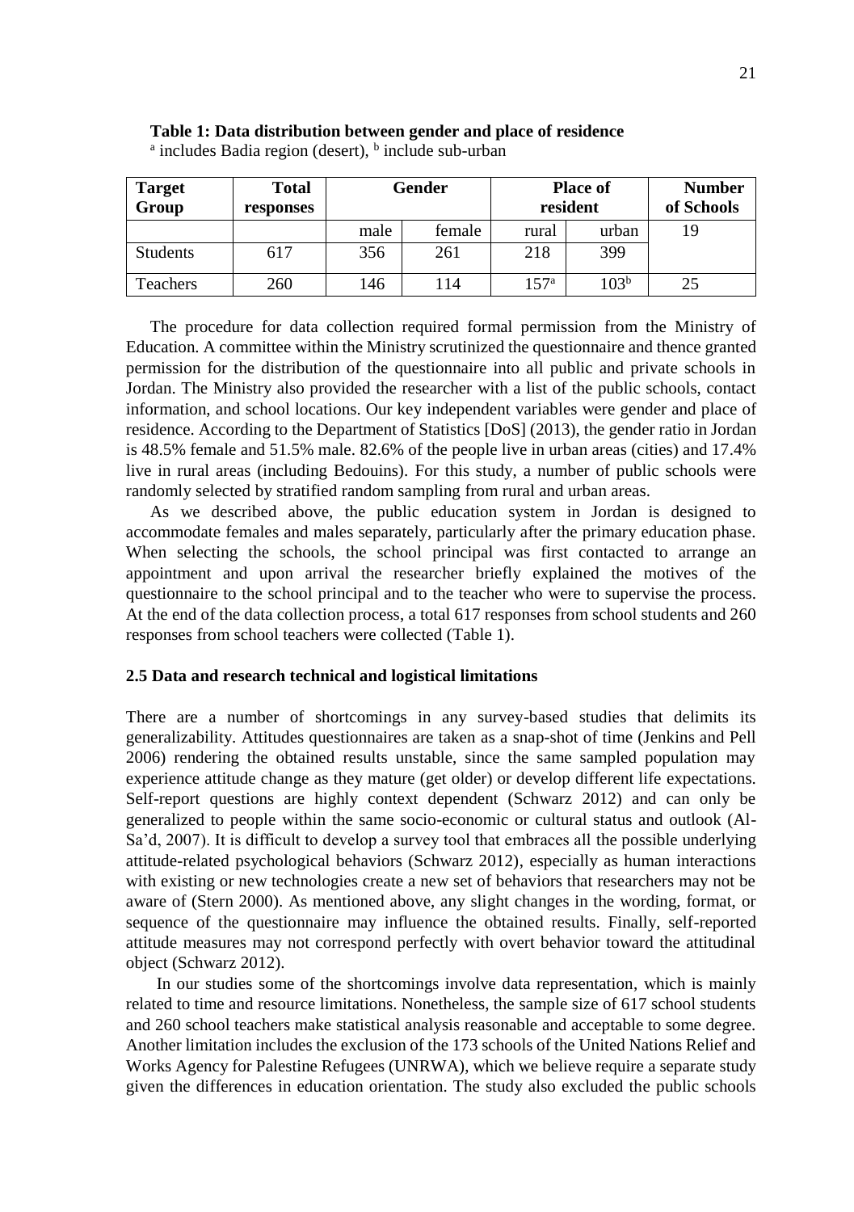**Table 1: Data distribution between gender and place of residence**

[a] includes Badia region (desert), [b] include sub-urban

| Target Group | Total responses | Gender | | Place of resident | | Number of Schools |
|---|---|---|---|---|---|---|
| | | male | female | rural | urban | 19 |
| Students | 617 | 356 | 261 | 218 | 399 | |
| Teachers | 260 | 146 | 114 | 157[a] | 103[b] | 25 |

The procedure for data collection required formal permission from the Ministry of Education. A committee within the Ministry scrutinized the questionnaire and thence granted permission for the distribution of the questionnaire into all public and private schools in Jordan. The Ministry also provided the researcher with a list of the public schools, contact information, and school locations. Our key independent variables were gender and place of residence. According to the Department of Statistics [DoS] (2013), the gender ratio in Jordan is 48.5% female and 51.5% male. 82.6% of the people live in urban areas (cities) and 17.4% live in rural areas (including Bedouins). For this study, a number of public schools were randomly selected by stratified random sampling from rural and urban areas.

As we described above, the public education system in Jordan is designed to accommodate females and males separately, particularly after the primary education phase. When selecting the schools, the school principal was first contacted to arrange an appointment and upon arrival the researcher briefly explained the motives of the questionnaire to the school principal and to the teacher who were to supervise the process. At the end of the data collection process, a total 617 responses from school students and 260 responses from school teachers were collected (Table 1).

### 2.5 Data and research technical and logistical limitations

There are a number of shortcomings in any survey-based studies that delimits its generalizability. Attitudes questionnaires are taken as a snap-shot of time (Jenkins and Pell 2006) rendering the obtained results unstable, since the same sampled population may experience attitude change as they mature (get older) or develop different life expectations. Self-report questions are highly context dependent (Schwarz 2012) and can only be generalized to people within the same socio-economic or cultural status and outlook (Al-Sa'd, 2007). It is difficult to develop a survey tool that embraces all the possible underlying attitude-related psychological behaviors (Schwarz 2012), especially as human interactions with existing or new technologies create a new set of behaviors that researchers may not be aware of (Stern 2000). As mentioned above, any slight changes in the wording, format, or sequence of the questionnaire may influence the obtained results. Finally, self-reported attitude measures may not correspond perfectly with overt behavior toward the attitudinal object (Schwarz 2012).

In our studies some of the shortcomings involve data representation, which is mainly related to time and resource limitations. Nonetheless, the sample size of 617 school students and 260 school teachers make statistical analysis reasonable and acceptable to some degree. Another limitation includes the exclusion of the 173 schools of the United Nations Relief and Works Agency for Palestine Refugees (UNRWA), which we believe require a separate study given the differences in education orientation. The study also excluded the public schools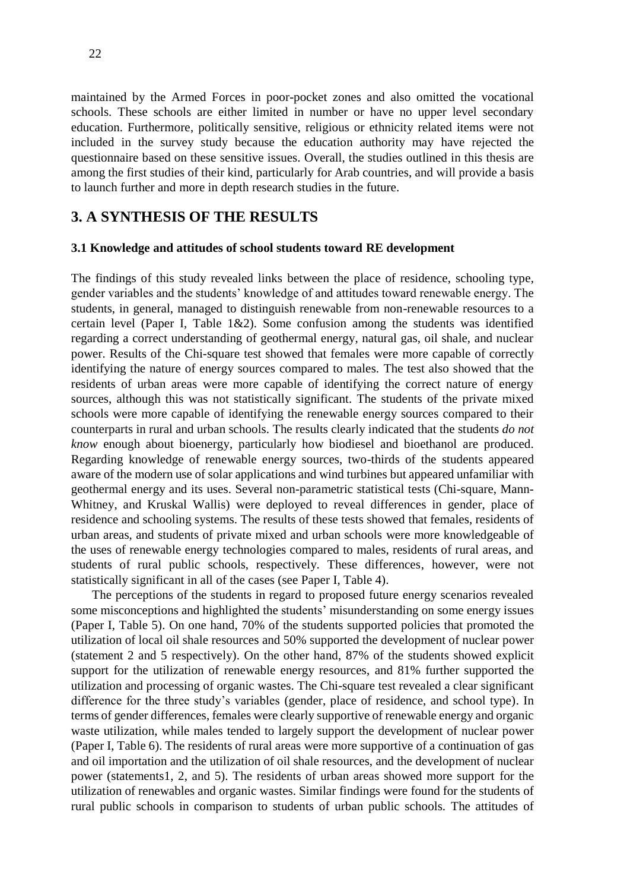maintained by the Armed Forces in poor-pocket zones and also omitted the vocational schools. These schools are either limited in number or have no upper level secondary education. Furthermore, politically sensitive, religious or ethnicity related items were not included in the survey study because the education authority may have rejected the questionnaire based on these sensitive issues. Overall, the studies outlined in this thesis are among the first studies of their kind, particularly for Arab countries, and will provide a basis to launch further and more in depth research studies in the future.

# 3. A SYNTHESIS OF THE RESULTS

### 3.1 Knowledge and attitudes of school students toward RE development

The findings of this study revealed links between the place of residence, schooling type, gender variables and the students' knowledge of and attitudes toward renewable energy. The students, in general, managed to distinguish renewable from non-renewable resources to a certain level (Paper I, Table 1&2). Some confusion among the students was identified regarding a correct understanding of geothermal energy, natural gas, oil shale, and nuclear power. Results of the Chi-square test showed that females were more capable of correctly identifying the nature of energy sources compared to males. The test also showed that the residents of urban areas were more capable of identifying the correct nature of energy sources, although this was not statistically significant. The students of the private mixed schools were more capable of identifying the renewable energy sources compared to their counterparts in rural and urban schools. The results clearly indicated that the students *do not know* enough about bioenergy, particularly how biodiesel and bioethanol are produced. Regarding knowledge of renewable energy sources, two-thirds of the students appeared aware of the modern use of solar applications and wind turbines but appeared unfamiliar with geothermal energy and its uses. Several non-parametric statistical tests (Chi-square, Mann-Whitney, and Kruskal Wallis) were deployed to reveal differences in gender, place of residence and schooling systems. The results of these tests showed that females, residents of urban areas, and students of private mixed and urban schools were more knowledgeable of the uses of renewable energy technologies compared to males, residents of rural areas, and students of rural public schools, respectively. These differences, however, were not statistically significant in all of the cases (see Paper I, Table 4).

The perceptions of the students in regard to proposed future energy scenarios revealed some misconceptions and highlighted the students' misunderstanding on some energy issues (Paper I, Table 5). On one hand, 70% of the students supported policies that promoted the utilization of local oil shale resources and 50% supported the development of nuclear power (statement 2 and 5 respectively). On the other hand, 87% of the students showed explicit support for the utilization of renewable energy resources, and 81% further supported the utilization and processing of organic wastes. The Chi-square test revealed a clear significant difference for the three study's variables (gender, place of residence, and school type). In terms of gender differences, females were clearly supportive of renewable energy and organic waste utilization, while males tended to largely support the development of nuclear power (Paper I, Table 6). The residents of rural areas were more supportive of a continuation of gas and oil importation and the utilization of oil shale resources, and the development of nuclear power (statements1, 2, and 5). The residents of urban areas showed more support for the utilization of renewables and organic wastes. Similar findings were found for the students of rural public schools in comparison to students of urban public schools. The attitudes of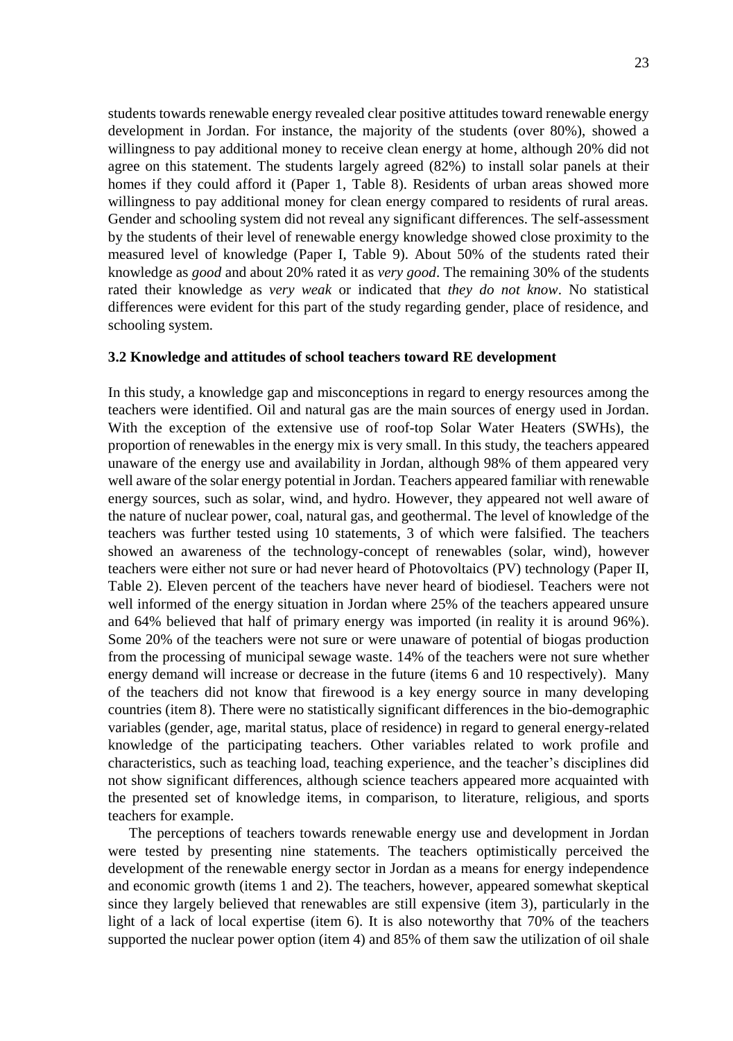students towards renewable energy revealed clear positive attitudes toward renewable energy development in Jordan. For instance, the majority of the students (over 80%), showed a willingness to pay additional money to receive clean energy at home, although 20% did not agree on this statement. The students largely agreed (82%) to install solar panels at their homes if they could afford it (Paper 1, Table 8). Residents of urban areas showed more willingness to pay additional money for clean energy compared to residents of rural areas. Gender and schooling system did not reveal any significant differences. The self-assessment by the students of their level of renewable energy knowledge showed close proximity to the measured level of knowledge (Paper I, Table 9). About 50% of the students rated their knowledge as *good* and about 20% rated it as *very good*. The remaining 30% of the students rated their knowledge as *very weak* or indicated that *they do not know*. No statistical differences were evident for this part of the study regarding gender, place of residence, and schooling system.

### 3.2 Knowledge and attitudes of school teachers toward RE development

In this study, a knowledge gap and misconceptions in regard to energy resources among the teachers were identified. Oil and natural gas are the main sources of energy used in Jordan. With the exception of the extensive use of roof-top Solar Water Heaters (SWHs), the proportion of renewables in the energy mix is very small. In this study, the teachers appeared unaware of the energy use and availability in Jordan, although 98% of them appeared very well aware of the solar energy potential in Jordan. Teachers appeared familiar with renewable energy sources, such as solar, wind, and hydro. However, they appeared not well aware of the nature of nuclear power, coal, natural gas, and geothermal. The level of knowledge of the teachers was further tested using 10 statements, 3 of which were falsified. The teachers showed an awareness of the technology-concept of renewables (solar, wind), however teachers were either not sure or had never heard of Photovoltaics (PV) technology (Paper II, Table 2). Eleven percent of the teachers have never heard of biodiesel. Teachers were not well informed of the energy situation in Jordan where 25% of the teachers appeared unsure and 64% believed that half of primary energy was imported (in reality it is around 96%). Some 20% of the teachers were not sure or were unaware of potential of biogas production from the processing of municipal sewage waste. 14% of the teachers were not sure whether energy demand will increase or decrease in the future (items 6 and 10 respectively). Many of the teachers did not know that firewood is a key energy source in many developing countries (item 8). There were no statistically significant differences in the bio-demographic variables (gender, age, marital status, place of residence) in regard to general energy-related knowledge of the participating teachers. Other variables related to work profile and characteristics, such as teaching load, teaching experience, and the teacher's disciplines did not show significant differences, although science teachers appeared more acquainted with the presented set of knowledge items, in comparison, to literature, religious, and sports teachers for example.

The perceptions of teachers towards renewable energy use and development in Jordan were tested by presenting nine statements. The teachers optimistically perceived the development of the renewable energy sector in Jordan as a means for energy independence and economic growth (items 1 and 2). The teachers, however, appeared somewhat skeptical since they largely believed that renewables are still expensive (item 3), particularly in the light of a lack of local expertise (item 6). It is also noteworthy that 70% of the teachers supported the nuclear power option (item 4) and 85% of them saw the utilization of oil shale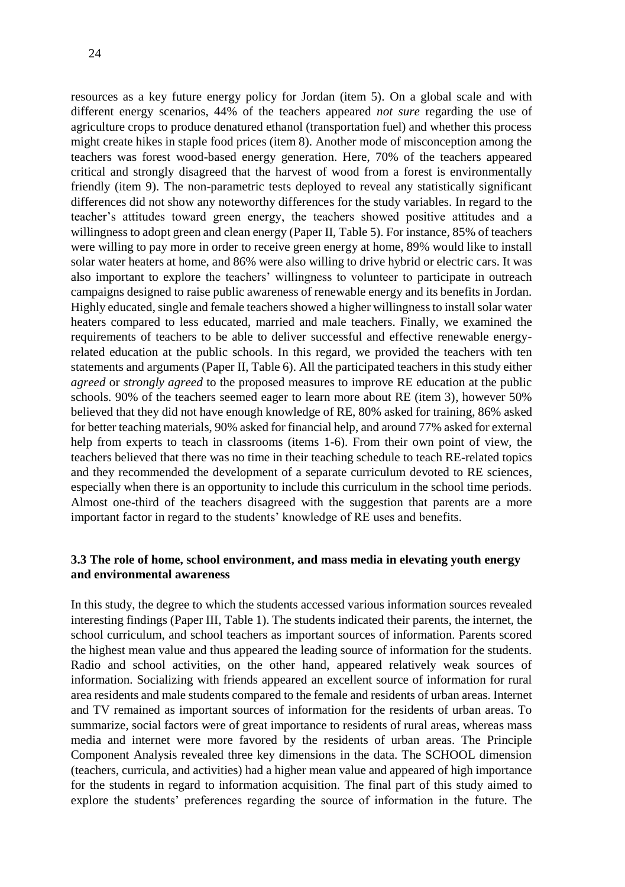resources as a key future energy policy for Jordan (item 5). On a global scale and with different energy scenarios, 44% of the teachers appeared *not sure* regarding the use of agriculture crops to produce denatured ethanol (transportation fuel) and whether this process might create hikes in staple food prices (item 8). Another mode of misconception among the teachers was forest wood-based energy generation. Here, 70% of the teachers appeared critical and strongly disagreed that the harvest of wood from a forest is environmentally friendly (item 9). The non-parametric tests deployed to reveal any statistically significant differences did not show any noteworthy differences for the study variables. In regard to the teacher's attitudes toward green energy, the teachers showed positive attitudes and a willingness to adopt green and clean energy (Paper II, Table 5). For instance, 85% of teachers were willing to pay more in order to receive green energy at home, 89% would like to install solar water heaters at home, and 86% were also willing to drive hybrid or electric cars. It was also important to explore the teachers' willingness to volunteer to participate in outreach campaigns designed to raise public awareness of renewable energy and its benefits in Jordan. Highly educated, single and female teachers showed a higher willingness to install solar water heaters compared to less educated, married and male teachers. Finally, we examined the requirements of teachers to be able to deliver successful and effective renewable energy-related education at the public schools. In this regard, we provided the teachers with ten statements and arguments (Paper II, Table 6). All the participated teachers in this study either *agreed* or *strongly agreed* to the proposed measures to improve RE education at the public schools. 90% of the teachers seemed eager to learn more about RE (item 3), however 50% believed that they did not have enough knowledge of RE, 80% asked for training, 86% asked for better teaching materials, 90% asked for financial help, and around 77% asked for external help from experts to teach in classrooms (items 1-6). From their own point of view, the teachers believed that there was no time in their teaching schedule to teach RE-related topics and they recommended the development of a separate curriculum devoted to RE sciences, especially when there is an opportunity to include this curriculum in the school time periods. Almost one-third of the teachers disagreed with the suggestion that parents are a more important factor in regard to the students' knowledge of RE uses and benefits.

### 3.3 The role of home, school environment, and mass media in elevating youth energy and environmental awareness

In this study, the degree to which the students accessed various information sources revealed interesting findings (Paper III, Table 1). The students indicated their parents, the internet, the school curriculum, and school teachers as important sources of information. Parents scored the highest mean value and thus appeared the leading source of information for the students. Radio and school activities, on the other hand, appeared relatively weak sources of information. Socializing with friends appeared an excellent source of information for rural area residents and male students compared to the female and residents of urban areas. Internet and TV remained as important sources of information for the residents of urban areas. To summarize, social factors were of great importance to residents of rural areas, whereas mass media and internet were more favored by the residents of urban areas. The Principle Component Analysis revealed three key dimensions in the data. The SCHOOL dimension (teachers, curricula, and activities) had a higher mean value and appeared of high importance for the students in regard to information acquisition. The final part of this study aimed to explore the students' preferences regarding the source of information in the future. The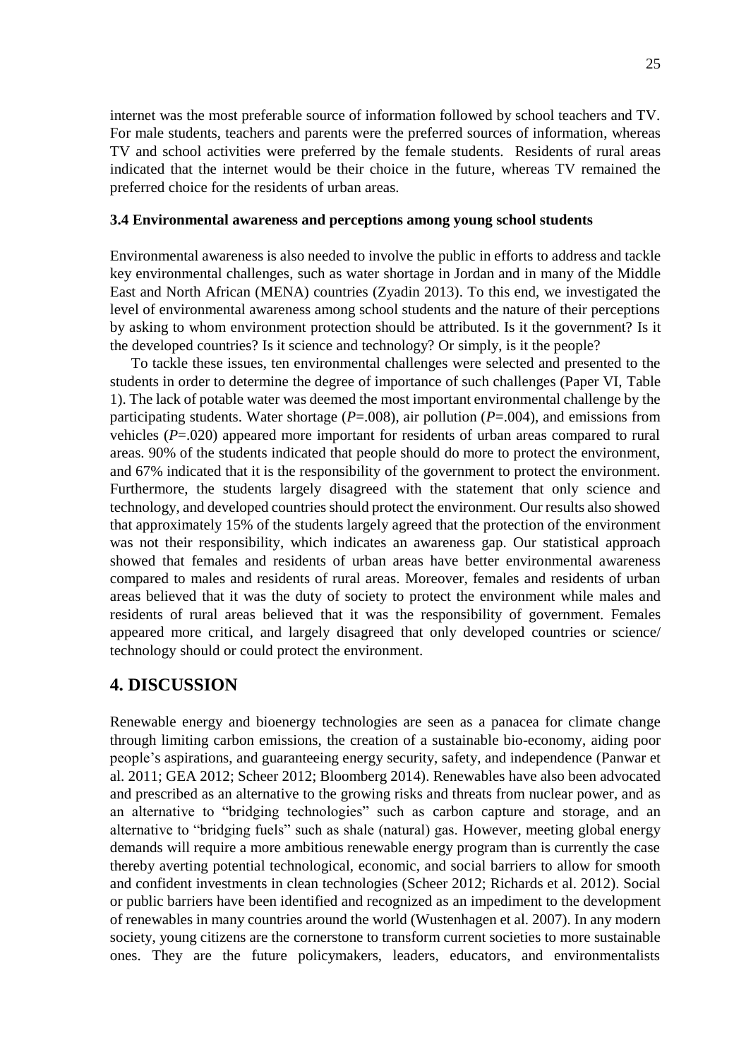internet was the most preferable source of information followed by school teachers and TV. For male students, teachers and parents were the preferred sources of information, whereas TV and school activities were preferred by the female students. Residents of rural areas indicated that the internet would be their choice in the future, whereas TV remained the preferred choice for the residents of urban areas.

### 3.4 Environmental awareness and perceptions among young school students

Environmental awareness is also needed to involve the public in efforts to address and tackle key environmental challenges, such as water shortage in Jordan and in many of the Middle East and North African (MENA) countries (Zyadin 2013). To this end, we investigated the level of environmental awareness among school students and the nature of their perceptions by asking to whom environment protection should be attributed. Is it the government? Is it the developed countries? Is it science and technology? Or simply, is it the people?

To tackle these issues, ten environmental challenges were selected and presented to the students in order to determine the degree of importance of such challenges (Paper VI, Table 1). The lack of potable water was deemed the most important environmental challenge by the participating students. Water shortage ($P$=.008), air pollution ($P$=.004), and emissions from vehicles ($P$=.020) appeared more important for residents of urban areas compared to rural areas. 90% of the students indicated that people should do more to protect the environment, and 67% indicated that it is the responsibility of the government to protect the environment. Furthermore, the students largely disagreed with the statement that only science and technology, and developed countries should protect the environment. Our results also showed that approximately 15% of the students largely agreed that the protection of the environment was not their responsibility, which indicates an awareness gap. Our statistical approach showed that females and residents of urban areas have better environmental awareness compared to males and residents of rural areas. Moreover, females and residents of urban areas believed that it was the duty of society to protect the environment while males and residents of rural areas believed that it was the responsibility of government. Females appeared more critical, and largely disagreed that only developed countries or science/ technology should or could protect the environment.

## 4. DISCUSSION

Renewable energy and bioenergy technologies are seen as a panacea for climate change through limiting carbon emissions, the creation of a sustainable bio-economy, aiding poor people's aspirations, and guaranteeing energy security, safety, and independence (Panwar et al. 2011; GEA 2012; Scheer 2012; Bloomberg 2014). Renewables have also been advocated and prescribed as an alternative to the growing risks and threats from nuclear power, and as an alternative to "bridging technologies" such as carbon capture and storage, and an alternative to "bridging fuels" such as shale (natural) gas. However, meeting global energy demands will require a more ambitious renewable energy program than is currently the case thereby averting potential technological, economic, and social barriers to allow for smooth and confident investments in clean technologies (Scheer 2012; Richards et al. 2012). Social or public barriers have been identified and recognized as an impediment to the development of renewables in many countries around the world (Wustenhagen et al. 2007). In any modern society, young citizens are the cornerstone to transform current societies to more sustainable ones. They are the future policymakers, leaders, educators, and environmentalists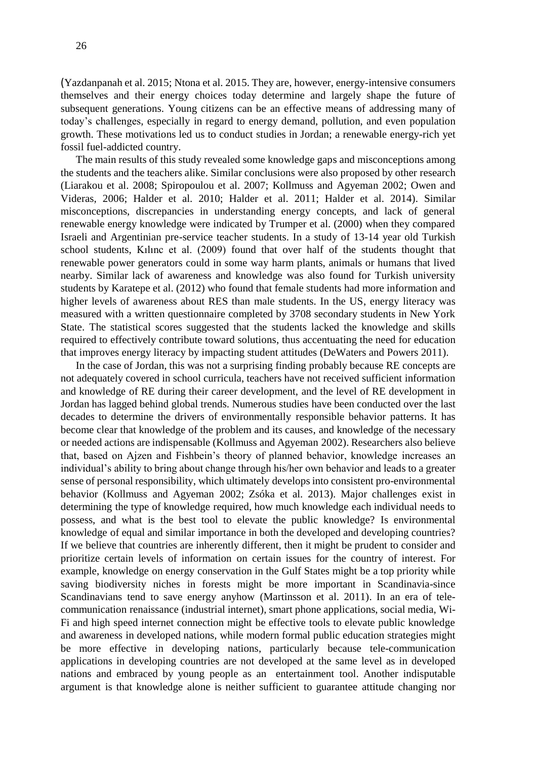(Yazdanpanah et al. 2015; Ntona et al. 2015. They are, however, energy-intensive consumers themselves and their energy choices today determine and largely shape the future of subsequent generations. Young citizens can be an effective means of addressing many of today's challenges, especially in regard to energy demand, pollution, and even population growth. These motivations led us to conduct studies in Jordan; a renewable energy-rich yet fossil fuel-addicted country.

The main results of this study revealed some knowledge gaps and misconceptions among the students and the teachers alike. Similar conclusions were also proposed by other research (Liarakou et al. 2008; Spiropoulou et al. 2007; Kollmuss and Agyeman 2002; Owen and Videras, 2006; Halder et al. 2010; Halder et al. 2011; Halder et al. 2014). Similar misconceptions, discrepancies in understanding energy concepts, and lack of general renewable energy knowledge were indicated by Trumper et al. (2000) when they compared Israeli and Argentinian pre-service teacher students. In a study of 13-14 year old Turkish school students, Kılınc et al. (2009) found that over half of the students thought that renewable power generators could in some way harm plants, animals or humans that lived nearby. Similar lack of awareness and knowledge was also found for Turkish university students by Karatepe et al. (2012) who found that female students had more information and higher levels of awareness about RES than male students. In the US, energy literacy was measured with a written questionnaire completed by 3708 secondary students in New York State. The statistical scores suggested that the students lacked the knowledge and skills required to effectively contribute toward solutions, thus accentuating the need for education that improves energy literacy by impacting student attitudes (DeWaters and Powers 2011).

In the case of Jordan, this was not a surprising finding probably because RE concepts are not adequately covered in school curricula, teachers have not received sufficient information and knowledge of RE during their career development, and the level of RE development in Jordan has lagged behind global trends. Numerous studies have been conducted over the last decades to determine the drivers of environmentally responsible behavior patterns. It has become clear that knowledge of the problem and its causes, and knowledge of the necessary or needed actions are indispensable (Kollmuss and Agyeman 2002). Researchers also believe that, based on Ajzen and Fishbein's theory of planned behavior, knowledge increases an individual's ability to bring about change through his/her own behavior and leads to a greater sense of personal responsibility, which ultimately develops into consistent pro-environmental behavior (Kollmuss and Agyeman 2002; Zsóka et al. 2013). Major challenges exist in determining the type of knowledge required, how much knowledge each individual needs to possess, and what is the best tool to elevate the public knowledge? Is environmental knowledge of equal and similar importance in both the developed and developing countries? If we believe that countries are inherently different, then it might be prudent to consider and prioritize certain levels of information on certain issues for the country of interest. For example, knowledge on energy conservation in the Gulf States might be a top priority while saving biodiversity niches in forests might be more important in Scandinavia-since Scandinavians tend to save energy anyhow (Martinsson et al. 2011). In an era of tele-communication renaissance (industrial internet), smart phone applications, social media, Wi-Fi and high speed internet connection might be effective tools to elevate public knowledge and awareness in developed nations, while modern formal public education strategies might be more effective in developing nations, particularly because tele-communication applications in developing countries are not developed at the same level as in developed nations and embraced by young people as an entertainment tool. Another indisputable argument is that knowledge alone is neither sufficient to guarantee attitude changing nor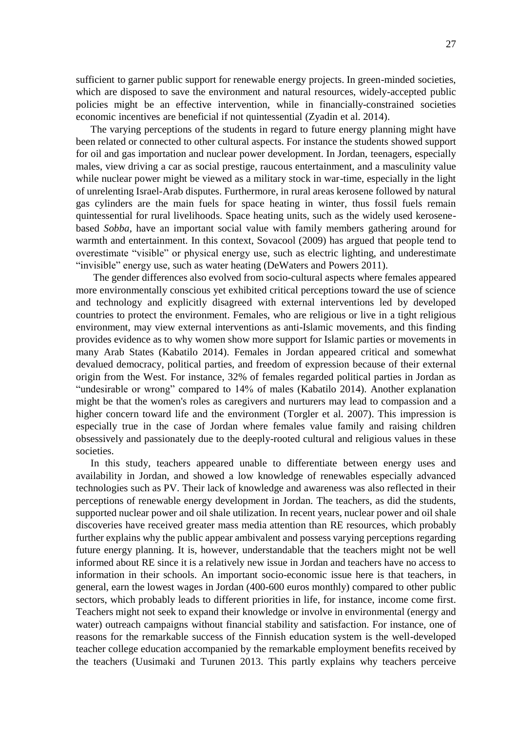sufficient to garner public support for renewable energy projects. In green-minded societies, which are disposed to save the environment and natural resources, widely-accepted public policies might be an effective intervention, while in financially-constrained societies economic incentives are beneficial if not quintessential (Zyadin et al. 2014).

The varying perceptions of the students in regard to future energy planning might have been related or connected to other cultural aspects. For instance the students showed support for oil and gas importation and nuclear power development. In Jordan, teenagers, especially males, view driving a car as social prestige, raucous entertainment, and a masculinity value while nuclear power might be viewed as a military stock in war-time, especially in the light of unrelenting Israel-Arab disputes. Furthermore, in rural areas kerosene followed by natural gas cylinders are the main fuels for space heating in winter, thus fossil fuels remain quintessential for rural livelihoods. Space heating units, such as the widely used kerosene-based *Sobba*, have an important social value with family members gathering around for warmth and entertainment. In this context, Sovacool (2009) has argued that people tend to overestimate "visible" or physical energy use, such as electric lighting, and underestimate "invisible" energy use, such as water heating (DeWaters and Powers 2011).

The gender differences also evolved from socio-cultural aspects where females appeared more environmentally conscious yet exhibited critical perceptions toward the use of science and technology and explicitly disagreed with external interventions led by developed countries to protect the environment. Females, who are religious or live in a tight religious environment, may view external interventions as anti-Islamic movements, and this finding provides evidence as to why women show more support for Islamic parties or movements in many Arab States (Kabatilo 2014). Females in Jordan appeared critical and somewhat devalued democracy, political parties, and freedom of expression because of their external origin from the West. For instance, 32% of females regarded political parties in Jordan as "undesirable or wrong" compared to 14% of males (Kabatilo 2014). Another explanation might be that the women's roles as caregivers and nurturers may lead to compassion and a higher concern toward life and the environment (Torgler et al. 2007). This impression is especially true in the case of Jordan where females value family and raising children obsessively and passionately due to the deeply-rooted cultural and religious values in these societies.

In this study, teachers appeared unable to differentiate between energy uses and availability in Jordan, and showed a low knowledge of renewables especially advanced technologies such as PV. Their lack of knowledge and awareness was also reflected in their perceptions of renewable energy development in Jordan. The teachers, as did the students, supported nuclear power and oil shale utilization. In recent years, nuclear power and oil shale discoveries have received greater mass media attention than RE resources, which probably further explains why the public appear ambivalent and possess varying perceptions regarding future energy planning. It is, however, understandable that the teachers might not be well informed about RE since it is a relatively new issue in Jordan and teachers have no access to information in their schools. An important socio-economic issue here is that teachers, in general, earn the lowest wages in Jordan (400-600 euros monthly) compared to other public sectors, which probably leads to different priorities in life, for instance, income come first. Teachers might not seek to expand their knowledge or involve in environmental (energy and water) outreach campaigns without financial stability and satisfaction. For instance, one of reasons for the remarkable success of the Finnish education system is the well-developed teacher college education accompanied by the remarkable employment benefits received by the teachers (Uusimaki and Turunen 2013. This partly explains why teachers perceive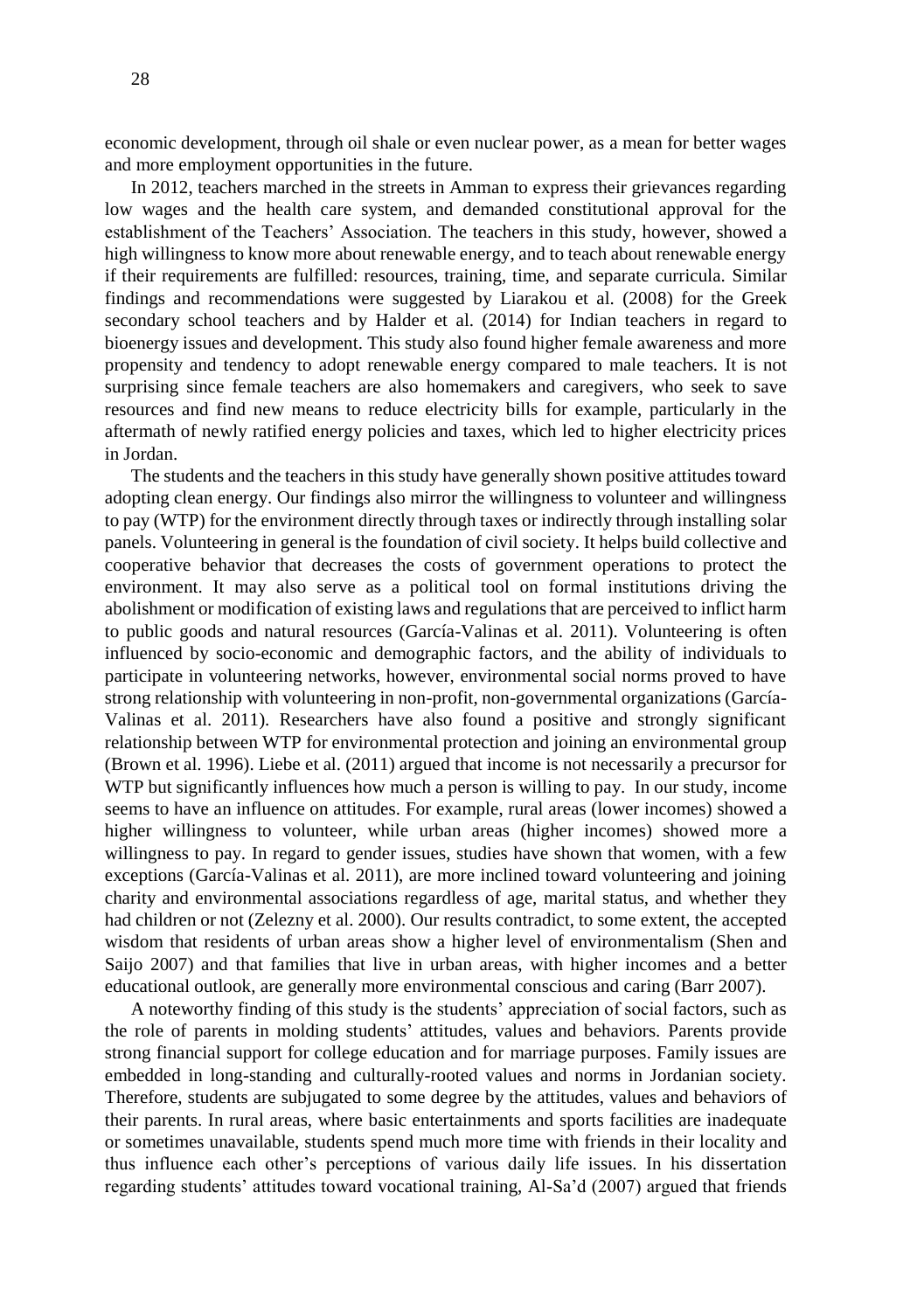economic development, through oil shale or even nuclear power, as a mean for better wages and more employment opportunities in the future.

In 2012, teachers marched in the streets in Amman to express their grievances regarding low wages and the health care system, and demanded constitutional approval for the establishment of the Teachers' Association. The teachers in this study, however, showed a high willingness to know more about renewable energy, and to teach about renewable energy if their requirements are fulfilled: resources, training, time, and separate curricula. Similar findings and recommendations were suggested by Liarakou et al. (2008) for the Greek secondary school teachers and by Halder et al. (2014) for Indian teachers in regard to bioenergy issues and development. This study also found higher female awareness and more propensity and tendency to adopt renewable energy compared to male teachers. It is not surprising since female teachers are also homemakers and caregivers, who seek to save resources and find new means to reduce electricity bills for example, particularly in the aftermath of newly ratified energy policies and taxes, which led to higher electricity prices in Jordan.

The students and the teachers in this study have generally shown positive attitudes toward adopting clean energy. Our findings also mirror the willingness to volunteer and willingness to pay (WTP) for the environment directly through taxes or indirectly through installing solar panels. Volunteering in general is the foundation of civil society. It helps build collective and cooperative behavior that decreases the costs of government operations to protect the environment. It may also serve as a political tool on formal institutions driving the abolishment or modification of existing laws and regulations that are perceived to inflict harm to public goods and natural resources (García-Valinas et al. 2011). Volunteering is often influenced by socio-economic and demographic factors, and the ability of individuals to participate in volunteering networks, however, environmental social norms proved to have strong relationship with volunteering in non-profit, non-governmental organizations (García-Valinas et al. 2011). Researchers have also found a positive and strongly significant relationship between WTP for environmental protection and joining an environmental group (Brown et al. 1996). Liebe et al. (2011) argued that income is not necessarily a precursor for WTP but significantly influences how much a person is willing to pay. In our study, income seems to have an influence on attitudes. For example, rural areas (lower incomes) showed a higher willingness to volunteer, while urban areas (higher incomes) showed more a willingness to pay. In regard to gender issues, studies have shown that women, with a few exceptions (García-Valinas et al. 2011), are more inclined toward volunteering and joining charity and environmental associations regardless of age, marital status, and whether they had children or not (Zelezny et al. 2000). Our results contradict, to some extent, the accepted wisdom that residents of urban areas show a higher level of environmentalism (Shen and Saijo 2007) and that families that live in urban areas, with higher incomes and a better educational outlook, are generally more environmental conscious and caring (Barr 2007).

A noteworthy finding of this study is the students' appreciation of social factors, such as the role of parents in molding students' attitudes, values and behaviors. Parents provide strong financial support for college education and for marriage purposes. Family issues are embedded in long-standing and culturally-rooted values and norms in Jordanian society. Therefore, students are subjugated to some degree by the attitudes, values and behaviors of their parents. In rural areas, where basic entertainments and sports facilities are inadequate or sometimes unavailable, students spend much more time with friends in their locality and thus influence each other's perceptions of various daily life issues. In his dissertation regarding students' attitudes toward vocational training, Al-Sa'd (2007) argued that friends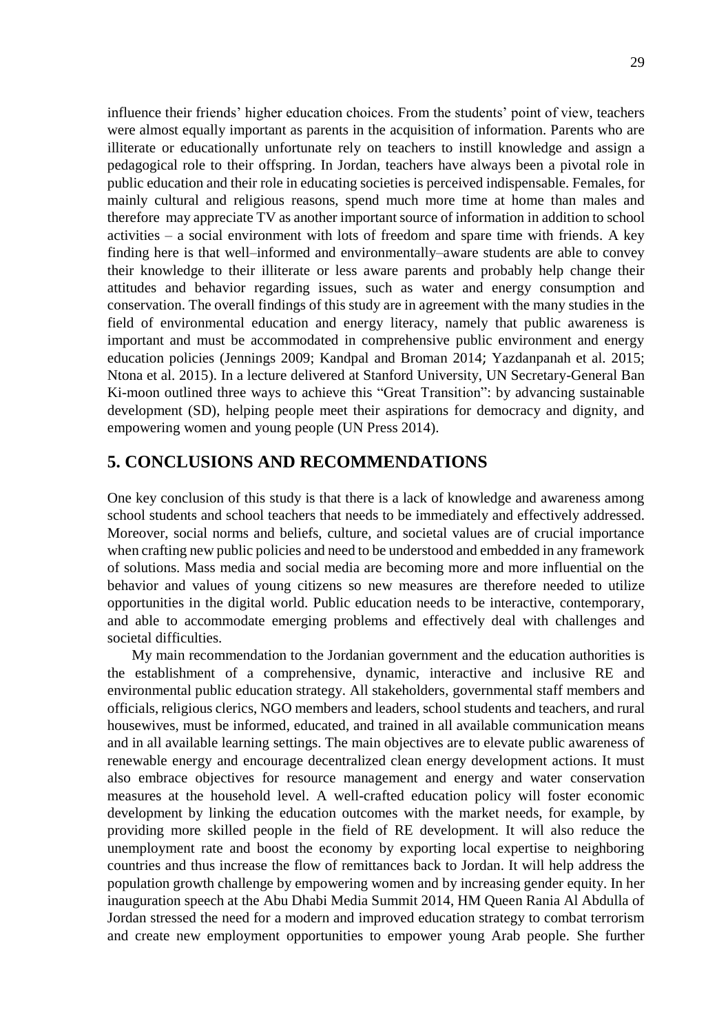influence their friends' higher education choices. From the students' point of view, teachers were almost equally important as parents in the acquisition of information. Parents who are illiterate or educationally unfortunate rely on teachers to instill knowledge and assign a pedagogical role to their offspring. In Jordan, teachers have always been a pivotal role in public education and their role in educating societies is perceived indispensable. Females, for mainly cultural and religious reasons, spend much more time at home than males and therefore may appreciate TV as another important source of information in addition to school activities – a social environment with lots of freedom and spare time with friends. A key finding here is that well–informed and environmentally–aware students are able to convey their knowledge to their illiterate or less aware parents and probably help change their attitudes and behavior regarding issues, such as water and energy consumption and conservation. The overall findings of this study are in agreement with the many studies in the field of environmental education and energy literacy, namely that public awareness is important and must be accommodated in comprehensive public environment and energy education policies (Jennings 2009; Kandpal and Broman 2014; Yazdanpanah et al. 2015; Ntona et al. 2015). In a lecture delivered at Stanford University, UN Secretary-General Ban Ki-moon outlined three ways to achieve this "Great Transition": by advancing sustainable development (SD), helping people meet their aspirations for democracy and dignity, and empowering women and young people (UN Press 2014).

## 5. CONCLUSIONS AND RECOMMENDATIONS

One key conclusion of this study is that there is a lack of knowledge and awareness among school students and school teachers that needs to be immediately and effectively addressed. Moreover, social norms and beliefs, culture, and societal values are of crucial importance when crafting new public policies and need to be understood and embedded in any framework of solutions. Mass media and social media are becoming more and more influential on the behavior and values of young citizens so new measures are therefore needed to utilize opportunities in the digital world. Public education needs to be interactive, contemporary, and able to accommodate emerging problems and effectively deal with challenges and societal difficulties.

My main recommendation to the Jordanian government and the education authorities is the establishment of a comprehensive, dynamic, interactive and inclusive RE and environmental public education strategy. All stakeholders, governmental staff members and officials, religious clerics, NGO members and leaders, school students and teachers, and rural housewives, must be informed, educated, and trained in all available communication means and in all available learning settings. The main objectives are to elevate public awareness of renewable energy and encourage decentralized clean energy development actions. It must also embrace objectives for resource management and energy and water conservation measures at the household level. A well-crafted education policy will foster economic development by linking the education outcomes with the market needs, for example, by providing more skilled people in the field of RE development. It will also reduce the unemployment rate and boost the economy by exporting local expertise to neighboring countries and thus increase the flow of remittances back to Jordan. It will help address the population growth challenge by empowering women and by increasing gender equity. In her inauguration speech at the Abu Dhabi Media Summit 2014, HM Queen Rania Al Abdulla of Jordan stressed the need for a modern and improved education strategy to combat terrorism and create new employment opportunities to empower young Arab people. She further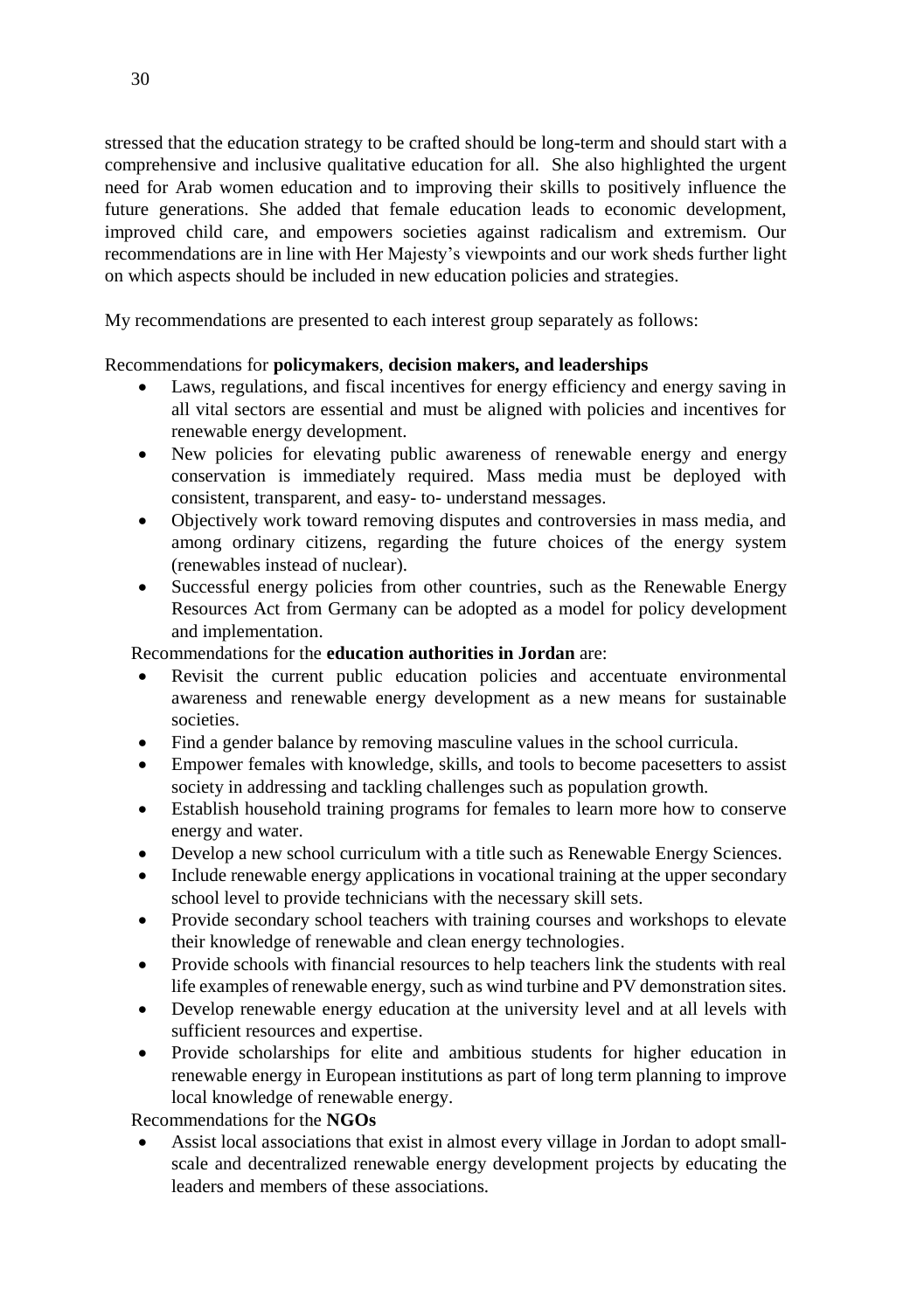stressed that the education strategy to be crafted should be long-term and should start with a comprehensive and inclusive qualitative education for all. She also highlighted the urgent need for Arab women education and to improving their skills to positively influence the future generations. She added that female education leads to economic development, improved child care, and empowers societies against radicalism and extremism. Our recommendations are in line with Her Majesty's viewpoints and our work sheds further light on which aspects should be included in new education policies and strategies.

My recommendations are presented to each interest group separately as follows:

Recommendations for **policymakers**, **decision makers, and leaderships**

- Laws, regulations, and fiscal incentives for energy efficiency and energy saving in all vital sectors are essential and must be aligned with policies and incentives for renewable energy development.
- New policies for elevating public awareness of renewable energy and energy conservation is immediately required. Mass media must be deployed with consistent, transparent, and easy- to- understand messages.
- Objectively work toward removing disputes and controversies in mass media, and among ordinary citizens, regarding the future choices of the energy system (renewables instead of nuclear).
- Successful energy policies from other countries, such as the Renewable Energy Resources Act from Germany can be adopted as a model for policy development and implementation.

Recommendations for the **education authorities in Jordan** are:

- Revisit the current public education policies and accentuate environmental awareness and renewable energy development as a new means for sustainable societies.
- Find a gender balance by removing masculine values in the school curricula.
- Empower females with knowledge, skills, and tools to become pacesetters to assist society in addressing and tackling challenges such as population growth.
- Establish household training programs for females to learn more how to conserve energy and water.
- Develop a new school curriculum with a title such as Renewable Energy Sciences.
- Include renewable energy applications in vocational training at the upper secondary school level to provide technicians with the necessary skill sets.
- Provide secondary school teachers with training courses and workshops to elevate their knowledge of renewable and clean energy technologies.
- Provide schools with financial resources to help teachers link the students with real life examples of renewable energy, such as wind turbine and PV demonstration sites.
- Develop renewable energy education at the university level and at all levels with sufficient resources and expertise.
- Provide scholarships for elite and ambitious students for higher education in renewable energy in European institutions as part of long term planning to improve local knowledge of renewable energy.

Recommendations for the **NGOs**

- Assist local associations that exist in almost every village in Jordan to adopt small-scale and decentralized renewable energy development projects by educating the leaders and members of these associations.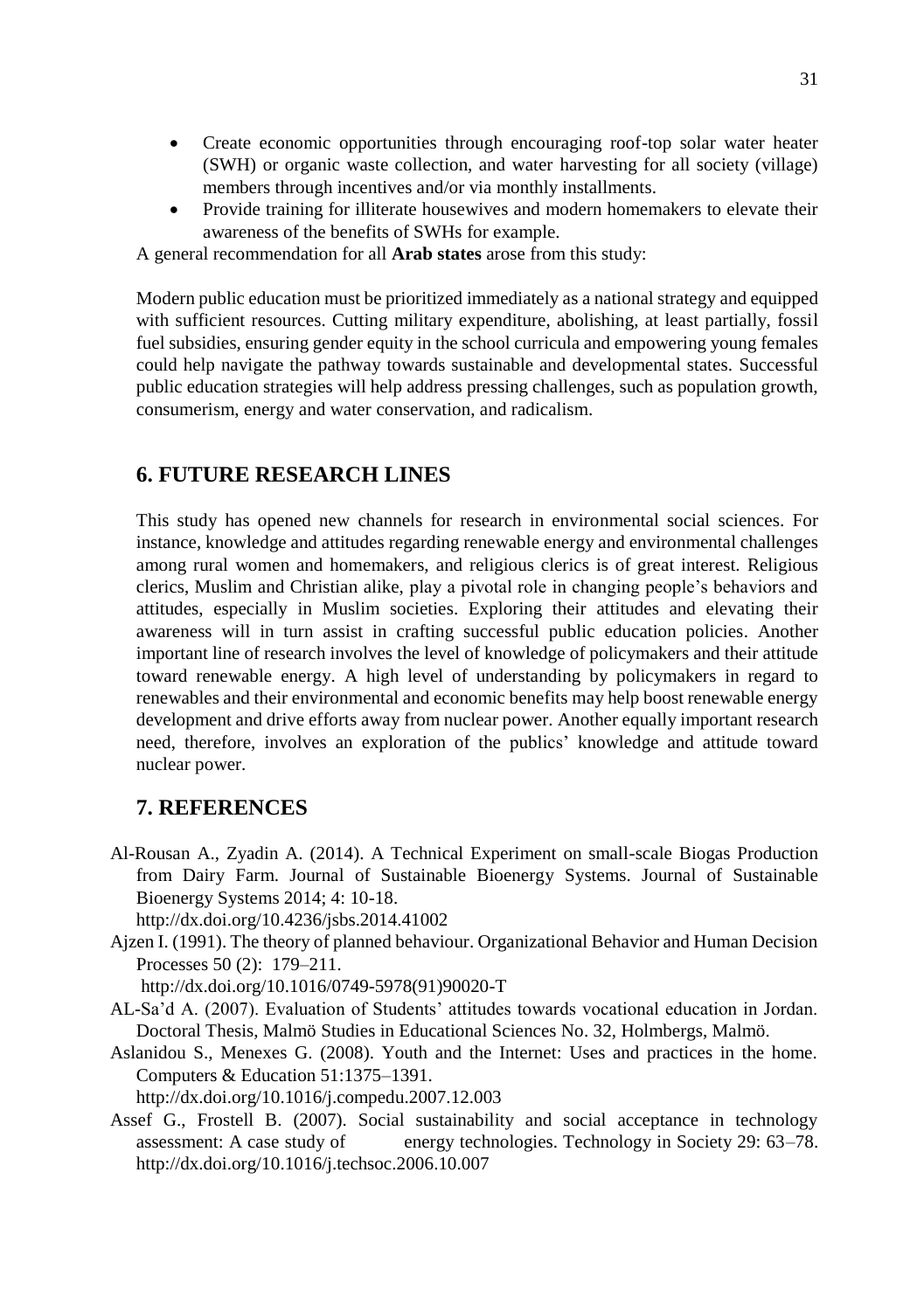- Create economic opportunities through encouraging roof-top solar water heater (SWH) or organic waste collection, and water harvesting for all society (village) members through incentives and/or via monthly installments.
- Provide training for illiterate housewives and modern homemakers to elevate their awareness of the benefits of SWHs for example.

A general recommendation for all **Arab states** arose from this study:

Modern public education must be prioritized immediately as a national strategy and equipped with sufficient resources. Cutting military expenditure, abolishing, at least partially, fossil fuel subsidies, ensuring gender equity in the school curricula and empowering young females could help navigate the pathway towards sustainable and developmental states. Successful public education strategies will help address pressing challenges, such as population growth, consumerism, energy and water conservation, and radicalism.

## 6. FUTURE RESEARCH LINES

This study has opened new channels for research in environmental social sciences. For instance, knowledge and attitudes regarding renewable energy and environmental challenges among rural women and homemakers, and religious clerics is of great interest. Religious clerics, Muslim and Christian alike, play a pivotal role in changing people's behaviors and attitudes, especially in Muslim societies. Exploring their attitudes and elevating their awareness will in turn assist in crafting successful public education policies. Another important line of research involves the level of knowledge of policymakers and their attitude toward renewable energy. A high level of understanding by policymakers in regard to renewables and their environmental and economic benefits may help boost renewable energy development and drive efforts away from nuclear power. Another equally important research need, therefore, involves an exploration of the publics' knowledge and attitude toward nuclear power.

## 7. REFERENCES

Al-Rousan A., Zyadin A. (2014). A Technical Experiment on small-scale Biogas Production from Dairy Farm. Journal of Sustainable Bioenergy Systems. Journal of Sustainable Bioenergy Systems 2014; 4: 10-18. http://dx.doi.org/10.4236/jsbs.2014.41002

Ajzen I. (1991). The theory of planned behaviour. Organizational Behavior and Human Decision Processes 50 (2): 179–211. http://dx.doi.org/10.1016/0749-5978(91)90020-T

AL-Sa'd A. (2007). Evaluation of Students' attitudes towards vocational education in Jordan. Doctoral Thesis, Malmö Studies in Educational Sciences No. 32, Holmbergs, Malmö.

Aslanidou S., Menexes G. (2008). Youth and the Internet: Uses and practices in the home. Computers & Education 51:1375–1391. http://dx.doi.org/10.1016/j.compedu.2007.12.003

Assef G., Frostell B. (2007). Social sustainability and social acceptance in technology assessment: A case study of energy technologies. Technology in Society 29: 63–78. http://dx.doi.org/10.1016/j.techsoc.2006.10.007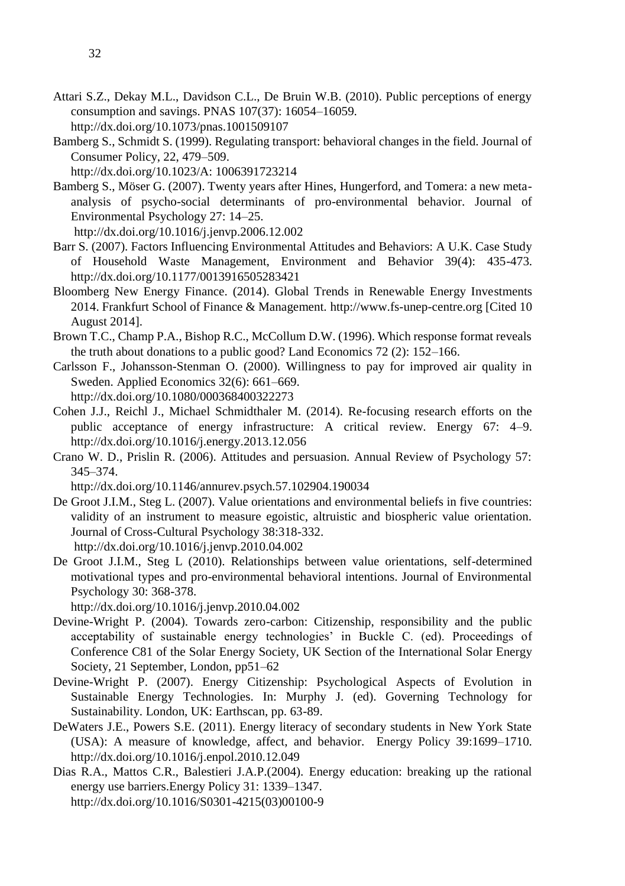Attari S.Z., Dekay M.L., Davidson C.L., De Bruin W.B. (2010). Public perceptions of energy consumption and savings. PNAS 107(37): 16054–16059. http://dx.doi.org/10.1073/pnas.1001509107

Bamberg S., Schmidt S. (1999). Regulating transport: behavioral changes in the field. Journal of Consumer Policy, 22, 479–509. http://dx.doi.org/10.1023/A: 1006391723214

Bamberg S., Möser G. (2007). Twenty years after Hines, Hungerford, and Tomera: a new meta-analysis of psycho-social determinants of pro-environmental behavior. Journal of Environmental Psychology 27: 14–25. http://dx.doi.org/10.1016/j.jenvp.2006.12.002

Barr S. (2007). Factors Influencing Environmental Attitudes and Behaviors: A U.K. Case Study of Household Waste Management, Environment and Behavior 39(4): 435-473. http://dx.doi.org/10.1177/0013916505283421

Bloomberg New Energy Finance. (2014). Global Trends in Renewable Energy Investments 2014. Frankfurt School of Finance & Management. http://www.fs-unep-centre.org [Cited 10 August 2014].

Brown T.C., Champ P.A., Bishop R.C., McCollum D.W. (1996). Which response format reveals the truth about donations to a public good? Land Economics 72 (2): 152–166.

Carlsson F., Johansson-Stenman O. (2000). Willingness to pay for improved air quality in Sweden. Applied Economics 32(6): 661–669. http://dx.doi.org/10.1080/000368400322273

Cohen J.J., Reichl J., Michael Schmidthaler M. (2014). Re-focusing research efforts on the public acceptance of energy infrastructure: A critical review. Energy 67: 4–9. http://dx.doi.org/10.1016/j.energy.2013.12.056

Crano W. D., Prislin R. (2006). Attitudes and persuasion. Annual Review of Psychology 57: 345–374. http://dx.doi.org/10.1146/annurev.psych.57.102904.190034

De Groot J.I.M., Steg L. (2007). Value orientations and environmental beliefs in five countries: validity of an instrument to measure egoistic, altruistic and biospheric value orientation. Journal of Cross-Cultural Psychology 38:318-332. http://dx.doi.org/10.1016/j.jenvp.2010.04.002

De Groot J.I.M., Steg L (2010). Relationships between value orientations, self-determined motivational types and pro-environmental behavioral intentions. Journal of Environmental Psychology 30: 368-378. http://dx.doi.org/10.1016/j.jenvp.2010.04.002

Devine-Wright P. (2004). Towards zero-carbon: Citizenship, responsibility and the public acceptability of sustainable energy technologies' in Buckle C. (ed). Proceedings of Conference C81 of the Solar Energy Society, UK Section of the International Solar Energy Society, 21 September, London, pp51–62

Devine-Wright P. (2007). Energy Citizenship: Psychological Aspects of Evolution in Sustainable Energy Technologies. In: Murphy J. (ed). Governing Technology for Sustainability. London, UK: Earthscan, pp. 63-89.

DeWaters J.E., Powers S.E. (2011). Energy literacy of secondary students in New York State (USA): A measure of knowledge, affect, and behavior. Energy Policy 39:1699–1710. http://dx.doi.org/10.1016/j.enpol.2010.12.049

Dias R.A., Mattos C.R., Balestieri J.A.P.(2004). Energy education: breaking up the rational energy use barriers.Energy Policy 31: 1339–1347. http://dx.doi.org/10.1016/S0301-4215(03)00100-9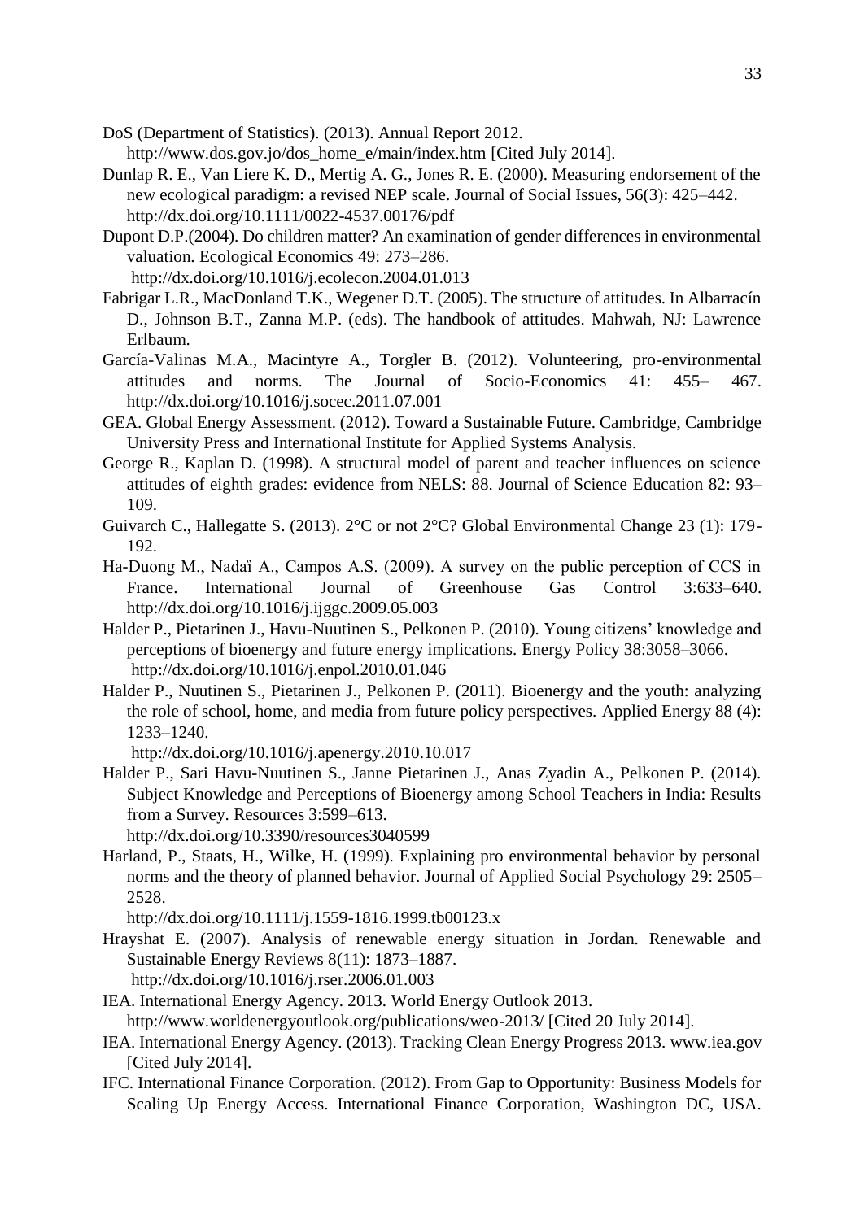DoS (Department of Statistics). (2013). Annual Report 2012. http://www.dos.gov.jo/dos_home_e/main/index.htm [Cited July 2014].

Dunlap R. E., Van Liere K. D., Mertig A. G., Jones R. E. (2000). Measuring endorsement of the new ecological paradigm: a revised NEP scale. Journal of Social Issues, 56(3): 425–442. http://dx.doi.org/10.1111/0022-4537.00176/pdf

Dupont D.P.(2004). Do children matter? An examination of gender differences in environmental valuation. Ecological Economics 49: 273–286. http://dx.doi.org/10.1016/j.ecolecon.2004.01.013

Fabrigar L.R., MacDonland T.K., Wegener D.T. (2005). The structure of attitudes. In Albarracín D., Johnson B.T., Zanna M.P. (eds). The handbook of attitudes. Mahwah, NJ: Lawrence Erlbaum.

García-Valinas M.A., Macintyre A., Torgler B. (2012). Volunteering, pro-environmental attitudes and norms. The Journal of Socio-Economics 41: 455– 467. http://dx.doi.org/10.1016/j.socec.2011.07.001

GEA. Global Energy Assessment. (2012). Toward a Sustainable Future. Cambridge, Cambridge University Press and International Institute for Applied Systems Analysis.

George R., Kaplan D. (1998). A structural model of parent and teacher influences on science attitudes of eighth grades: evidence from NELS: 88. Journal of Science Education 82: 93–109.

Guivarch C., Hallegatte S. (2013). 2°C or not 2°C? Global Environmental Change 23 (1): 179-192.

Ha-Duong M., Nadaï A., Campos A.S. (2009). A survey on the public perception of CCS in France. International Journal of Greenhouse Gas Control 3:633–640. http://dx.doi.org/10.1016/j.ijggc.2009.05.003

Halder P., Pietarinen J., Havu-Nuutinen S., Pelkonen P. (2010). Young citizens' knowledge and perceptions of bioenergy and future energy implications. Energy Policy 38:3058–3066. http://dx.doi.org/10.1016/j.enpol.2010.01.046

Halder P., Nuutinen S., Pietarinen J., Pelkonen P. (2011). Bioenergy and the youth: analyzing the role of school, home, and media from future policy perspectives. Applied Energy 88 (4): 1233–1240. http://dx.doi.org/10.1016/j.apenergy.2010.10.017

Halder P., Sari Havu-Nuutinen S., Janne Pietarinen J., Anas Zyadin A., Pelkonen P. (2014). Subject Knowledge and Perceptions of Bioenergy among School Teachers in India: Results from a Survey. Resources 3:599–613. http://dx.doi.org/10.3390/resources3040599

Harland, P., Staats, H., Wilke, H. (1999). Explaining pro environmental behavior by personal norms and the theory of planned behavior. Journal of Applied Social Psychology 29: 2505–2528. http://dx.doi.org/10.1111/j.1559-1816.1999.tb00123.x

Hrayshat E. (2007). Analysis of renewable energy situation in Jordan. Renewable and Sustainable Energy Reviews 8(11): 1873–1887. http://dx.doi.org/10.1016/j.rser.2006.01.003

IEA. International Energy Agency. 2013. World Energy Outlook 2013. http://www.worldenergyoutlook.org/publications/weo-2013/ [Cited 20 July 2014].

IEA. International Energy Agency. (2013). Tracking Clean Energy Progress 2013. www.iea.gov [Cited July 2014].

IFC. International Finance Corporation. (2012). From Gap to Opportunity: Business Models for Scaling Up Energy Access. International Finance Corporation, Washington DC, USA.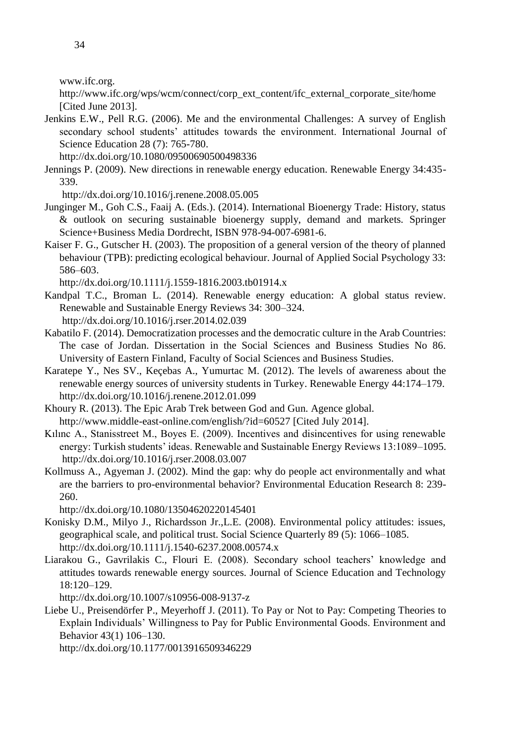www.ifc.org. http://www.ifc.org/wps/wcm/connect/corp_ext_content/ifc_external_corporate_site/home [Cited June 2013].

Jenkins E.W., Pell R.G. (2006). Me and the environmental Challenges: A survey of English secondary school students' attitudes towards the environment. International Journal of Science Education 28 (7): 765-780. http://dx.doi.org/10.1080/09500690500498336

Jennings P. (2009). New directions in renewable energy education. Renewable Energy 34:435-339. http://dx.doi.org/10.1016/j.renene.2008.05.005

Junginger M., Goh C.S., Faaij A. (Eds.). (2014). International Bioenergy Trade: History, status & outlook on securing sustainable bioenergy supply, demand and markets. Springer Science+Business Media Dordrecht, ISBN 978-94-007-6981-6.

Kaiser F. G., Gutscher H. (2003). The proposition of a general version of the theory of planned behaviour (TPB): predicting ecological behaviour. Journal of Applied Social Psychology 33: 586–603. http://dx.doi.org/10.1111/j.1559-1816.2003.tb01914.x

Kandpal T.C., Broman L. (2014). Renewable energy education: A global status review. Renewable and Sustainable Energy Reviews 34: 300–324. http://dx.doi.org/10.1016/j.rser.2014.02.039

Kabatilo F. (2014). Democratization processes and the democratic culture in the Arab Countries: The case of Jordan. Dissertation in the Social Sciences and Business Studies No 86. University of Eastern Finland, Faculty of Social Sciences and Business Studies.

Karatepe Y., Nes SV., Keçebas A., Yumurtac M. (2012). The levels of awareness about the renewable energy sources of university students in Turkey. Renewable Energy 44:174–179. http://dx.doi.org/10.1016/j.renene.2012.01.099

Khoury R. (2013). The Epic Arab Trek between God and Gun. Agence global. http://www.middle-east-online.com/english/?id=60527 [Cited July 2014].

Kılınc A., Stanisstreet M., Boyes E. (2009). Incentives and disincentives for using renewable energy: Turkish students' ideas. Renewable and Sustainable Energy Reviews 13:1089–1095. http://dx.doi.org/10.1016/j.rser.2008.03.007

Kollmuss A., Agyeman J. (2002). Mind the gap: why do people act environmentally and what are the barriers to pro-environmental behavior? Environmental Education Research 8: 239-260. http://dx.doi.org/10.1080/13504620220145401

Konisky D.M., Milyo J., Richardsson Jr.,L.E. (2008). Environmental policy attitudes: issues, geographical scale, and political trust. Social Science Quarterly 89 (5): 1066–1085. http://dx.doi.org/10.1111/j.1540-6237.2008.00574.x

Liarakou G., Gavrilakis C., Flouri E. (2008). Secondary school teachers' knowledge and attitudes towards renewable energy sources. Journal of Science Education and Technology 18:120–129. http://dx.doi.org/10.1007/s10956-008-9137-z

Liebe U., Preisendörfer P., Meyerhoff J. (2011). To Pay or Not to Pay: Competing Theories to Explain Individuals' Willingness to Pay for Public Environmental Goods. Environment and Behavior 43(1) 106–130. http://dx.doi.org/10.1177/0013916509346229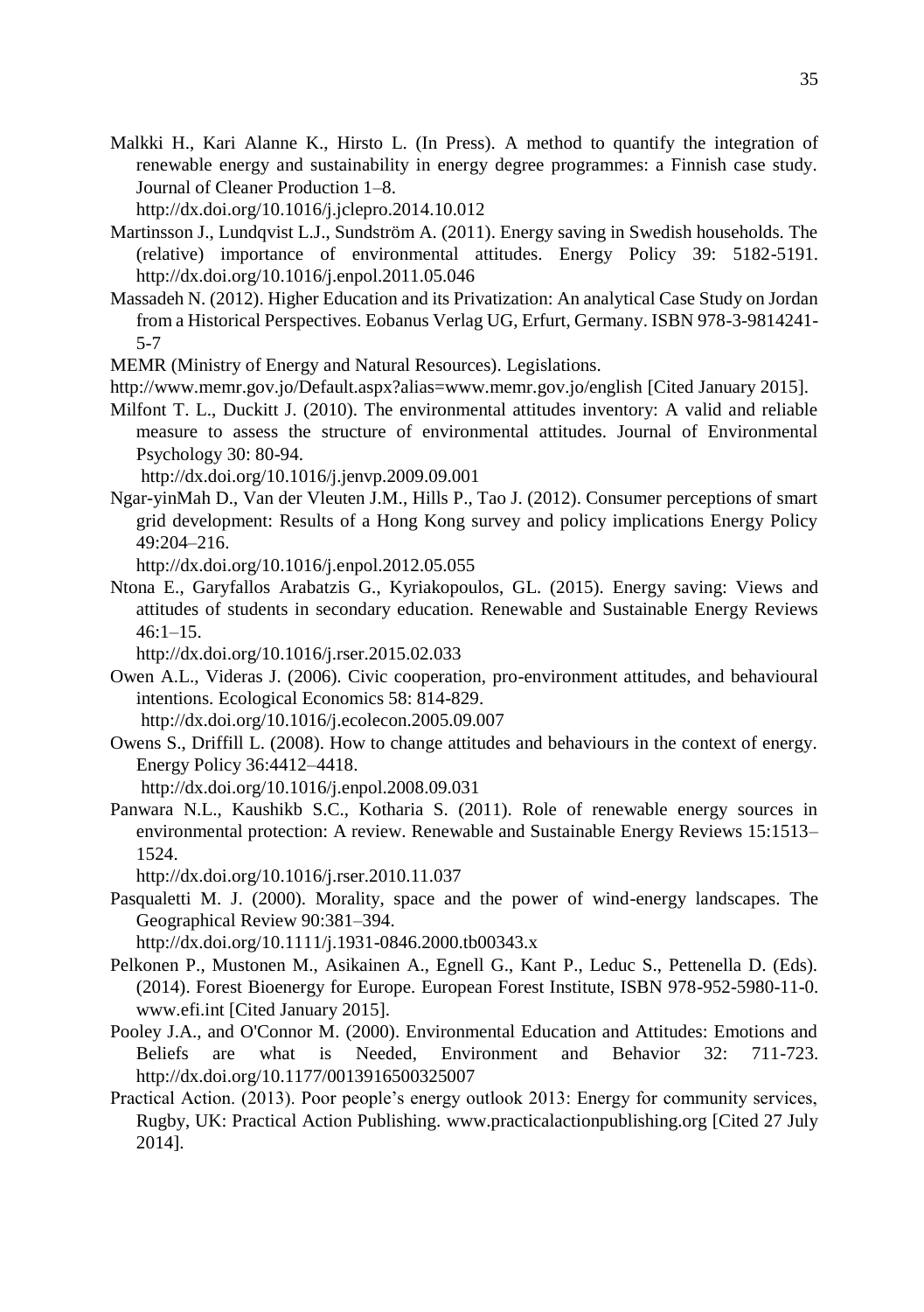Malkki H., Kari Alanne K., Hirsto L. (In Press). A method to quantify the integration of renewable energy and sustainability in energy degree programmes: a Finnish case study. Journal of Cleaner Production 1–8.
http://dx.doi.org/10.1016/j.jclepro.2014.10.012

Martinsson J., Lundqvist L.J., Sundström A. (2011). Energy saving in Swedish households. The (relative) importance of environmental attitudes. Energy Policy 39: 5182-5191. http://dx.doi.org/10.1016/j.enpol.2011.05.046

Massadeh N. (2012). Higher Education and its Privatization: An analytical Case Study on Jordan from a Historical Perspectives. Eobanus Verlag UG, Erfurt, Germany. ISBN 978-3-9814241-5-7

MEMR (Ministry of Energy and Natural Resources). Legislations.
http://www.memr.gov.jo/Default.aspx?alias=www.memr.gov.jo/english [Cited January 2015].

Milfont T. L., Duckitt J. (2010). The environmental attitudes inventory: A valid and reliable measure to assess the structure of environmental attitudes. Journal of Environmental Psychology 30: 80-94.
http://dx.doi.org/10.1016/j.jenvp.2009.09.001

Ngar-yinMah D., Van der Vleuten J.M., Hills P., Tao J. (2012). Consumer perceptions of smart grid development: Results of a Hong Kong survey and policy implications Energy Policy 49:204–216.
http://dx.doi.org/10.1016/j.enpol.2012.05.055

Ntona E., Garyfallos Arabatzis G., Kyriakopoulos, GL. (2015). Energy saving: Views and attitudes of students in secondary education. Renewable and Sustainable Energy Reviews 46:1–15.
http://dx.doi.org/10.1016/j.rser.2015.02.033

Owen A.L., Videras J. (2006). Civic cooperation, pro-environment attitudes, and behavioural intentions. Ecological Economics 58: 814-829.
http://dx.doi.org/10.1016/j.ecolecon.2005.09.007

Owens S., Driffill L. (2008). How to change attitudes and behaviours in the context of energy. Energy Policy 36:4412–4418.
http://dx.doi.org/10.1016/j.enpol.2008.09.031

Panwara N.L., Kaushikb S.C., Kotharia S. (2011). Role of renewable energy sources in environmental protection: A review. Renewable and Sustainable Energy Reviews 15:1513–1524.
http://dx.doi.org/10.1016/j.rser.2010.11.037

Pasqualetti M. J. (2000). Morality, space and the power of wind-energy landscapes. The Geographical Review 90:381–394.
http://dx.doi.org/10.1111/j.1931-0846.2000.tb00343.x

Pelkonen P., Mustonen M., Asikainen A., Egnell G., Kant P., Leduc S., Pettenella D. (Eds). (2014). Forest Bioenergy for Europe. European Forest Institute, ISBN 978-952-5980-11-0. www.efi.int [Cited January 2015].

Pooley J.A., and O'Connor M. (2000). Environmental Education and Attitudes: Emotions and Beliefs are what is Needed, Environment and Behavior 32: 711-723. http://dx.doi.org/10.1177/0013916500325007

Practical Action. (2013). Poor people's energy outlook 2013: Energy for community services, Rugby, UK: Practical Action Publishing. www.practicalactionpublishing.org [Cited 27 July 2014].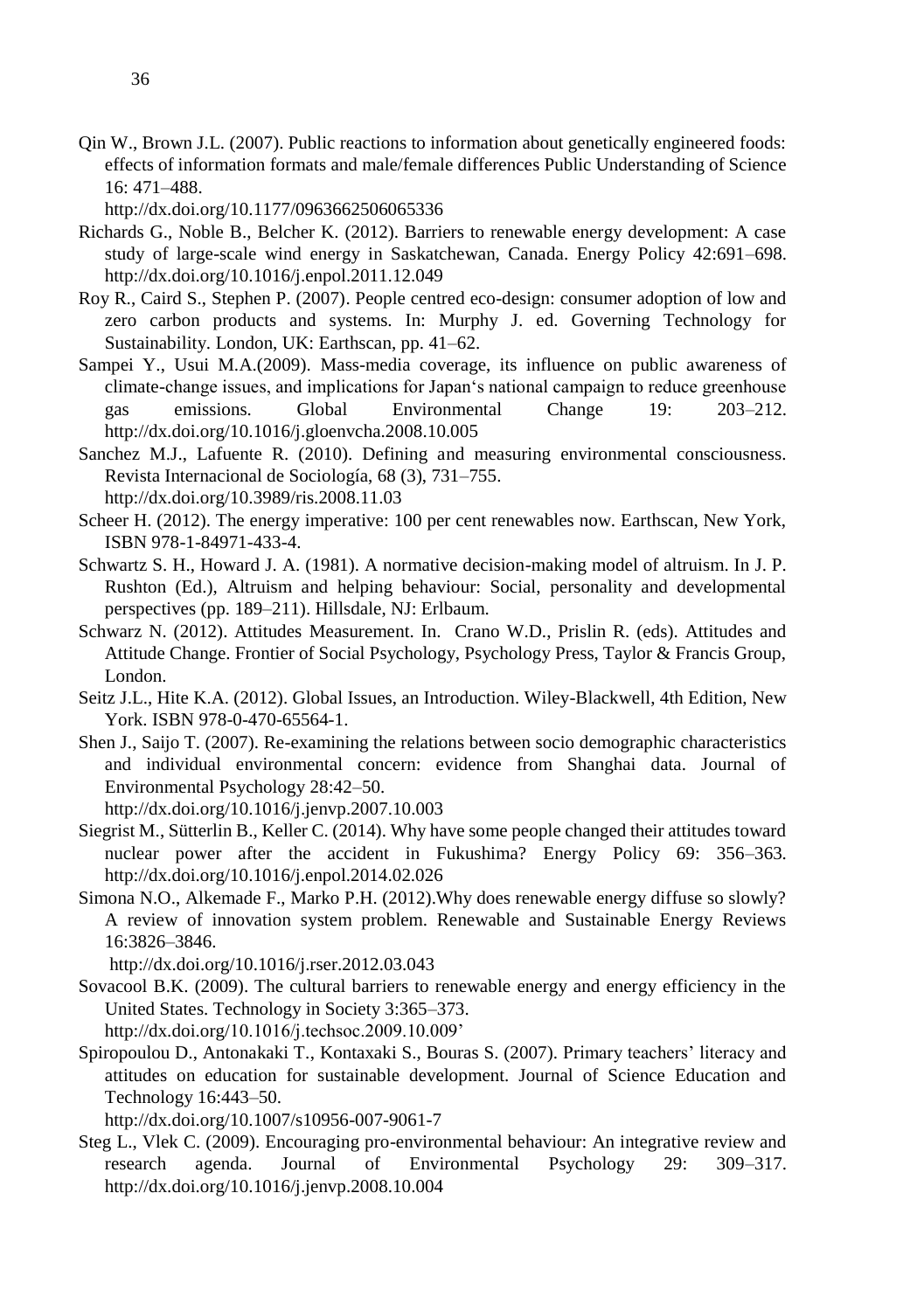Qin W., Brown J.L. (2007). Public reactions to information about genetically engineered foods: effects of information formats and male/female differences Public Understanding of Science 16: 471–488.
http://dx.doi.org/10.1177/0963662506065336

Richards G., Noble B., Belcher K. (2012). Barriers to renewable energy development: A case study of large-scale wind energy in Saskatchewan, Canada. Energy Policy 42:691–698. http://dx.doi.org/10.1016/j.enpol.2011.12.049

Roy R., Caird S., Stephen P. (2007). People centred eco-design: consumer adoption of low and zero carbon products and systems. In: Murphy J. ed. Governing Technology for Sustainability. London, UK: Earthscan, pp. 41–62.

Sampei Y., Usui M.A.(2009). Mass-media coverage, its influence on public awareness of climate-change issues, and implications for Japan's national campaign to reduce greenhouse gas emissions. Global Environmental Change 19: 203–212. http://dx.doi.org/10.1016/j.gloenvcha.2008.10.005

Sanchez M.J., Lafuente R. (2010). Defining and measuring environmental consciousness. Revista Internacional de Sociología, 68 (3), 731–755.
http://dx.doi.org/10.3989/ris.2008.11.03

Scheer H. (2012). The energy imperative: 100 per cent renewables now. Earthscan, New York, ISBN 978-1-84971-433-4.

Schwartz S. H., Howard J. A. (1981). A normative decision-making model of altruism. In J. P. Rushton (Ed.), Altruism and helping behaviour: Social, personality and developmental perspectives (pp. 189–211). Hillsdale, NJ: Erlbaum.

Schwarz N. (2012). Attitudes Measurement. In. Crano W.D., Prislin R. (eds). Attitudes and Attitude Change. Frontier of Social Psychology, Psychology Press, Taylor & Francis Group, London.

Seitz J.L., Hite K.A. (2012). Global Issues, an Introduction. Wiley-Blackwell, 4th Edition, New York. ISBN 978-0-470-65564-1.

Shen J., Saijo T. (2007). Re-examining the relations between socio demographic characteristics and individual environmental concern: evidence from Shanghai data. Journal of Environmental Psychology 28:42–50.
http://dx.doi.org/10.1016/j.jenvp.2007.10.003

Siegrist M., Sütterlin B., Keller C. (2014). Why have some people changed their attitudes toward nuclear power after the accident in Fukushima? Energy Policy 69: 356–363. http://dx.doi.org/10.1016/j.enpol.2014.02.026

Simona N.O., Alkemade F., Marko P.H. (2012).Why does renewable energy diffuse so slowly? A review of innovation system problem. Renewable and Sustainable Energy Reviews 16:3826–3846.
http://dx.doi.org/10.1016/j.rser.2012.03.043

Sovacool B.K. (2009). The cultural barriers to renewable energy and energy efficiency in the United States. Technology in Society 3:365–373.
http://dx.doi.org/10.1016/j.techsoc.2009.10.009'

Spiropoulou D., Antonakaki T., Kontaxaki S., Bouras S. (2007). Primary teachers' literacy and attitudes on education for sustainable development. Journal of Science Education and Technology 16:443–50.
http://dx.doi.org/10.1007/s10956-007-9061-7

Steg L., Vlek C. (2009). Encouraging pro-environmental behaviour: An integrative review and research agenda. Journal of Environmental Psychology 29: 309–317. http://dx.doi.org/10.1016/j.jenvp.2008.10.004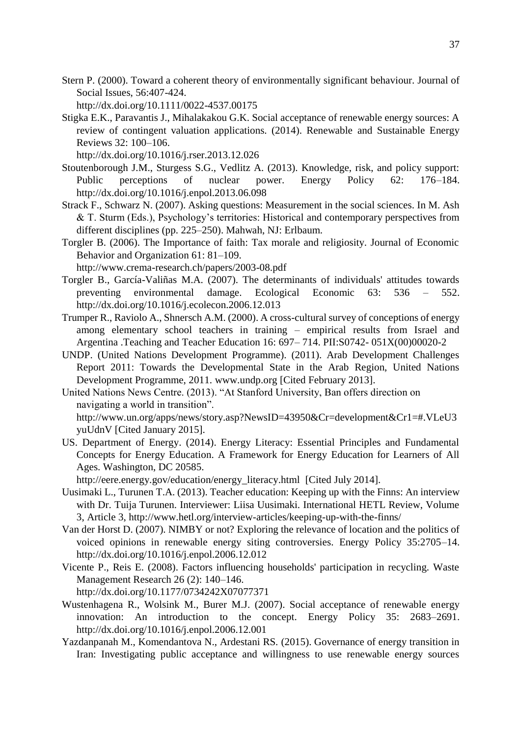Stern P. (2000). Toward a coherent theory of environmentally significant behaviour. Journal of Social Issues, 56:407-424.
http://dx.doi.org/10.1111/0022-4537.00175

Stigka E.K., Paravantis J., Mihalakakou G.K. Social acceptance of renewable energy sources: A review of contingent valuation applications. (2014). Renewable and Sustainable Energy Reviews 32: 100–106.
http://dx.doi.org/10.1016/j.rser.2013.12.026

Stoutenborough J.M., Sturgess S.G., Vedlitz A. (2013). Knowledge, risk, and policy support: Public perceptions of nuclear power. Energy Policy 62: 176–184. http://dx.doi.org/10.1016/j.enpol.2013.06.098

Strack F., Schwarz N. (2007). Asking questions: Measurement in the social sciences. In M. Ash & T. Sturm (Eds.), Psychology's territories: Historical and contemporary perspectives from different disciplines (pp. 225–250). Mahwah, NJ: Erlbaum.

Torgler B. (2006). The Importance of faith: Tax morale and religiosity. Journal of Economic Behavior and Organization 61: 81–109.
http://www.crema-research.ch/papers/2003-08.pdf

Torgler B., García-Valiñas M.A. (2007). The determinants of individuals' attitudes towards preventing environmental damage. Ecological Economic 63: 536 – 552. http://dx.doi.org/10.1016/j.ecolecon.2006.12.013

Trumper R., Raviolo A., Shnersch A.M. (2000). A cross-cultural survey of conceptions of energy among elementary school teachers in training – empirical results from Israel and Argentina .Teaching and Teacher Education 16: 697– 714. PII:S0742- 051X(00)00020-2

UNDP. (United Nations Development Programme). (2011). Arab Development Challenges Report 2011: Towards the Developmental State in the Arab Region, United Nations Development Programme, 2011. www.undp.org [Cited February 2013].

United Nations News Centre. (2013). "At Stanford University, Ban offers direction on navigating a world in transition".
http://www.un.org/apps/news/story.asp?NewsID=43950&Cr=development&Cr1=#.VLeU3yuUdnV [Cited January 2015].

US. Department of Energy. (2014). Energy Literacy: Essential Principles and Fundamental Concepts for Energy Education. A Framework for Energy Education for Learners of All Ages. Washington, DC 20585.
http://eere.energy.gov/education/energy_literacy.html [Cited July 2014].

Uusimaki L., Turunen T.A. (2013). Teacher education: Keeping up with the Finns: An interview with Dr. Tuija Turunen. Interviewer: Liisa Uusimaki. International HETL Review, Volume 3, Article 3, http://www.hetl.org/interview-articles/keeping-up-with-the-finns/

Van der Horst D. (2007). NIMBY or not? Exploring the relevance of location and the politics of voiced opinions in renewable energy siting controversies. Energy Policy 35:2705–14. http://dx.doi.org/10.1016/j.enpol.2006.12.012

Vicente P., Reis E. (2008). Factors influencing households' participation in recycling. Waste Management Research 26 (2): 140–146.
http://dx.doi.org/10.1177/0734242X07077371

Wustenhagena R., Wolsink M., Burer M.J. (2007). Social acceptance of renewable energy innovation: An introduction to the concept. Energy Policy 35: 2683–2691. http://dx.doi.org/10.1016/j.enpol.2006.12.001

Yazdanpanah M., Komendantova N., Ardestani RS. (2015). Governance of energy transition in Iran: Investigating public acceptance and willingness to use renewable energy sources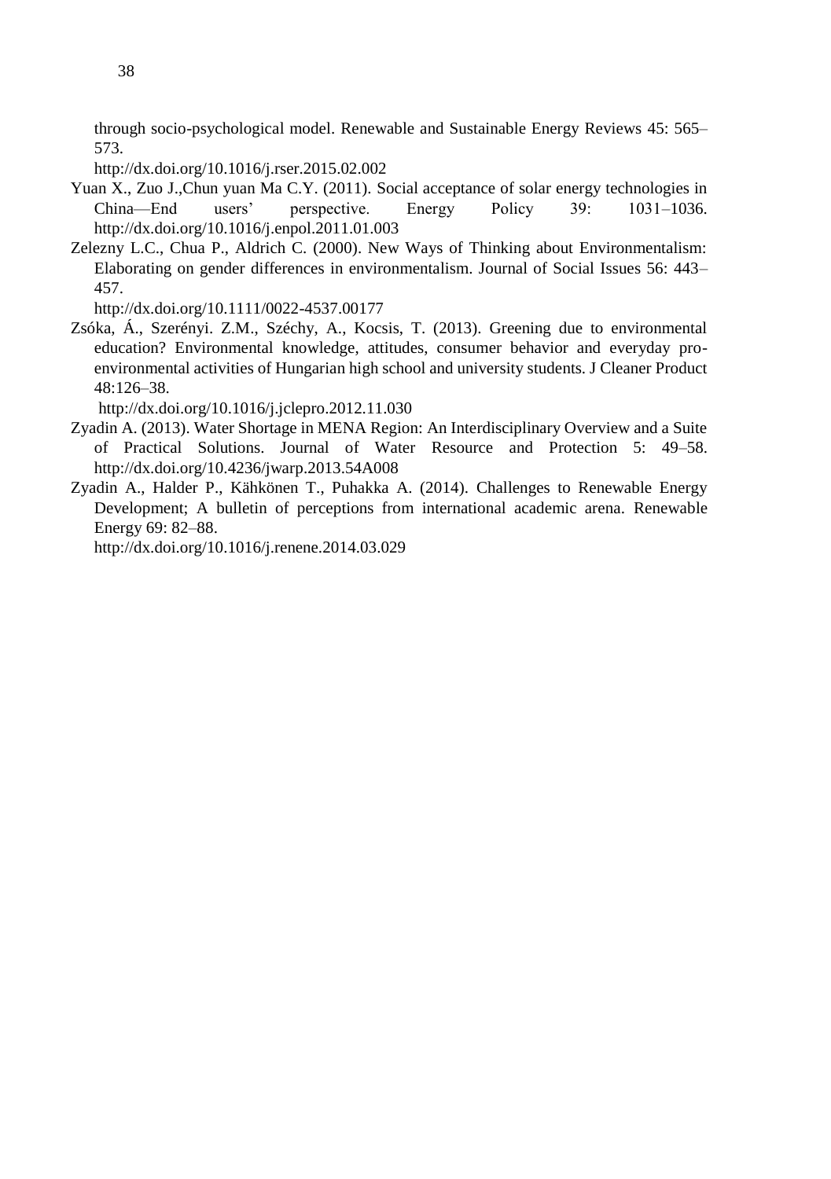through socio-psychological model. Renewable and Sustainable Energy Reviews 45: 565–573.
http://dx.doi.org/10.1016/j.rser.2015.02.002

Yuan X., Zuo J.,Chun yuan Ma C.Y. (2011). Social acceptance of solar energy technologies in China—End users' perspective. Energy Policy 39: 1031–1036. http://dx.doi.org/10.1016/j.enpol.2011.01.003

Zelezny L.C., Chua P., Aldrich C. (2000). New Ways of Thinking about Environmentalism: Elaborating on gender differences in environmentalism. Journal of Social Issues 56: 443–457.
http://dx.doi.org/10.1111/0022-4537.00177

Zsóka, Á., Szerényi. Z.M., Széchy, A., Kocsis, T. (2013). Greening due to environmental education? Environmental knowledge, attitudes, consumer behavior and everyday pro-environmental activities of Hungarian high school and university students. J Cleaner Product 48:126–38.
http://dx.doi.org/10.1016/j.jclepro.2012.11.030

Zyadin A. (2013). Water Shortage in MENA Region: An Interdisciplinary Overview and a Suite of Practical Solutions. Journal of Water Resource and Protection 5: 49–58. http://dx.doi.org/10.4236/jwarp.2013.54A008

Zyadin A., Halder P., Kähkönen T., Puhakka A. (2014). Challenges to Renewable Energy Development; A bulletin of perceptions from international academic arena. Renewable Energy 69: 82–88.
http://dx.doi.org/10.1016/j.renene.2014.03.029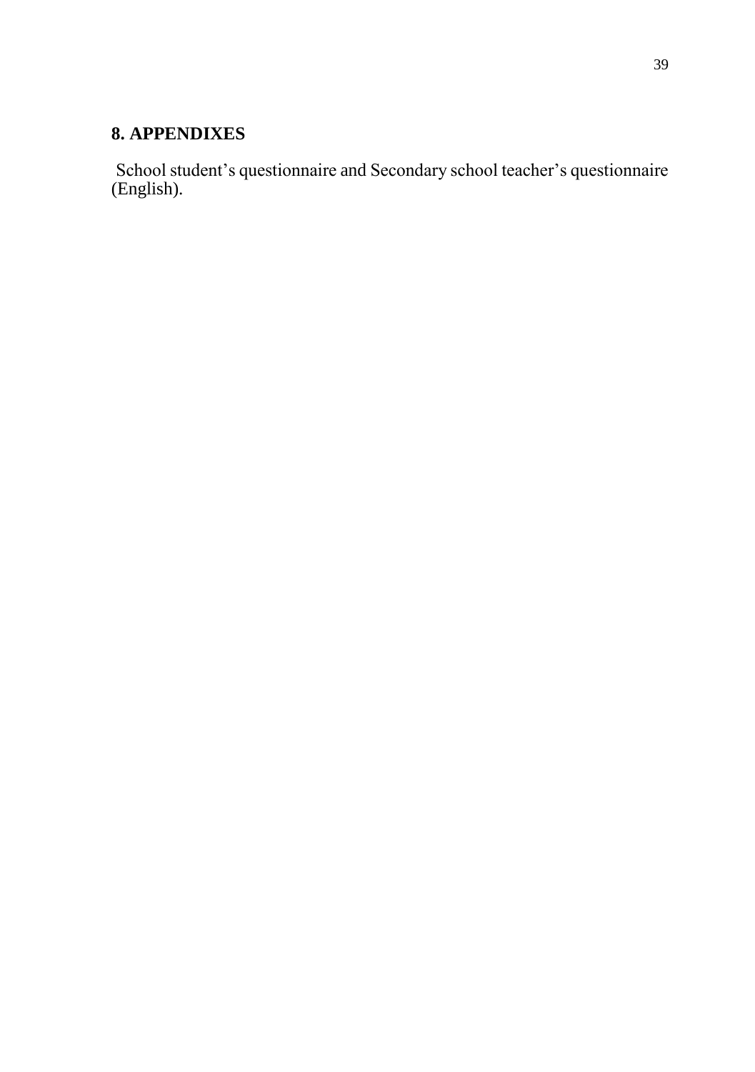## 8. APPENDIXES

School student's questionnaire and Secondary school teacher's questionnaire (English).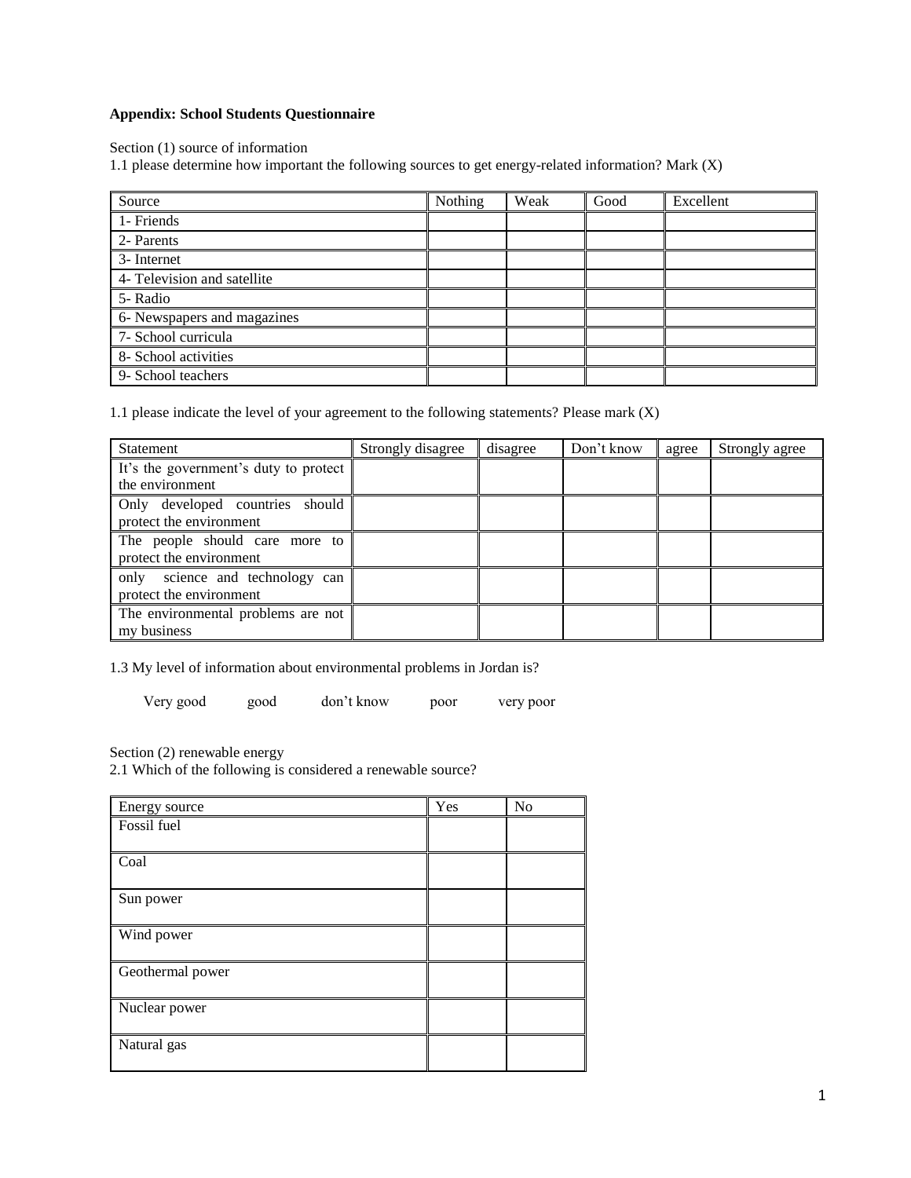**Appendix: School Students Questionnaire**

Section (1) source of information

1.1 please determine how important the following sources to get energy-related information? Mark (X)

| Source | Nothing | Weak | Good | Excellent |
|---|---|---|---|---|
| 1- Friends | | | | |
| 2- Parents | | | | |
| 3- Internet | | | | |
| 4- Television and satellite | | | | |
| 5- Radio | | | | |
| 6- Newspapers and magazines | | | | |
| 7- School curricula | | | | |
| 8- School activities | | | | |
| 9- School teachers | | | | |

1.1 please indicate the level of your agreement to the following statements? Please mark (X)

| Statement | Strongly disagree | disagree | Don't know | agree | Strongly agree |
|---|---|---|---|---|---|
| It's the government's duty to protect the environment | | | | | |
| Only developed countries should protect the environment | | | | | |
| The people should care more to protect the environment | | | | | |
| only science and technology can protect the environment | | | | | |
| The environmental problems are not my business | | | | | |

1.3 My level of information about environmental problems in Jordan is?

Very good good don't know poor very poor

Section (2) renewable energy

2.1 Which of the following is considered a renewable source?

| Energy source | Yes | No |
|---|---|---|
| Fossil fuel | | |
| Coal | | |
| Sun power | | |
| Wind power | | |
| Geothermal power | | |
| Nuclear power | | |
| Natural gas | | |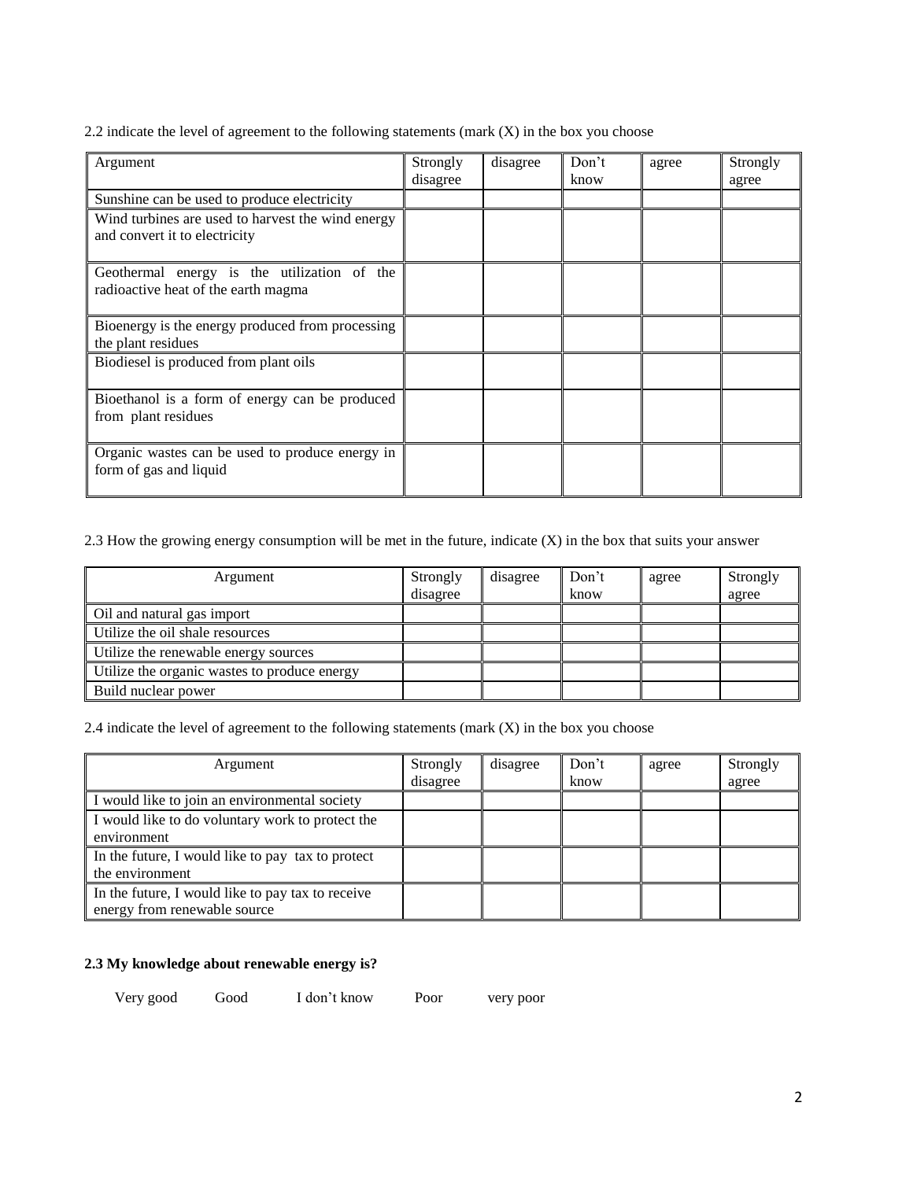2.2 indicate the level of agreement to the following statements (mark (X) in the box you choose

| Argument | Strongly disagree | disagree | Don't know | agree | Strongly agree |
|---|---|---|---|---|---|
| Sunshine can be used to produce electricity | | | | | |
| Wind turbines are used to harvest the wind energy and convert it to electricity | | | | | |
| Geothermal energy is the utilization of the radioactive heat of the earth magma | | | | | |
| Bioenergy is the energy produced from processing the plant residues | | | | | |
| Biodiesel is produced from plant oils | | | | | |
| Bioethanol is a form of energy can be produced from plant residues | | | | | |
| Organic wastes can be used to produce energy in form of gas and liquid | | | | | |

2.3 How the growing energy consumption will be met in the future, indicate (X) in the box that suits your answer

| Argument | Strongly disagree | disagree | Don't know | agree | Strongly agree |
|---|---|---|---|---|---|
| Oil and natural gas import | | | | | |
| Utilize the oil shale resources | | | | | |
| Utilize the renewable energy sources | | | | | |
| Utilize the organic wastes to produce energy | | | | | |
| Build nuclear power | | | | | |

2.4 indicate the level of agreement to the following statements (mark (X) in the box you choose

| Argument | Strongly disagree | disagree | Don't know | agree | Strongly agree |
|---|---|---|---|---|---|
| I would like to join an environmental society | | | | | |
| I would like to do voluntary work to protect the environment | | | | | |
| In the future, I would like to pay tax to protect the environment | | | | | |
| In the future, I would like to pay tax to receive energy from renewable source | | | | | |

**2.3 My knowledge about renewable energy is?**

Very good Good I don't know Poor very poor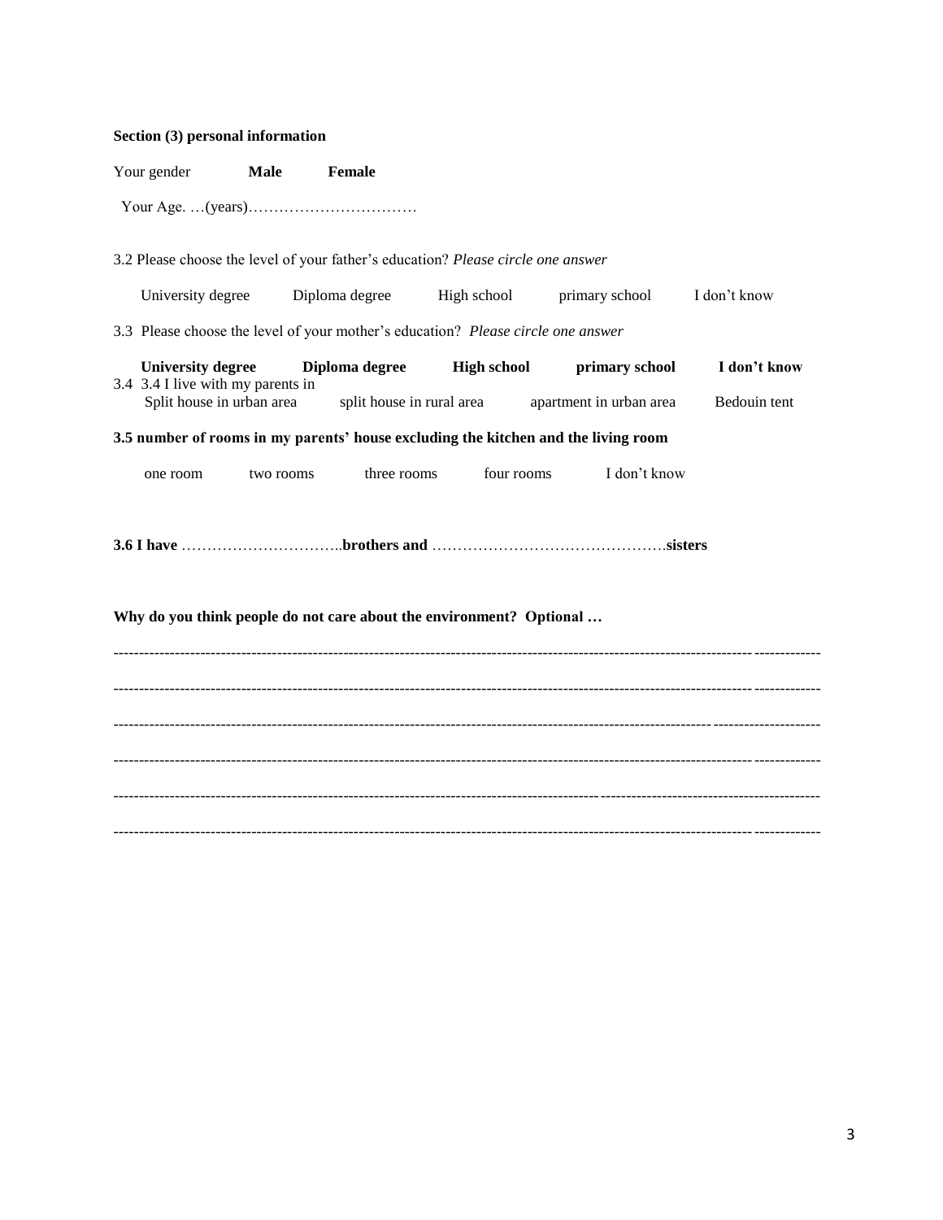**Section (3) personal information**

Your gender **Male** **Female**

Your Age. …(years)……………………………

3.2 Please choose the level of your father's education? *Please circle one answer*

University degree Diploma degree High school primary school I don't know

3.3 Please choose the level of your mother's education? *Please circle one answer*

**University degree** **Diploma degree** **High school** **primary school** **I don't know**

3.4 3.4 I live with my parents in

Split house in urban area split house in rural area apartment in urban area Bedouin tent

**3.5 number of rooms in my parents' house excluding the kitchen and the living room**

one room two rooms three rooms four rooms I don't know

**3.6 I have** …………………………..**brothers and** ……………………………………….**sisters**

**Why do you think people do not care about the environment? Optional …**

------------------------------------------------------------------------------------------------------------------------------------------

------------------------------------------------------------------------------------------------------------------------------------------

------------------------------------------------------------------------------------------------------------------------------------------

------------------------------------------------------------------------------------------------------------------------------------------

------------------------------------------------------------------------------------------------------------------------------------------

------------------------------------------------------------------------------------------------------------------------------------------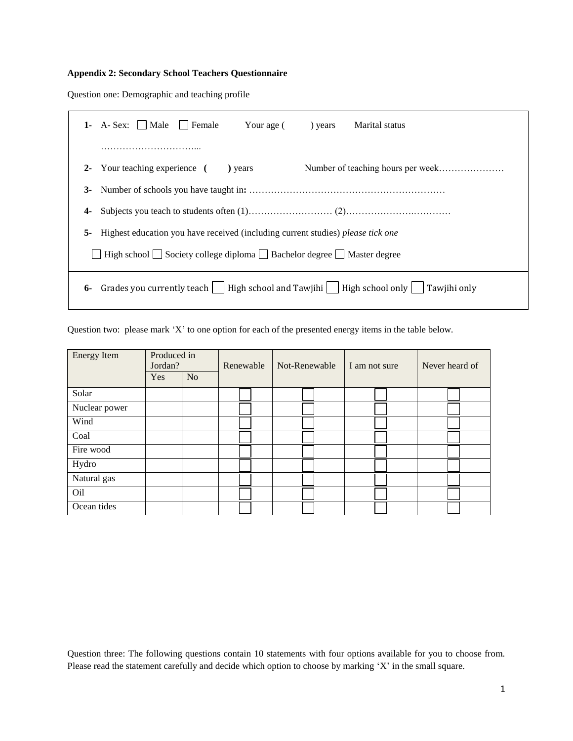**Appendix 2: Secondary School Teachers Questionnaire**

Question one: Demographic and teaching profile

1- A- Sex: ☐ Male ☐ Female Your age ( ) years Marital status …………………………...

2- Your teaching experience **(** **)** years Number of teaching hours per week…………………

3- Number of schools you have taught in**:** ………………………………………………………

4- Subjects you teach to students often (1)……………………… (2)……………………………

5- Highest education you have received (including current studies) *please tick one*

☐ High school ☐ Society college diploma ☐ Bachelor degree ☐ Master degree

6- Grades you currently teach ☐ High school and Tawjihi ☐ High school only ☐ Tawjihi only

Question two: please mark 'X' to one option for each of the presented energy items in the table below.

| Energy Item | Produced in Jordan? | | Renewable | Not-Renewable | I am not sure | Never heard of |
|---|---|---|---|---|---|---|
| | Yes | No | | | | |
| Solar | | | ☐ | ☐ | ☐ | ☐ |
| Nuclear power | | | ☐ | ☐ | ☐ | ☐ |
| Wind | | | ☐ | ☐ | ☐ | ☐ |
| Coal | | | ☐ | ☐ | ☐ | ☐ |
| Fire wood | | | ☐ | ☐ | ☐ | ☐ |
| Hydro | | | ☐ | ☐ | ☐ | ☐ |
| Natural gas | | | ☐ | ☐ | ☐ | ☐ |
| Oil | | | ☐ | ☐ | ☐ | ☐ |
| Ocean tides | | | ☐ | ☐ | ☐ | ☐ |

Question three: The following questions contain 10 statements with four options available for you to choose from. Please read the statement carefully and decide which option to choose by marking 'X' in the small square.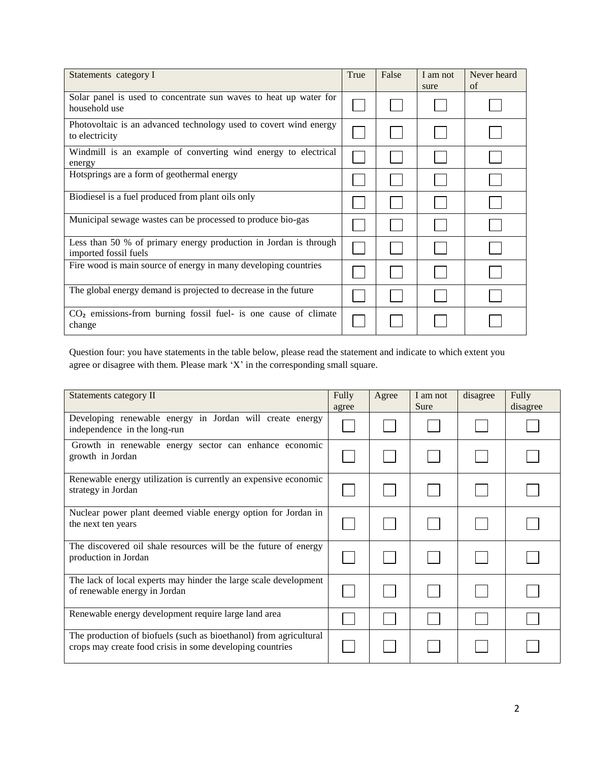| Statements category I | True | False | I am not sure | Never heard of |
|---|---|---|---|---|
| Solar panel is used to concentrate sun waves to heat up water for household use | ☐ | ☐ | ☐ | ☐ |
| Photovoltaic is an advanced technology used to covert wind energy to electricity | ☐ | ☐ | ☐ | ☐ |
| Windmill is an example of converting wind energy to electrical energy | ☐ | ☐ | ☐ | ☐ |
| Hotsprings are a form of geothermal energy | ☐ | ☐ | ☐ | ☐ |
| Biodiesel is a fuel produced from plant oils only | ☐ | ☐ | ☐ | ☐ |
| Municipal sewage wastes can be processed to produce bio-gas | ☐ | ☐ | ☐ | ☐ |
| Less than 50 % of primary energy production in Jordan is through imported fossil fuels | ☐ | ☐ | ☐ | ☐ |
| Fire wood is main source of energy in many developing countries | ☐ | ☐ | ☐ | ☐ |
| The global energy demand is projected to decrease in the future | ☐ | ☐ | ☐ | ☐ |
| $CO_2$ emissions-from burning fossil fuel- is one cause of climate change | ☐ | ☐ | ☐ | ☐ |

Question four: you have statements in the table below, please read the statement and indicate to which extent you agree or disagree with them. Please mark 'X' in the corresponding small square.

| Statements category II | Fully agree | Agree | I am not Sure | disagree | Fully disagree |
|---|---|---|---|---|---|
| Developing renewable energy in Jordan will create energy independence in the long-run | ☐ | ☐ | ☐ | ☐ | ☐ |
| Growth in renewable energy sector can enhance economic growth in Jordan | ☐ | ☐ | ☐ | ☐ | ☐ |
| Renewable energy utilization is currently an expensive economic strategy in Jordan | ☐ | ☐ | ☐ | ☐ | ☐ |
| Nuclear power plant deemed viable energy option for Jordan in the next ten years | ☐ | ☐ | ☐ | ☐ | ☐ |
| The discovered oil shale resources will be the future of energy production in Jordan | ☐ | ☐ | ☐ | ☐ | ☐ |
| The lack of local experts may hinder the large scale development of renewable energy in Jordan | ☐ | ☐ | ☐ | ☐ | ☐ |
| Renewable energy development require large land area | ☐ | ☐ | ☐ | ☐ | ☐ |
| The production of biofuels (such as bioethanol) from agricultural crops may create food crisis in some developing countries | ☐ | ☐ | ☐ | ☐ | ☐ |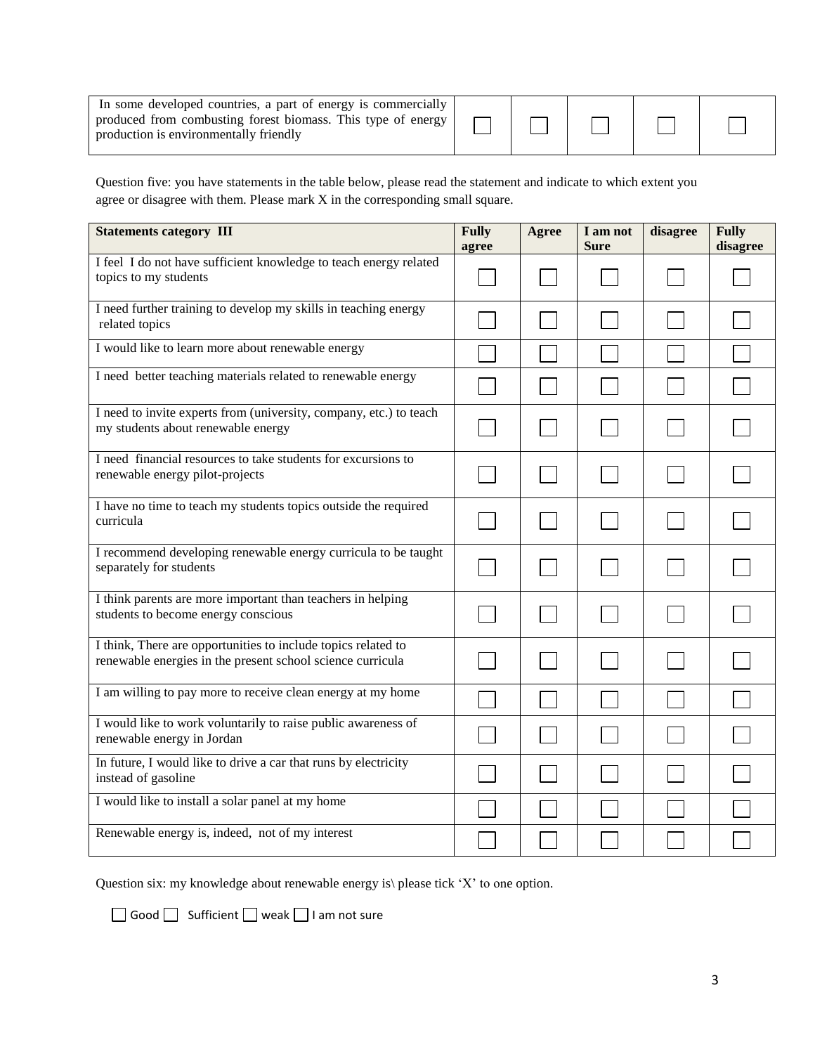| | | | | | |
|---|---|---|---|---|---|
| In some developed countries, a part of energy is commercially produced from combusting forest biomass. This type of energy production is environmentally friendly | ☐ | ☐ | ☐ | ☐ | ☐ |

Question five: you have statements in the table below, please read the statement and indicate to which extent you agree or disagree with them. Please mark X in the corresponding small square.

| Statements category III | Fully agree | Agree | I am not Sure | disagree | Fully disagree |
|---|---|---|---|---|---|
| I feel I do not have sufficient knowledge to teach energy related topics to my students | ☐ | ☐ | ☐ | ☐ | ☐ |
| I need further training to develop my skills in teaching energy related topics | ☐ | ☐ | ☐ | ☐ | ☐ |
| I would like to learn more about renewable energy | ☐ | ☐ | ☐ | ☐ | ☐ |
| I need better teaching materials related to renewable energy | ☐ | ☐ | ☐ | ☐ | ☐ |
| I need to invite experts from (university, company, etc.) to teach my students about renewable energy | ☐ | ☐ | ☐ | ☐ | ☐ |
| I need financial resources to take students for excursions to renewable energy pilot-projects | ☐ | ☐ | ☐ | ☐ | ☐ |
| I have no time to teach my students topics outside the required curricula | ☐ | ☐ | ☐ | ☐ | ☐ |
| I recommend developing renewable energy curricula to be taught separately for students | ☐ | ☐ | ☐ | ☐ | ☐ |
| I think parents are more important than teachers in helping students to become energy conscious | ☐ | ☐ | ☐ | ☐ | ☐ |
| I think, There are opportunities to include topics related to renewable energies in the present school science curricula | ☐ | ☐ | ☐ | ☐ | ☐ |
| I am willing to pay more to receive clean energy at my home | ☐ | ☐ | ☐ | ☐ | ☐ |
| I would like to work voluntarily to raise public awareness of renewable energy in Jordan | ☐ | ☐ | ☐ | ☐ | ☐ |
| In future, I would like to drive a car that runs by electricity instead of gasoline | ☐ | ☐ | ☐ | ☐ | ☐ |
| I would like to install a solar panel at my home | ☐ | ☐ | ☐ | ☐ | ☐ |
| Renewable energy is, indeed, not of my interest | ☐ | ☐ | ☐ | ☐ | ☐ |

Question six: my knowledge about renewable energy is\ please tick 'X' to one option.

☐ Good ☐ Sufficient ☐ weak ☐ I am not sure